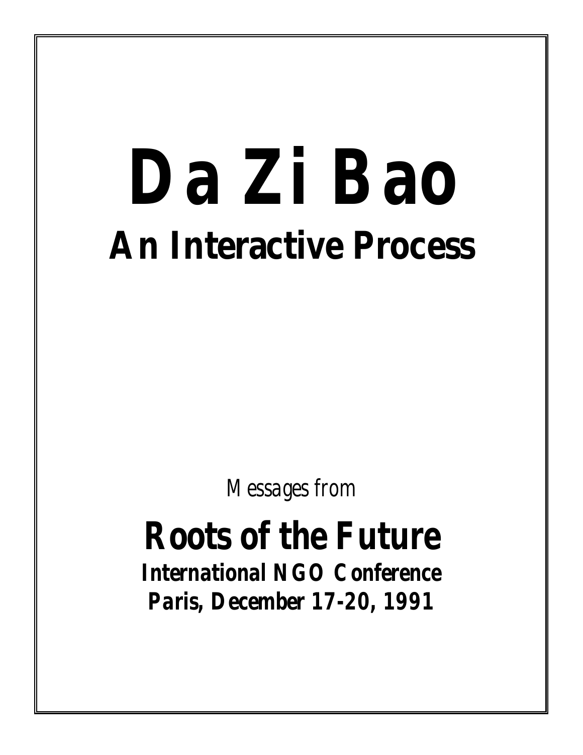# Da Zi Bao

## *An Interactive Process*

*Messages from*

## *Roots of the Future*

***International NGO Conference***

***Paris, December 17-20, 1991***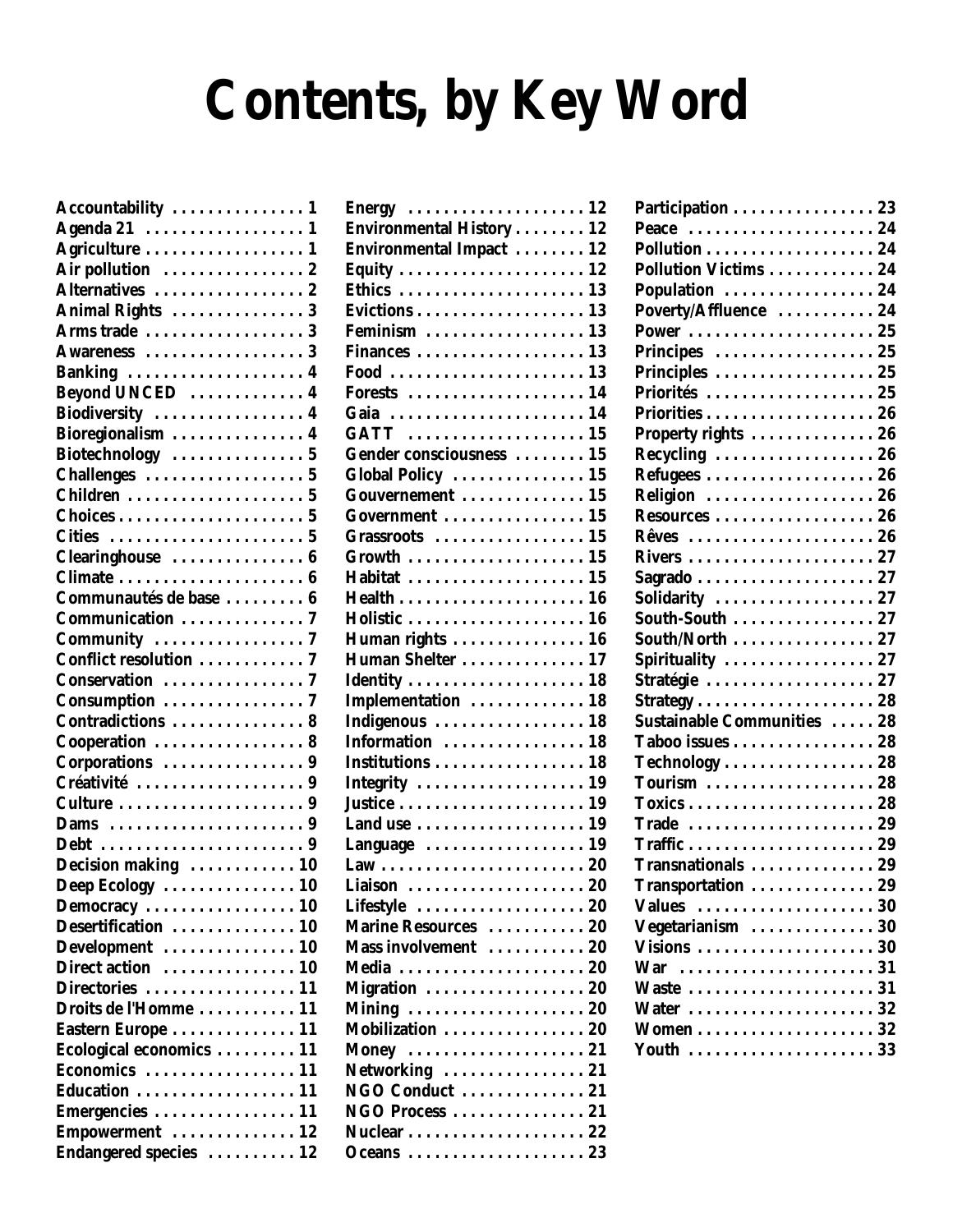# Contents, by Key Word

- Accountability . . . . . . . . . . . . . . 1
- Agenda 21 . . . . . . . . . . . . . . . . 1
- Agriculture . . . . . . . . . . . . . . . . 1
- Air pollution . . . . . . . . . . . . . . . 2
- Alternatives . . . . . . . . . . . . . . . 2
- Animal Rights . . . . . . . . . . . . . . 3
- Arms trade . . . . . . . . . . . . . . . . 3
- Awareness . . . . . . . . . . . . . . . . 3
- Banking . . . . . . . . . . . . . . . . . . 4
- Beyond UNCED . . . . . . . . . . . . 4
- Biodiversity . . . . . . . . . . . . . . . 4
- Bioregionalism . . . . . . . . . . . . . 4
- Biotechnology . . . . . . . . . . . . . . 5
- Challenges . . . . . . . . . . . . . . . . 5
- Children . . . . . . . . . . . . . . . . . . 5
- Choices . . . . . . . . . . . . . . . . . . . 5
- Cities . . . . . . . . . . . . . . . . . . . . 5
- Clearinghouse . . . . . . . . . . . . . 6
- Climate . . . . . . . . . . . . . . . . . . . 6
- Communautés de base . . . . . . . . 6
- Communication . . . . . . . . . . . . . 7
- Community . . . . . . . . . . . . . . . . 7
- Conflict resolution . . . . . . . . . . . 7
- Conservation . . . . . . . . . . . . . . . 7
- Consumption . . . . . . . . . . . . . . . 7
- Contradictions . . . . . . . . . . . . . . 8
- Cooperation . . . . . . . . . . . . . . . . 8
- Corporations . . . . . . . . . . . . . . . 9
- Créativité . . . . . . . . . . . . . . . . . 9
- Culture . . . . . . . . . . . . . . . . . . . 9
- Dams . . . . . . . . . . . . . . . . . . . . 9
- Debt . . . . . . . . . . . . . . . . . . . . . 9
- Decision making . . . . . . . . . . . 10
- Deep Ecology . . . . . . . . . . . . . . 10
- Democracy . . . . . . . . . . . . . . . . 10
- Desertification . . . . . . . . . . . . . 10
- Development . . . . . . . . . . . . . . 10
- Direct action . . . . . . . . . . . . . . 10
- Directories . . . . . . . . . . . . . . . . 11
- Droits de l'Homme . . . . . . . . . . 11
- Eastern Europe . . . . . . . . . . . . . 11
- Ecological economics . . . . . . . . 11
- Economics . . . . . . . . . . . . . . . . 11
- Education . . . . . . . . . . . . . . . . . 11
- Emergencies . . . . . . . . . . . . . . . 11
- Empowerment . . . . . . . . . . . . . 12
- Endangered species . . . . . . . . . 12
- Energy . . . . . . . . . . . . . . . . . . . 12
- Environmental History . . . . . . . . 12
- Environmental Impact . . . . . . . . 12
- Equity . . . . . . . . . . . . . . . . . . . . 12
- Ethics . . . . . . . . . . . . . . . . . . . . 13
- Evictions . . . . . . . . . . . . . . . . . . 13
- Feminism . . . . . . . . . . . . . . . . . 13
- Finances . . . . . . . . . . . . . . . . . . 13
- Food . . . . . . . . . . . . . . . . . . . . . 13
- Forests . . . . . . . . . . . . . . . . . . . 14
- Gaia . . . . . . . . . . . . . . . . . . . . . 14
- GATT . . . . . . . . . . . . . . . . . . . . 15
- Gender consciousness . . . . . . . . 15
- Global Policy . . . . . . . . . . . . . . 15
- Gouvernement . . . . . . . . . . . . . 15
- Government . . . . . . . . . . . . . . . 15
- Grassroots . . . . . . . . . . . . . . . . 15
- Growth . . . . . . . . . . . . . . . . . . . 15
- Habitat . . . . . . . . . . . . . . . . . . . 15
- Health . . . . . . . . . . . . . . . . . . . . 16
- Holistic . . . . . . . . . . . . . . . . . . . 16
- Human rights . . . . . . . . . . . . . . 16
- Human Shelter . . . . . . . . . . . . . 17
- Identity . . . . . . . . . . . . . . . . . . . 18
- Implementation . . . . . . . . . . . . 18
- Indigenous . . . . . . . . . . . . . . . . 18
- Information . . . . . . . . . . . . . . . 18
- Institutions . . . . . . . . . . . . . . . . 18
- Integrity . . . . . . . . . . . . . . . . . . 19
- Justice . . . . . . . . . . . . . . . . . . . . 19
- Land use . . . . . . . . . . . . . . . . . . 19
- Language . . . . . . . . . . . . . . . . . 19
- Law . . . . . . . . . . . . . . . . . . . . . . 20
- Liaison . . . . . . . . . . . . . . . . . . . 20
- Lifestyle . . . . . . . . . . . . . . . . . . 20
- Marine Resources . . . . . . . . . . . 20
- Mass involvement . . . . . . . . . . 20
- Media . . . . . . . . . . . . . . . . . . . . 20
- Migration . . . . . . . . . . . . . . . . . 20
- Mining . . . . . . . . . . . . . . . . . . . 20
- Mobilization . . . . . . . . . . . . . . . 20
- Money . . . . . . . . . . . . . . . . . . . 21
- Networking . . . . . . . . . . . . . . . 21
- NGO Conduct . . . . . . . . . . . . . 21
- NGO Process . . . . . . . . . . . . . . 21
- Nuclear . . . . . . . . . . . . . . . . . . . 22
- Oceans . . . . . . . . . . . . . . . . . . . 23
- Participation . . . . . . . . . . . . . . . 23
- Peace . . . . . . . . . . . . . . . . . . . . 24
- Pollution . . . . . . . . . . . . . . . . . . 24
- Pollution Victims . . . . . . . . . . . 24
- Population . . . . . . . . . . . . . . . . 24
- Poverty/Affluence . . . . . . . . . . 24
- Power . . . . . . . . . . . . . . . . . . . . 25
- Principes . . . . . . . . . . . . . . . . . 25
- Principles . . . . . . . . . . . . . . . . . 25
- Priorités . . . . . . . . . . . . . . . . . . 25
- Priorities . . . . . . . . . . . . . . . . . . 26
- Property rights . . . . . . . . . . . . . 26
- Recycling . . . . . . . . . . . . . . . . . 26
- Refugees . . . . . . . . . . . . . . . . . . 26
- Religion . . . . . . . . . . . . . . . . . . 26
- Resources . . . . . . . . . . . . . . . . . 26
- Rêves . . . . . . . . . . . . . . . . . . . . 26
- Rivers . . . . . . . . . . . . . . . . . . . . 27
- Sagrado . . . . . . . . . . . . . . . . . . . 27
- Solidarity . . . . . . . . . . . . . . . . . 27
- South-South . . . . . . . . . . . . . . . 27
- South/North . . . . . . . . . . . . . . . 27
- Spirituality . . . . . . . . . . . . . . . . 27
- Stratégie . . . . . . . . . . . . . . . . . . 27
- Strategy . . . . . . . . . . . . . . . . . . . 28
- Sustainable Communities . . . . . 28
- Taboo issues . . . . . . . . . . . . . . . 28
- Technology . . . . . . . . . . . . . . . . 28
- Tourism . . . . . . . . . . . . . . . . . . 28
- Toxics . . . . . . . . . . . . . . . . . . . . 28
- Trade . . . . . . . . . . . . . . . . . . . . 29
- Traffic . . . . . . . . . . . . . . . . . . . . 29
- Transnationals . . . . . . . . . . . . . 29
- Transportation . . . . . . . . . . . . . 29
- Values . . . . . . . . . . . . . . . . . . . 30
- Vegetarianism . . . . . . . . . . . . . 30
- Visions . . . . . . . . . . . . . . . . . . . 30
- War . . . . . . . . . . . . . . . . . . . . . 31
- Waste . . . . . . . . . . . . . . . . . . . . 31
- Water . . . . . . . . . . . . . . . . . . . . 32
- Women . . . . . . . . . . . . . . . . . . . 32
- Youth . . . . . . . . . . . . . . . . . . . . 33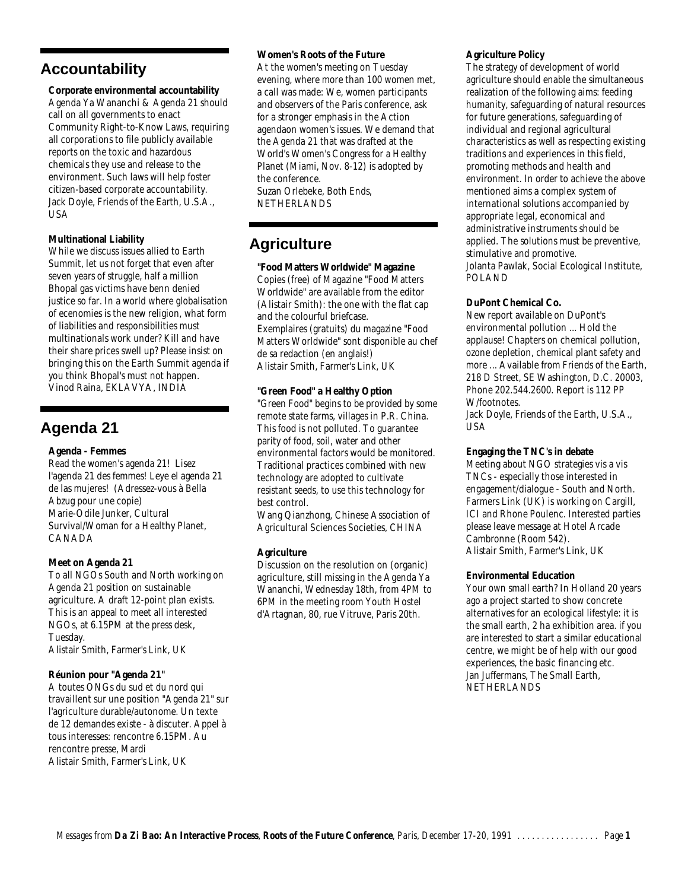## Accountability

**Corporate environmental accountability**

Agenda Ya Wananchi & Agenda 21 should call on all governments to enact Community Right-to-Know Laws, requiring all corporations to file publicly available reports on the toxic and hazardous chemicals they use and release to the environment. Such laws will help foster citizen-based corporate accountability.
Jack Doyle, Friends of the Earth, U.S.A., USA

**Multinational Liability**

While we discuss issues allied to Earth Summit, let us not forget that even after seven years of struggle, half a million Bhopal gas victims have benn denied justice so far. In a world where globalisation of ecenomies is the new religion, what form of liabilities and responsibilities must multinationals work under? Kill and have their share prices swell up? Please insist on bringing this on the Earth Summit agenda if you think Bhopal's must not happen.
Vinod Raina, EKLAVYA, INDIA

## Agenda 21

**Agenda - Femmes**

Read the women's agenda 21! Lisez l'agenda 21 des femmes! Leye el agenda 21 de las mujeres! (Adressez-vous à Bella Abzug pour une copie)
Marie-Odile Junker, Cultural Survival/Woman for a Healthy Planet, CANADA

**Meet on Agenda 21**

To all NGOs South and North working on Agenda 21 position on sustainable agriculture. A draft 12-point plan exists. This is an appeal to meet all interested NGOs, at 6.15PM at the press desk, Tuesday.
Alistair Smith, Farmer's Link, UK

**Réunion pour "Agenda 21"**

A toutes ONGs du sud et du nord qui travaillent sur une position "Agenda 21" sur l'agriculture durable/autonome. Un texte de 12 demandes existe - à discuter. Appel à tous interesses: rencontre 6.15PM. Au rencontre presse, Mardi
Alistair Smith, Farmer's Link, UK

**Women's Roots of the Future**

At the women's meeting on Tuesday evening, where more than 100 women met, a call was made: We, women participants and observers of the Paris conference, ask for a stronger emphasis in the Action agendaon women's issues. We demand that the Agenda 21 that was drafted at the World's Women's Congress for a Healthy Planet (Miami, Nov. 8-12) is adopted by the conference.
Suzan Orlebeke, Both Ends, NETHERLANDS

## Agriculture

**"Food Matters Worldwide" Magazine**

Copies (free) of Magazine "Food Matters Worldwide" are available from the editor (Alistair Smith): the one with the flat cap and the colourful briefcase.
Exemplaires (gratuits) du magazine "Food Matters Worldwide" sont disponible au chef de sa redaction (en anglais!)
Alistair Smith, Farmer's Link, UK

**"Green Food" a Healthy Option**

"Green Food" begins to be provided by some remote state farms, villages in P.R. China. This food is not polluted. To guarantee parity of food, soil, water and other environmental factors would be monitored. Traditional practices combined with new technology are adopted to cultivate resistant seeds, to use this technology for best control.
Wang Qianzhong, Chinese Association of Agricultural Sciences Societies, CHINA

**Agriculture**

Discussion on the resolution on (organic) agriculture, still missing in the Agenda Ya Wananchi, Wednesday 18th, from 4PM to 6PM in the meeting room Youth Hostel d'Artagnan, 80, rue Vitruve, Paris 20th.

**Agriculture Policy**

The strategy of development of world agriculture should enable the simultaneous realization of the following aims: feeding humanity, safeguarding of natural resources for future generations, safeguarding of individual and regional agricultural characteristics as well as respecting existing traditions and experiences in this field, promoting methods and health and environment. In order to achieve the above mentioned aims a complex system of international solutions accompanied by appropriate legal, economical and administrative instruments should be applied. The solutions must be preventive, stimulative and promotive.
Jolanta Pawlak, Social Ecological Institute, POLAND

**DuPont Chemical Co.**

New report available on DuPont's environmental pollution ... Hold the applause! Chapters on chemical pollution, ozone depletion, chemical plant safety and more ... Available from Friends of the Earth, 218 D Street, SE Washington, D.C. 20003, Phone 202.544.2600. Report is 112 PP W/footnotes.
Jack Doyle, Friends of the Earth, U.S.A., USA

**Engaging the TNC's in debate**

Meeting about NGO strategies vis a vis TNCs - especially those interested in engagement/dialogue - South and North. Farmers Link (UK) is working on Cargill, ICI and Rhone Poulenc. Interested parties please leave message at Hotel Arcade Cambronne (Room 542).
Alistair Smith, Farmer's Link, UK

**Environmental Education**

Your own small earth? In Holland 20 years ago a project started to show concrete alternatives for an ecological lifestyle: it is the small earth, 2 ha exhibition area. if you are interested to start a similar educational centre, we might be of help with our good experiences, the basic financing etc.
Jan Juffermans, The Small Earth, NETHERLANDS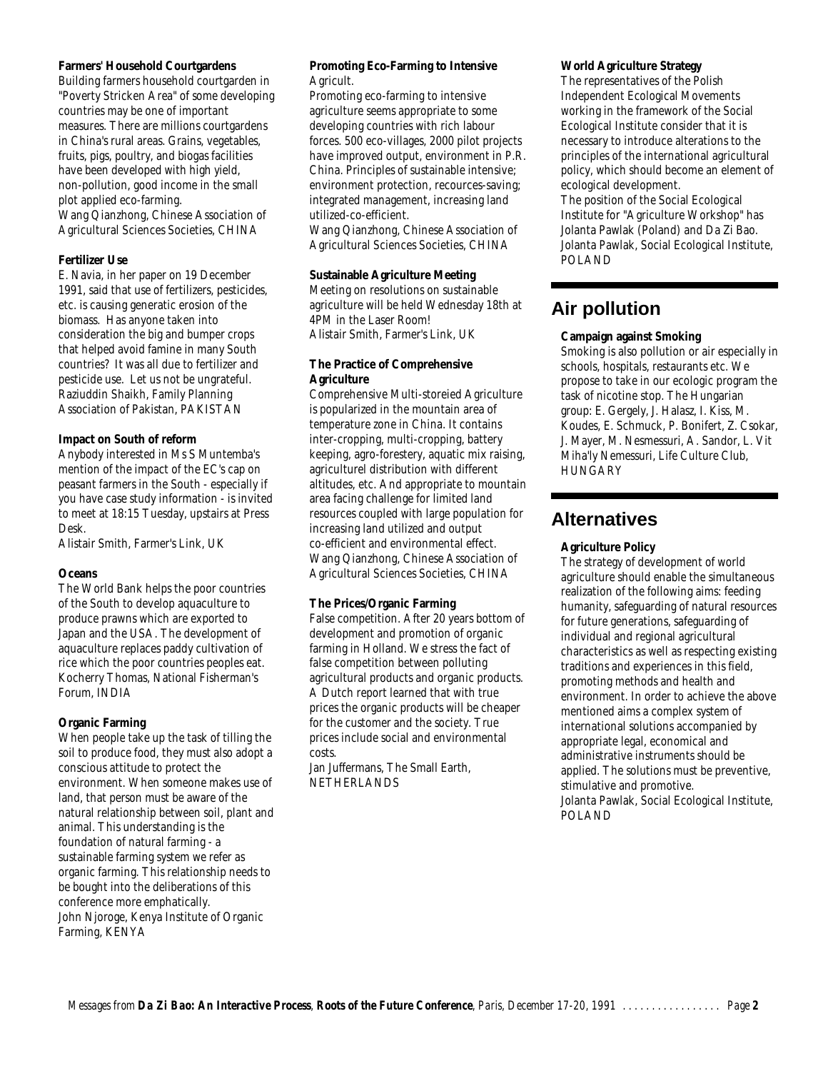**Farmers' Household Courtgardens**

Building farmers household courtgarden in "Poverty Stricken Area" of some developing countries may be one of important measures. There are millions courtgardens in China's rural areas. Grains, vegetables, fruits, pigs, poultry, and biogas facilities have been developed with high yield, non-pollution, good income in the small plot applied eco-farming.
Wang Qianzhong, Chinese Association of Agricultural Sciences Societies, CHINA

**Fertilizer Use**

E. Navia, in her paper on 19 December 1991, said that use of fertilizers, pesticides, etc. is causing generatic erosion of the biomass. Has anyone taken into consideration the big and bumper crops that helped avoid famine in many South countries? It was all due to fertilizer and pesticide use. Let us not be ungrateful.
Raziuddin Shaikh, Family Planning Association of Pakistan, PAKISTAN

**Impact on South of reform**

Anybody interested in Ms S Muntemba's mention of the impact of the EC's cap on peasant farmers in the South - especially if you have case study information - is invited to meet at 18:15 Tuesday, upstairs at Press Desk.
Alistair Smith, Farmer's Link, UK

**Oceans**

The World Bank helps the poor countries of the South to develop aquaculture to produce prawns which are exported to Japan and the USA. The development of aquaculture replaces paddy cultivation of rice which the poor countries peoples eat.
Kocherry Thomas, National Fisherman's Forum, INDIA

**Organic Farming**

When people take up the task of tilling the soil to produce food, they must also adopt a conscious attitude to protect the environment. When someone makes use of land, that person must be aware of the natural relationship between soil, plant and animal. This understanding is the foundation of natural farming - a sustainable farming system we refer as organic farming. This relationship needs to be bought into the deliberations of this conference more emphatically.
John Njoroge, Kenya Institute of Organic Farming, KENYA

**Promoting Eco-Farming to Intensive** Agricult.

Promoting eco-farming to intensive agriculture seems appropriate to some developing countries with rich labour forces. 500 eco-villages, 2000 pilot projects have improved output, environment in P.R. China. Principles of sustainable intensive; environment protection, recources-saving; integrated management, increasing land utilized-co-efficient.
Wang Qianzhong, Chinese Association of Agricultural Sciences Societies, CHINA

**Sustainable Agriculture Meeting**

Meeting on resolutions on sustainable agriculture will be held Wednesday 18th at 4PM in the Laser Room!
Alistair Smith, Farmer's Link, UK

**The Practice of Comprehensive Agriculture**

Comprehensive Multi-storeied Agriculture is popularized in the mountain area of temperature zone in China. It contains inter-cropping, multi-cropping, battery keeping, agro-forestery, aquatic mix raising, agriculturel distribution with different altitudes, etc. And appropriate to mountain area facing challenge for limited land resources coupled with large population for increasing land utilized and output co-efficient and environmental effect.
Wang Qianzhong, Chinese Association of Agricultural Sciences Societies, CHINA

**The Prices/Organic Farming**

False competition. After 20 years bottom of development and promotion of organic farming in Holland. We stress the fact of false competition between polluting agricultural products and organic products. A Dutch report learned that with true prices the organic products will be cheaper for the customer and the society. True prices include social and environmental costs.
Jan Juffermans, The Small Earth, NETHERLANDS

**World Agriculture Strategy**

The representatives of the Polish Independent Ecological Movements working in the framework of the Social Ecological Institute consider that it is necessary to introduce alterations to the principles of the international agricultural policy, which should become an element of ecological development.
The position of the Social Ecological Institute for "Agriculture Workshop" has Jolanta Pawlak (Poland) and Da Zi Bao.
Jolanta Pawlak, Social Ecological Institute, POLAND

# Air pollution

**Campaign against Smoking**

Smoking is also pollution or air especially in schools, hospitals, restaurants etc. We propose to take in our ecologic program the task of nicotine stop. The Hungarian group: E. Gergely, J. Halasz, I. Kiss, M. Koudes, E. Schmuck, P. Bonifert, Z. Csokar, J. Mayer, M. Nesmessuri, A. Sandor, L. Vit
Miha'ly Nemessuri, Life Culture Club, HUNGARY

# Alternatives

**Agriculture Policy**

The strategy of development of world agriculture should enable the simultaneous realization of the following aims: feeding humanity, safeguarding of natural resources for future generations, safeguarding of individual and regional agricultural characteristics as well as respecting existing traditions and experiences in this field, promoting methods and health and environment. In order to achieve the above mentioned aims a complex system of international solutions accompanied by appropriate legal, economical and administrative instruments should be applied. The solutions must be preventive, stimulative and promotive.
Jolanta Pawlak, Social Ecological Institute, POLAND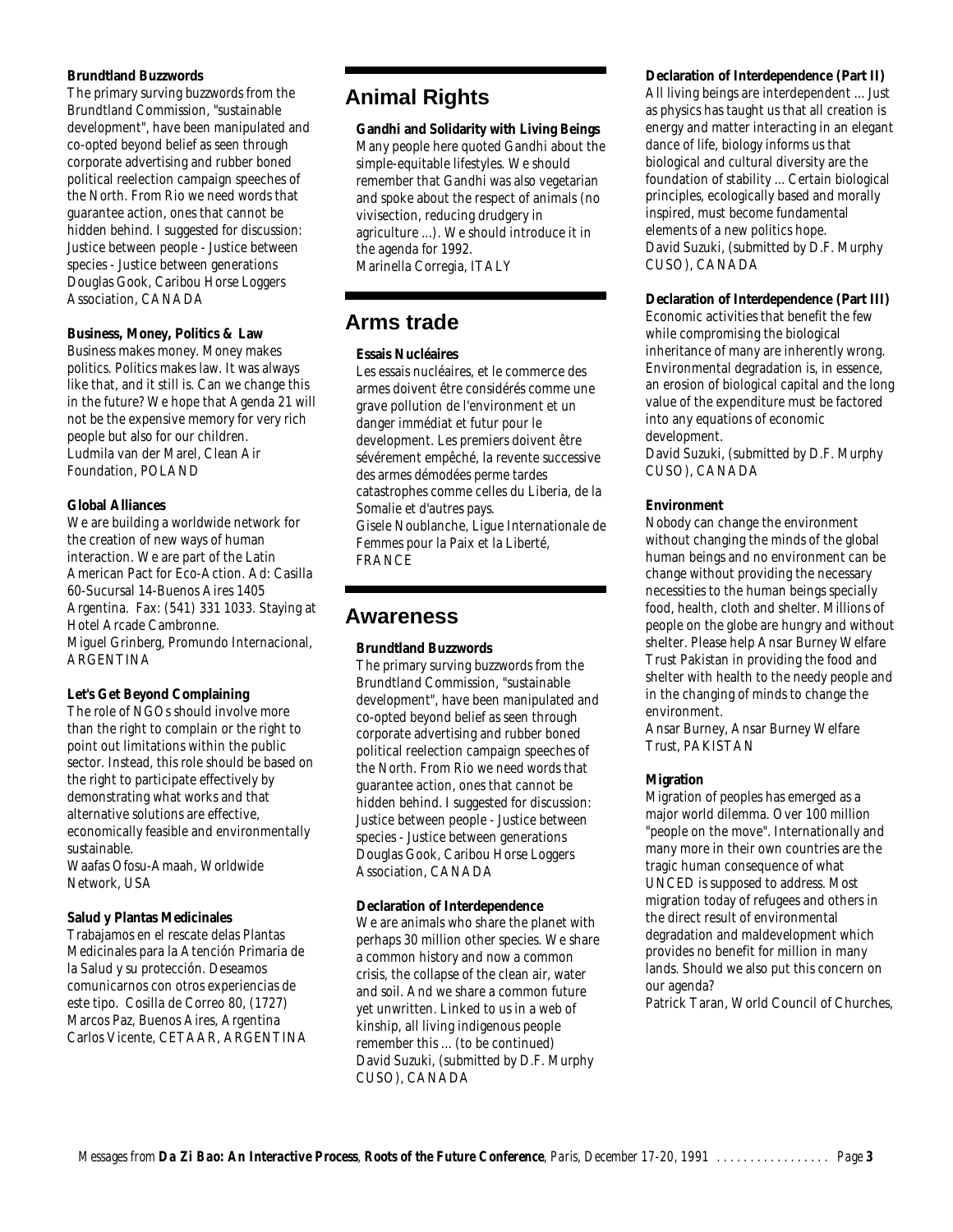**Brundtland Buzzwords**

The primary surving buzzwords from the Brundtland Commission, "sustainable development", have been manipulated and co-opted beyond belief as seen through corporate advertising and rubber boned political reelection campaign speeches of the North. From Rio we need words that guarantee action, ones that cannot be hidden behind. I suggested for discussion: Justice between people - Justice between species - Justice between generations

Douglas Gook, Caribou Horse Loggers Association, CANADA

**Business, Money, Politics & Law**

Business makes money. Money makes politics. Politics makes law. It was always like that, and it still is. Can we change this in the future? We hope that Agenda 21 will not be the expensive memory for very rich people but also for our children.

Ludmila van der Marel, Clean Air Foundation, POLAND

**Global Alliances**

We are building a worldwide network for the creation of new ways of human interaction. We are part of the Latin American Pact for Eco-Action. Ad: Casilla 60-Sucursal 14-Buenos Aires 1405 Argentina. Fax: (541) 331 1033. Staying at Hotel Arcade Cambronne.

Miguel Grinberg, Promundo Internacional, ARGENTINA

**Let's Get Beyond Complaining**

The role of NGOs should involve more than the right to complain or the right to point out limitations within the public sector. Instead, this role should be based on the right to participate effectively by demonstrating what works and that alternative solutions are effective, economically feasible and environmentally sustainable.

Waafas Ofosu-Amaah, Worldwide Network, USA

**Salud y Plantas Medicinales**

Trabajamos en el rescate delas Plantas Medicinales para la Atención Primaria de la Salud y su protección. Deseamos comunicarnos con otros experiencias de este tipo. Cosilla de Correo 80, (1727) Marcos Paz, Buenos Aires, Argentina

Carlos Vicente, CETAAR, ARGENTINA

## Animal Rights

**Gandhi and Solidarity with Living Beings**

Many people here quoted Gandhi about the simple-equitable lifestyles. We should remember that Gandhi was also vegetarian and spoke about the respect of animals (no vivisection, reducing drudgery in agriculture ...). We should introduce it in the agenda for 1992.

Marinella Corregia, ITALY

## Arms trade

**Essais Nucléaires**

Les essais nucléaires, et le commerce des armes doivent être considérés comme une grave pollution de l'environnement et un danger immédiat et futur pour le development. Les premiers doivent être sévérement empêché, la revente successive des armes démodées perme tardes catastrophes comme celles du Liberia, de la Somalie et d'autres pays.

Gisele Noublanche, Ligue Internationale de Femmes pour la Paix et la Liberté, FRANCE

## Awareness

**Brundtland Buzzwords**

The primary surving buzzwords from the Brundtland Commission, "sustainable development", have been manipulated and co-opted beyond belief as seen through corporate advertising and rubber boned political reelection campaign speeches of the North. From Rio we need words that guarantee action, ones that cannot be hidden behind. I suggested for discussion: Justice between people - Justice between species - Justice between generations

Douglas Gook, Caribou Horse Loggers Association, CANADA

**Declaration of Interdependence**

We are animals who share the planet with perhaps 30 million other species. We share a common history and now a common crisis, the collapse of the clean air, water and soil. And we share a common future yet unwritten. Linked to us in a web of kinship, all living indigenous people remember this ... (to be continued)

David Suzuki, (submitted by D.F. Murphy CUSO), CANADA

**Declaration of Interdependence (Part II)**

All living beings are interdependent ... Just as physics has taught us that all creation is energy and matter interacting in an elegant dance of life, biology informs us that biological and cultural diversity are the foundation of stability ... Certain biological principles, ecologically based and morally inspired, must become fundamental elements of a new politics hope.

David Suzuki, (submitted by D.F. Murphy CUSO), CANADA

**Declaration of Interdependence (Part III)**

Economic activities that benefit the few while compromising the biological inheritance of many are inherently wrong. Environmental degradation is, in essence, an erosion of biological capital and the long value of the expenditure must be factored into any equations of economic development.

David Suzuki, (submitted by D.F. Murphy CUSO), CANADA

**Environment**

Nobody can change the environment without changing the minds of the global human beings and no environment can be change without providing the necessary necessities to the human beings specially food, health, cloth and shelter. Millions of people on the globe are hungry and without shelter. Please help Ansar Burney Welfare Trust Pakistan in providing the food and shelter with health to the needy people and in the changing of minds to change the environment.

Ansar Burney, Ansar Burney Welfare Trust, PAKISTAN

**Migration**

Migration of peoples has emerged as a major world dilemma. Over 100 million "people on the move". Internationally and many more in their own countries are the tragic human consequence of what UNCED is supposed to address. Most migration today of refugees and others in the direct result of environmental degradation and maldevelopment which provides no benefit for million in many lands. Should we also put this concern on our agenda?

Patrick Taran, World Council of Churches,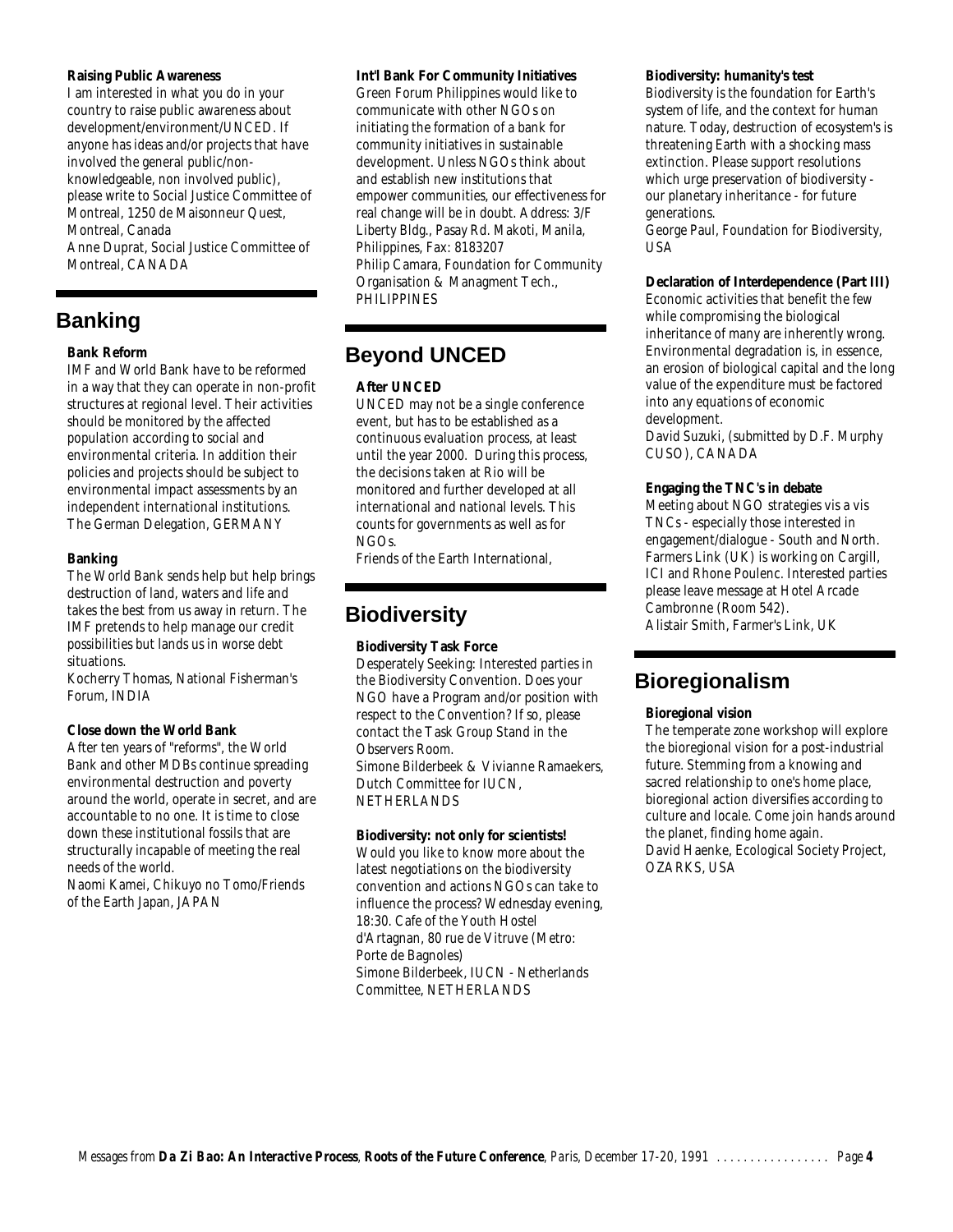**Raising Public Awareness**

I am interested in what you do in your country to raise public awareness about development/environment/UNCED. If anyone has ideas and/or projects that have involved the general public/non-knowledgeable, non involved public), please write to Social Justice Committee of Montreal, 1250 de Maisonneur Quest, Montreal, Canada
Anne Duprat, Social Justice Committee of Montreal, CANADA

## Banking

**Bank Reform**

IMF and World Bank have to be reformed in a way that they can operate in non-profit structures at regional level. Their activities should be monitored by the affected population according to social and environmental criteria. In addition their policies and projects should be subject to environmental impact assessments by an independent international institutions.
The German Delegation, GERMANY

**Banking**

The World Bank sends help but help brings destruction of land, waters and life and takes the best from us away in return. The IMF pretends to help manage our credit possibilities but lands us in worse debt situations.
Kocherry Thomas, National Fisherman's Forum, INDIA

**Close down the World Bank**

After ten years of "reforms", the World Bank and other MDBs continue spreading environmental destruction and poverty around the world, operate in secret, and are accountable to no one. It is time to close down these institutional fossils that are structurally incapable of meeting the real needs of the world.
Naomi Kamei, Chikuyo no Tomo/Friends of the Earth Japan, JAPAN

**Int'l Bank For Community Initiatives**

Green Forum Philippines would like to communicate with other NGOs on initiating the formation of a bank for community initiatives in sustainable development. Unless NGOs think about and establish new institutions that empower communities, our effectiveness for real change will be in doubt. Address: 3/F Liberty Bldg., Pasay Rd. Makoti, Manila, Philippines, Fax: 8183207
Philip Camara, Foundation for Community Organisation & Managment Tech., PHILIPPINES

## Beyond UNCED

**After UNCED**

UNCED may not be a single conference event, but has to be established as a continuous evaluation process, at least until the year 2000. During this process, the decisions taken at Rio will be monitored and further developed at all international and national levels. This counts for governments as well as for NGOs.
Friends of the Earth International,

## Biodiversity

**Biodiversity Task Force**

Desperately Seeking: Interested parties in the Biodiversity Convention. Does your NGO have a Program and/or position with respect to the Convention? If so, please contact the Task Group Stand in the Observers Room.
Simone Bilderbeek & Vivianne Ramaekers, Dutch Committee for IUCN, NETHERLANDS

**Biodiversity: not only for scientists!**

Would you like to know more about the latest negotiations on the biodiversity convention and actions NGOs can take to influence the process? Wednesday evening, 18:30. Cafe of the Youth Hostel d'Artagnan, 80 rue de Vitruve (Metro: Porte de Bagnoles)
Simone Bilderbeek, IUCN - Netherlands Committee, NETHERLANDS

**Biodiversity: humanity's test**

Biodiversity is the foundation for Earth's system of life, and the context for human nature. Today, destruction of ecosystem's is threatening Earth with a shocking mass extinction. Please support resolutions which urge preservation of biodiversity - our planetary inheritance - for future generations.
George Paul, Foundation for Biodiversity, USA

**Declaration of Interdependence (Part III)**

Economic activities that benefit the few while compromising the biological inheritance of many are inherently wrong. Environmental degradation is, in essence, an erosion of biological capital and the long value of the expenditure must be factored into any equations of economic development.
David Suzuki, (submitted by D.F. Murphy CUSO), CANADA

**Engaging the TNC's in debate**

Meeting about NGO strategies vis a vis TNCs - especially those interested in engagement/dialogue - South and North. Farmers Link (UK) is working on Cargill, ICI and Rhone Poulenc. Interested parties please leave message at Hotel Arcade Cambronne (Room 542).
Alistair Smith, Farmer's Link, UK

## Bioregionalism

**Bioregional vision**

The temperate zone workshop will explore the bioregional vision for a post-industrial future. Stemming from a knowing and sacred relationship to one's home place, bioregional action diversifies according to culture and locale. Come join hands around the planet, finding home again.
David Haenke, Ecological Society Project, OZARKS, USA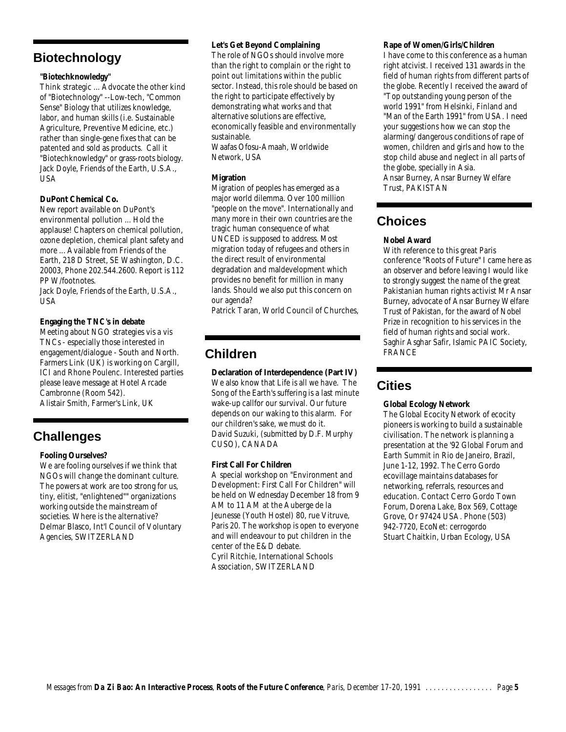## Biotechnology

### "Biotechknowledgy"

Think strategic ... Advocate the other kind of "Biotechnology" --Low-tech, "Common Sense" Biology that utilizes knowledge, labor, and human skills (i.e. Sustainable Agriculture, Preventive Medicine, etc.) rather than single-gene fixes that can be patented and sold as products. Call it "Biotechknowledgy" or grass-roots biology.
Jack Doyle, Friends of the Earth, U.S.A., USA

### DuPont Chemical Co.

New report available on DuPont's environmental pollution ... Hold the applause! Chapters on chemical pollution, ozone depletion, chemical plant safety and more ... Available from Friends of the Earth, 218 D Street, SE Washington, D.C. 20003, Phone 202.544.2600. Report is 112 PP W/footnotes.
Jack Doyle, Friends of the Earth, U.S.A., USA

### Engaging the TNC's in debate

Meeting about NGO strategies vis a vis TNCs - especially those interested in engagement/dialogue - South and North. Farmers Link (UK) is working on Cargill, ICI and Rhone Poulenc. Interested parties please leave message at Hotel Arcade Cambronne (Room 542).
Alistair Smith, Farmer's Link, UK

## Challenges

### Fooling Ourselves?

We are fooling ourselves if we think that NGOs will change the dominant culture. The powers at work are too strong for us, tiny, elitist, "enlightened"" organizations working outside the mainstream of societies. Where is the alternative?
Delmar Blasco, Int'l Council of Voluntary Agencies, SWITZERLAND

### Let's Get Beyond Complaining

The role of NGOs should involve more than the right to complain or the right to point out limitations within the public sector. Instead, this role should be based on the right to participate effectively by demonstrating what works and that alternative solutions are effective, economically feasible and environmentally sustainable.
Waafas Ofosu-Amaah, Worldwide Network, USA

### Migration

Migration of peoples has emerged as a major world dilemma. Over 100 million "people on the move". Internationally and many more in their own countries are the tragic human consequence of what UNCED is supposed to address. Most migration today of refugees and others in the direct result of environmental degradation and maldevelopment which provides no benefit for million in many lands. Should we also put this concern on our agenda?
Patrick Taran, World Council of Churches,

## Children

### Declaration of Interdependence (Part IV)

We also know that Life is all we have. The Song of the Earth's suffering is a last minute wake-up callfor our survival. Our future depends on our waking to this alarm. For our children's sake, we must do it.
David Suzuki, (submitted by D.F. Murphy CUSO), CANADA

### First Call For Children

A special workshop on "Environment and Development: First Call For Children" will be held on Wednesday December 18 from 9 AM to 11 AM at the Auberge de la Jeunesse (Youth Hostel) 80, rue Vitruve, Paris 20. The workshop is open to everyone and will endeavour to put children in the center of the E&D debate.
Cyril Ritchie, International Schools Association, SWITZERLAND

### Rape of Women/Girls/Children

I have come to this conference as a human right atcivist. I received 131 awards in the field of human rights from different parts of the globe. Recently I received the award of "Top outstanding young person of the world 1991" from Helsinki, Finland and "Man of the Earth 1991" from USA. I need your suggestions how we can stop the alarming/ dangerous conditions of rape of women, children and girls and how to the stop child abuse and neglect in all parts of the globe, specially in Asia.
Ansar Burney, Ansar Burney Welfare Trust, PAKISTAN

## Choices

### Nobel Award

With reference to this great Paris conference "Roots of Future" I came here as an observer and before leaving I would like to strongly suggest the name of the great Pakistanian human rights activist Mr Ansar Burney, advocate of Ansar Burney Welfare Trust of Pakistan, for the award of Nobel Prize in recognition to his services in the field of human rights and social work.
Saghir Asghar Safir, Islamic PAIC Society, FRANCE

## Cities

### Global Ecology Network

The Global Ecocity Network of ecocity pioneers is working to build a sustainable civilisation. The network is planning a presentation at the '92 Global Forum and Earth Summit in Rio de Janeiro, Brazil, June 1-12, 1992. The Cerro Gordo ecovillage maintains databases for networking, referrals, resources and education. Contact Cerro Gordo Town Forum, Dorena Lake, Box 569, Cottage Grove, Or 97424 USA. Phone (503) 942-7720, EcoNet: cerrogordo
Stuart Chaitkin, Urban Ecology, USA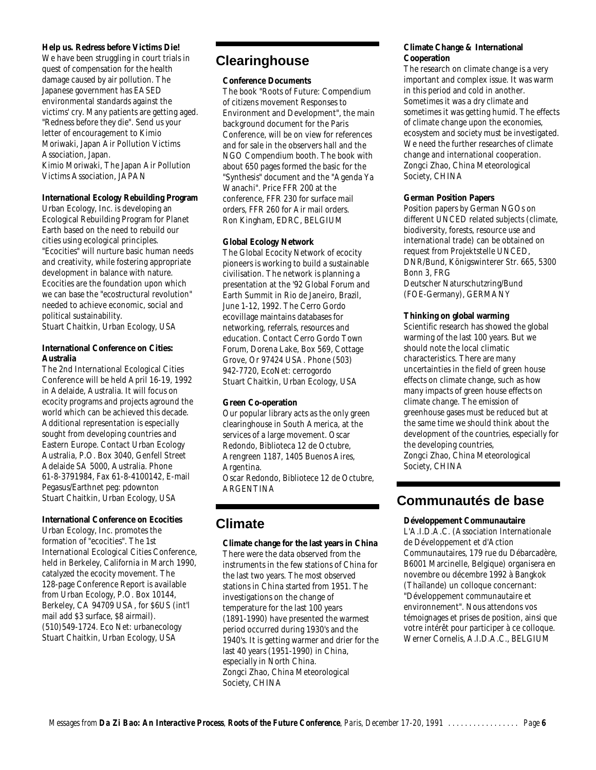**Help us. Redress before Victims Die!**

We have been struggling in court trials in quest of compensation for the health damage caused by air pollution. The Japanese government has EASED environmental standards against the victims' cry. Many patients are getting aged. "Redness before they die". Send us your letter of encouragement to Kimio Moriwaki, Japan Air Pollution Victims Association, Japan.

Kimio Moriwaki, The Japan Air Pollution Victims Association, JAPAN

**International Ecology Rebuilding Program**

Urban Ecology, Inc. is developing an Ecological Rebuilding Program for Planet Earth based on the need to rebuild our cities using ecological principles. "Ecocities" will nurture basic human needs and creativity, while fostering appropriate development in balance with nature. Ecocities are the foundation upon which we can base the "ecostructural revolution" needed to achieve economic, social and political sustainability.

Stuart Chaitkin, Urban Ecology, USA

**International Conference on Cities: Australia**

The 2nd International Ecological Cities Conference will be held April 16-19, 1992 in Adelaide, Australia. It will focus on ecocity programs and projects aground the world which can be achieved this decade. Additional representation is especially sought from developing countries and Eastern Europe. Contact Urban Ecology Australia, P.O. Box 3040, Genfell Street Adelaide SA 5000, Australia. Phone 61-8-3791984, Fax 61-8-4100142, E-mail Pegasus/Earthnet peg: pdownton

Stuart Chaitkin, Urban Ecology, USA

**International Conference on Ecocities**

Urban Ecology, Inc. promotes the formation of "ecocities". The 1st International Ecological Cities Conference, held in Berkeley, California in March 1990, catalyzed the ecocity movement. The 128-page Conference Report is available from Urban Ecology, P.O. Box 10144, Berkeley, CA 94709 USA, for $6US (int'l mail add $3 surface, $8 airmail). (510)549-1724. Eco Net: urbanecology

Stuart Chaitkin, Urban Ecology, USA

## Clearinghouse

**Conference Documents**

The book "Roots of Future: Compendium of citizens movement Responses to Environment and Development", the main background document for the Paris Conference, will be on view for references and for sale in the observers hall and the NGO Compendium booth. The book with about 650 pages formed the basic for the "Synthesis" document and the "Agenda Ya Wanachi". Price FFR 200 at the conference, FFR 230 for surface mail orders, FFR 260 for Air mail orders.

Ron Kingham, EDRC, BELGIUM

**Global Ecology Network**

The Global Ecocity Network of ecocity pioneers is working to build a sustainable civilisation. The network is planning a presentation at the '92 Global Forum and Earth Summit in Rio de Janeiro, Brazil, June 1-12, 1992. The Cerro Gordo ecovillage maintains databases for networking, referrals, resources and education. Contact Cerro Gordo Town Forum, Dorena Lake, Box 569, Cottage Grove, Or 97424 USA. Phone (503) 942-7720, EcoNet: cerrogordo

Stuart Chaitkin, Urban Ecology, USA

**Green Co-operation**

Our popular library acts as the only green clearinghouse in South America, at the services of a large movement. Oscar Redondo, Biblioteca 12 de Octubre, Arengreen 1187, 1405 Buenos Aires, Argentina.

Oscar Redondo, Bibliotece 12 de Octubre, ARGENTINA

## Climate

**Climate change for the last years in China**

There were the data observed from the instruments in the few stations of China for the last two years. The most observed stations in China started from 1951. The investigations on the change of temperature for the last 100 years (1891-1990) have presented the warmest period occurred during 1930's and the 1940's. It is getting warmer and drier for the last 40 years (1951-1990) in China, especially in North China.

Zongci Zhao, China Meteorological Society, CHINA

**Climate Change & International Cooperation**

The research on climate change is a very important and complex issue. It was warm in this period and cold in another. Sometimes it was a dry climate and sometimes it was getting humid. The effects of climate change upon the economies, ecosystem and society must be investigated. We need the further researches of climate change and international cooperation.

Zongci Zhao, China Meteorological Society, CHINA

**German Position Papers**

Position papers by German NGOs on different UNCED related subjects (climate, biodiversity, forests, resource use and international trade) can be obtained on request from Projektstelle UNCED, DNR/Bund, Königswinterer Str. 665, 5300 Bonn 3, FRG

Deutscher Naturschutzring/Bund (FOE-Germany), GERMANY

**Thinking on global warming**

Scientific research has showed the global warming of the last 100 years. But we should note the local climatic characteristics. There are many uncertainties in the field of green house effects on climate change, such as how many impacts of green house effects on climate change. The emission of greenhouse gases must be reduced but at the same time we should think about the development of the countries, especially for the developing countries,

Zongci Zhao, China Meteorological Society, CHINA

## Communautés de base

**Développement Communautaire**

L'A.I.D.A.C. (Association Internationale de Développement et d'Action Communautaires, 179 rue du Débarcadère, B6001 Marcinelle, Belgique) organisera en novembre ou décembre 1992 à Bangkok (Thaïlande) un colloque concernant: "Développement communautaire et environnement". Nous attendons vos témoignages et prises de position, ainsi que votre intérêt pour participer à ce colloque.

Werner Cornelis, A.I.D.A.C., BELGIUM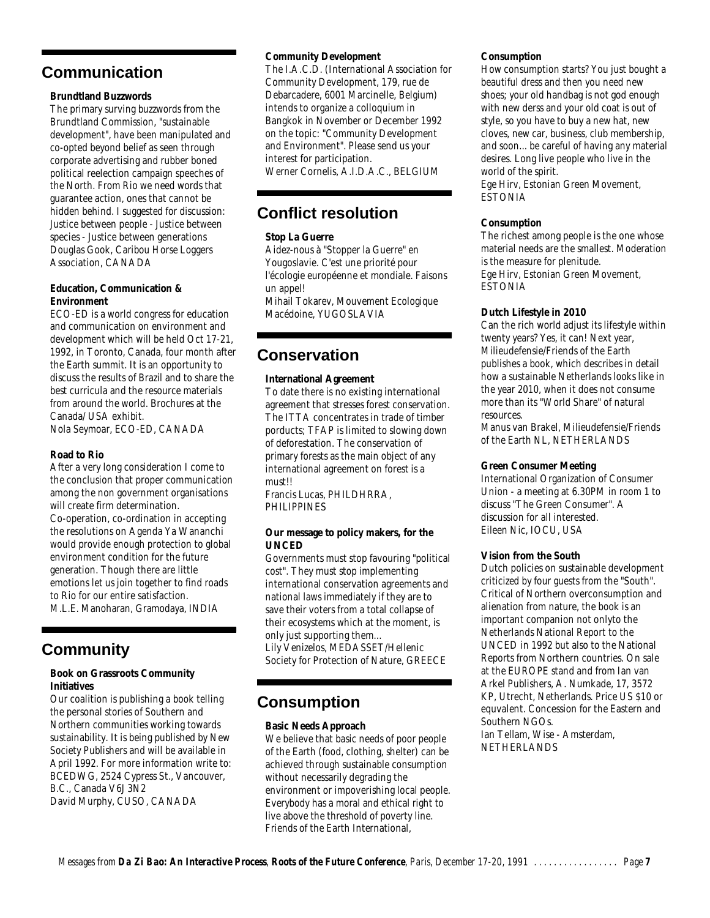## Communication

### Brundtland Buzzwords

The primary surving buzzwords from the Brundtland Commission, "sustainable development", have been manipulated and co-opted beyond belief as seen through corporate advertising and rubber boned political reelection campaign speeches of the North. From Rio we need words that guarantee action, ones that cannot be hidden behind. I suggested for discussion: Justice between people - Justice between species - Justice between generations
Douglas Gook, Caribou Horse Loggers Association, CANADA

### Education, Communication & Environment

ECO-ED is a world congress for education and communication on environment and development which will be held Oct 17-21, 1992, in Toronto, Canada, four month after the Earth summit. It is an opportunity to discuss the results of Brazil and to share the best curricula and the resource materials from around the world. Brochures at the Canada/ USA exhibit.
Nola Seymoar, ECO-ED, CANADA

### Road to Rio

After a very long consideration I come to the conclusion that proper communication among the non government organisations will create firm determination. Co-operation, co-ordination in accepting the resolutions on Agenda Ya Wananchi would provide enough protection to global environment condition for the future generation. Though there are little emotions let us join together to find roads to Rio for our entire satisfaction.
M.L.E. Manoharan, Gramodaya, INDIA

## Community

### Book on Grassroots Community Initiatives

Our coalition is publishing a book telling the personal stories of Southern and Northern communities working towards sustainability. It is being published by New Society Publishers and will be available in April 1992. For more information write to: BCEDWG, 2524 Cypress St., Vancouver, B.C., Canada V6J 3N2
David Murphy, CUSO, CANADA

### Community Development

The I.A.C.D. (International Association for Community Development, 179, rue de Debarcadere, 6001 Marcinelle, Belgium) intends to organize a colloquium in Bangkok in November or December 1992 on the topic: "Community Development and Environment". Please send us your interest for participation.
Werner Cornelis, A.I.D.A.C., BELGIUM

## Conflict resolution

### Stop La Guerre

Aidez-nous à "Stopper la Guerre" en Yougoslavie. C'est une priorité pour l'écologie européenne et mondiale. Faisons un appel!
Mihail Tokarev, Mouvement Ecologique Macédoine, YUGOSLAVIA

## Conservation

### International Agreement

To date there is no existing international agreement that stresses forest conservation. The ITTA concentrates in trade of timber porducts; TFAP is limited to slowing down of deforestation. The conservation of primary forests as the main object of any international agreement on forest is a must!!
Francis Lucas, PHILDHRRA, PHILIPPINES

### Our message to policy makers, for the UNCED

Governments must stop favouring "political cost". They must stop implementing international conservation agreements and national laws immediately if they are to save their voters from a total collapse of their ecosystems which at the moment, is only just supporting them...
Lily Venizelos, MEDASSET/Hellenic Society for Protection of Nature, GREECE

## Consumption

### Basic Needs Approach

We believe that basic needs of poor people of the Earth (food, clothing, shelter) can be achieved through sustainable consumption without necessarily degrading the environment or impoverishing local people. Everybody has a moral and ethical right to live above the threshold of poverty line.
Friends of the Earth International,

### Consumption

How consumption starts? You just bought a beautiful dress and then you need new shoes; your old handbag is not god enough with new derss and your old coat is out of style, so you have to buy a new hat, new cloves, new car, business, club membership, and soon... be careful of having any material desires. Long live people who live in the world of the spirit.
Ege Hirv, Estonian Green Movement, ESTONIA

### Consumption

The richest among people is the one whose material needs are the smallest. Moderation is the measure for plenitude.
Ege Hirv, Estonian Green Movement, ESTONIA

### Dutch Lifestyle in 2010

Can the rich world adjust its lifestyle within twenty years? Yes, it can! Next year, Milieudefensie/Friends of the Earth publishes a book, which describes in detail how a sustainable Netherlands looks like in the year 2010, when it does not consume more than its "World Share" of natural resources.
Manus van Brakel, Milieudefensie/Friends of the Earth NL, NETHERLANDS

### Green Consumer Meeting

International Organization of Consumer Union - a meeting at 6.30PM in room 1 to discuss "The Green Consumer". A discussion for all interested.
Eileen Nic, IOCU, USA

### Vision from the South

Dutch policies on sustainable development criticized by four guests from the "South". Critical of Northern overconsumption and alienation from nature, the book is an important companion not onlyto the Netherlands National Report to the UNCED in 1992 but also to the National Reports from Northern countries. On sale at the EUROPE stand and from Ian van Arkel Publishers, A. Numkade, 17, 3572 KP, Utrecht, Netherlands. Price US $10 or equvalent. Concession for the Eastern and Southern NGOs.
Ian Tellam, Wise - Amsterdam, NETHERLANDS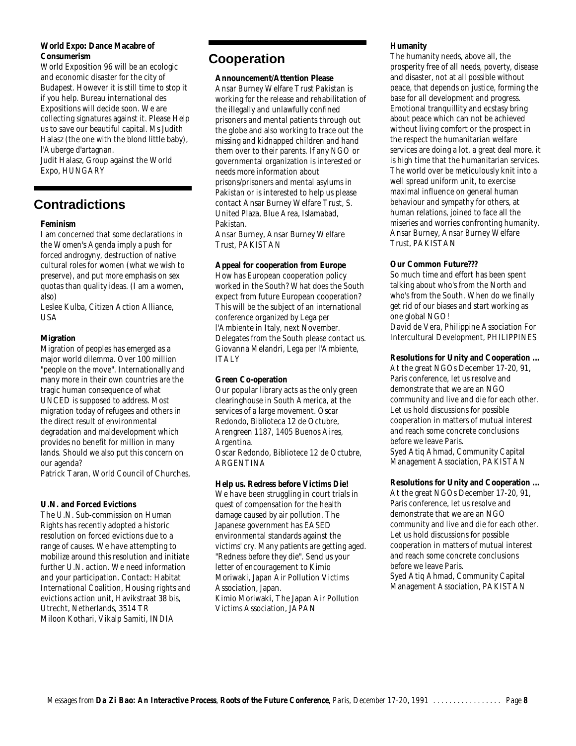#### World Expo: Dance Macabre of Consumerism

World Exposition 96 will be an ecologic and economic disaster for the city of Budapest. However it is still time to stop it if you help. Bureau international des Expositions will decide soon. We are collecting signatures against it. Please Help us to save our beautiful capital. Ms Judith Halasz (the one with the blond little baby), l'Auberge d'artagnan.

Judit Halasz, Group against the World Expo, HUNGARY

## Contradictions

#### Feminism

I am concerned that some declarations in the Women's Agenda imply a push for forced androgyny, destruction of native cultural roles for women (what we wish to preserve), and put more emphasis on sex quotas than quality ideas. (I am a women, also)

Leslee Kulba, Citizen Action Alliance, USA

#### Migration

Migration of peoples has emerged as a major world dilemma. Over 100 million "people on the move". Internationally and many more in their own countries are the tragic human consequence of what UNCED is supposed to address. Most migration today of refugees and others in the direct result of environmental degradation and maldevelopment which provides no benefit for million in many lands. Should we also put this concern on our agenda?

Patrick Taran, World Council of Churches,

#### U.N. and Forced Evictions

The U.N. Sub-commission on Human Rights has recently adopted a historic resolution on forced evictions due to a range of causes. We have attempting to mobilize around this resolution and initiate further U.N. action. We need information and your participation. Contact: Habitat International Coalition, Housing rights and evictions action unit, Havikstraat 38 bis, Utrecht, Netherlands, 3514 TR

Miloon Kothari, Vikalp Samiti, INDIA

## Cooperation

#### Announcement/Attention Please

Ansar Burney Welfare Trust Pakistan is working for the release and rehabilitation of the illegally and unlawfully confined prisoners and mental patients through out the globe and also working to trace out the missing and kidnapped children and hand them over to their parents. If any NGO or governmental organization is interested or needs more information about prisons/prisoners and mental asylums in Pakistan or is interested to help us please contact Ansar Burney Welfare Trust, S. United Plaza, Blue Area, Islamabad, Pakistan.

Ansar Burney, Ansar Burney Welfare Trust, PAKISTAN

#### Appeal for cooperation from Europe

How has European cooperation policy worked in the South? What does the South expect from future European cooperation? This will be the subject of an international conference organized by Lega per l'Ambiente in Italy, next November. Delegates from the South please contact us.

Giovanna Melandri, Lega per l'Ambiente, ITALY

#### Green Co-operation

Our popular library acts as the only green clearinghouse in South America, at the services of a large movement. Oscar Redondo, Biblioteca 12 de Octubre, Arengreen 1187, 1405 Buenos Aires, Argentina.

Oscar Redondo, Bibliotece 12 de Octubre, ARGENTINA

#### Help us. Redress before Victims Die!

We have been struggling in court trials in quest of compensation for the health damage caused by air pollution. The Japanese government has EASED environmental standards against the victims' cry. Many patients are getting aged. "Redness before they die". Send us your letter of encouragement to Kimio Moriwaki, Japan Air Pollution Victims Association, Japan.

Kimio Moriwaki, The Japan Air Pollution Victims Association, JAPAN

#### Humanity

The humanity needs, above all, the prosperity free of all needs, poverty, disease and disaster, not at all possible without peace, that depends on justice, forming the base for all development and progress. Emotional tranquillity and ecstasy bring about peace which can not be achieved without living comfort or the prospect in the respect the humanitarian welfare services are doing a lot, a great deal more. it is high time that the humanitarian services. The world over be meticulously knit into a well spread uniform unit, to exercise maximal influence on general human behaviour and sympathy for others, at human relations, joined to face all the miseries and worries confronting humanity.

Ansar Burney, Ansar Burney Welfare Trust, PAKISTAN

#### Our Common Future???

So much time and effort has been spent talking about who's from the North and who's from the South. When do we finally get rid of our biases and start working as one global NGO!

David de Vera, Philippine Association For Intercultural Development, PHILIPPINES

#### Resolutions for Unity and Cooperation ...

At the great NGOs December 17-20, 91, Paris conference, let us resolve and demonstrate that we are an NGO community and live and die for each other. Let us hold discussions for possible cooperation in matters of mutual interest and reach some concrete conclusions before we leave Paris.

Syed Atiq Ahmad, Community Capital Management Association, PAKISTAN

#### Resolutions for Unity and Cooperation ...

At the great NGOs December 17-20, 91, Paris conference, let us resolve and demonstrate that we are an NGO community and live and die for each other. Let us hold discussions for possible cooperation in matters of mutual interest and reach some concrete conclusions before we leave Paris.

Syed Atiq Ahmad, Community Capital Management Association, PAKISTAN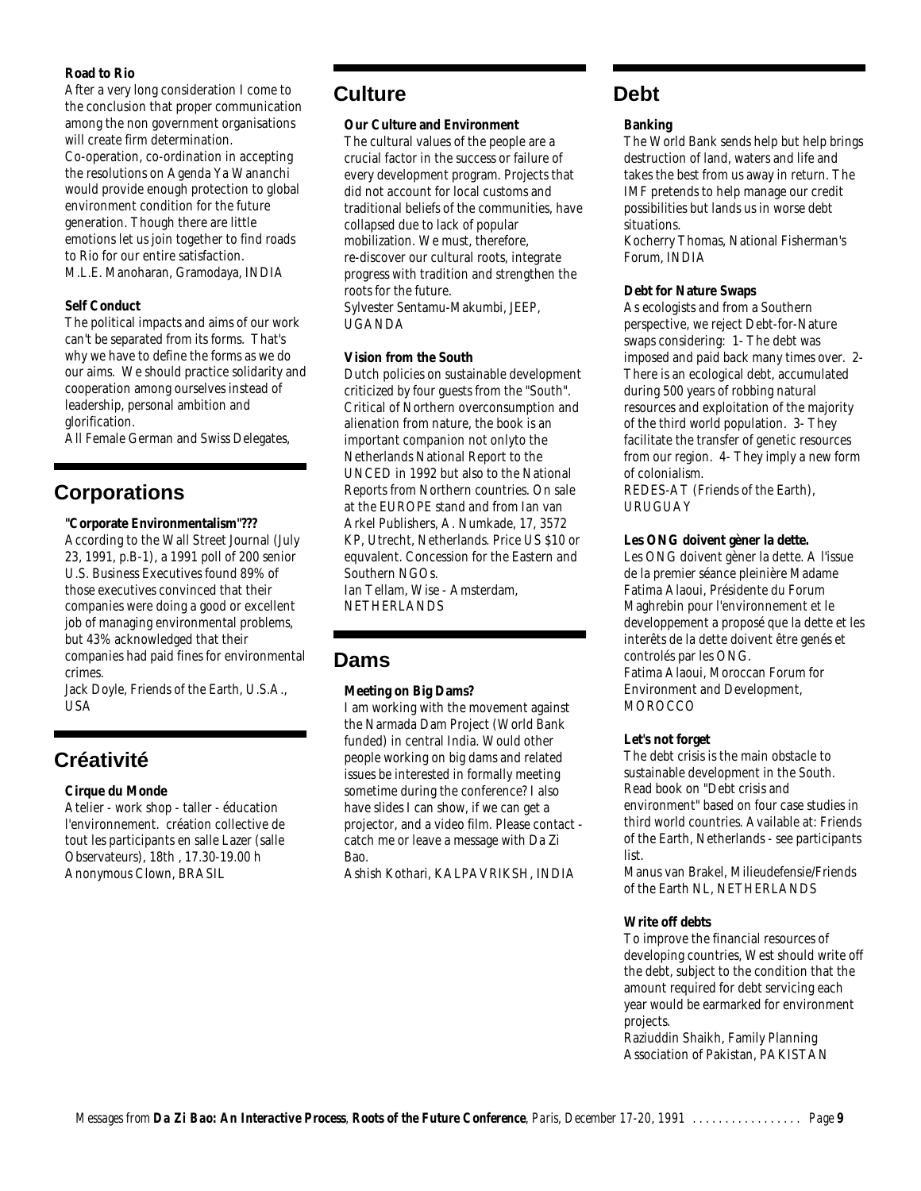### Road to Rio

After a very long consideration I come to the conclusion that proper communication among the non government organisations will create firm determination.
Co-operation, co-ordination in accepting the resolutions on Agenda Ya Wananchi would provide enough protection to global environment condition for the future generation. Though there are little emotions let us join together to find roads to Rio for our entire satisfaction.
M.L.E. Manoharan, Gramodaya, INDIA

### Self Conduct

The political impacts and aims of our work can't be separated from its forms. That's why we have to define the forms as we do our aims. We should practice solidarity and cooperation among ourselves instead of leadership, personal ambition and glorification.
All Female German and Swiss Delegates,

## Corporations

### "Corporate Environmentalism"???

According to the Wall Street Journal (July 23, 1991, p.B-1), a 1991 poll of 200 senior U.S. Business Executives found 89% of those executives convinced that their companies were doing a good or excellent job of managing environmental problems, but 43% acknowledged that their companies had paid fines for environmental crimes.
Jack Doyle, Friends of the Earth, U.S.A., USA

## Créativité

### Cirque du Monde

Atelier - work shop - taller - éducation l'environnement. création collective de tout les participants en salle Lazer (salle Observateurs), 18th , 17.30-19.00 h
Anonymous Clown, BRASIL

## Culture

### Our Culture and Environment

The cultural values of the people are a crucial factor in the success or failure of every development program. Projects that did not account for local customs and traditional beliefs of the communities, have collapsed due to lack of popular mobilization. We must, therefore, re-discover our cultural roots, integrate progress with tradition and strengthen the roots for the future.
Sylvester Sentamu-Makumbi, JEEP, UGANDA

### Vision from the South

Dutch policies on sustainable development criticized by four guests from the "South". Critical of Northern overconsumption and alienation from nature, the book is an important companion not onlyto the Netherlands National Report to the UNCED in 1992 but also to the National Reports from Northern countries. On sale at the EUROPE stand and from Ian van Arkel Publishers, A. Numkade, 17, 3572 KP, Utrecht, Netherlands. Price US $10 or equvalent. Concession for the Eastern and Southern NGOs.
Ian Tellam, Wise - Amsterdam, NETHERLANDS

## Dams

### Meeting on Big Dams?

I am working with the movement against the Narmada Dam Project (World Bank funded) in central India. Would other people working on big dams and related issues be interested in formally meeting sometime during the conference? I also have slides I can show, if we can get a projector, and a video film. Please contact - catch me or leave a message with Da Zi Bao.
Ashish Kothari, KALPAVRIKSH, INDIA

## Debt

### Banking

The World Bank sends help but help brings destruction of land, waters and life and takes the best from us away in return. The IMF pretends to help manage our credit possibilities but lands us in worse debt situations.
Kocherry Thomas, National Fisherman's Forum, INDIA

### Debt for Nature Swaps

As ecologists and from a Southern perspective, we reject Debt-for-Nature swaps considering: 1- The debt was imposed and paid back many times over. 2- There is an ecological debt, accumulated during 500 years of robbing natural resources and exploitation of the majority of the third world population. 3- They facilitate the transfer of genetic resources from our region. 4- They imply a new form of colonialism.
REDES-AT (Friends of the Earth), URUGUAY

### Les ONG doivent gèner la dette.

Les ONG doivent gèner la dette. A l'issue de la premier séance pleinière Madame Fatima Alaoui, Présidente du Forum Maghrebin pour l'environnement et le developpement a proposé que la dette et les interêts de la dette doivent être genés et controlés par les ONG.
Fatima Alaoui, Moroccan Forum for Environment and Development, MOROCCO

### Let's not forget

The debt crisis is the main obstacle to sustainable development in the South. Read book on "Debt crisis and environment" based on four case studies in third world countries. Available at: Friends of the Earth, Netherlands - see participants list.
Manus van Brakel, Milieudefensie/Friends of the Earth NL, NETHERLANDS

### Write off debts

To improve the financial resources of developing countries, West should write off the debt, subject to the condition that the amount required for debt servicing each year would be earmarked for environment projects.
Raziuddin Shaikh, Family Planning Association of Pakistan, PAKISTAN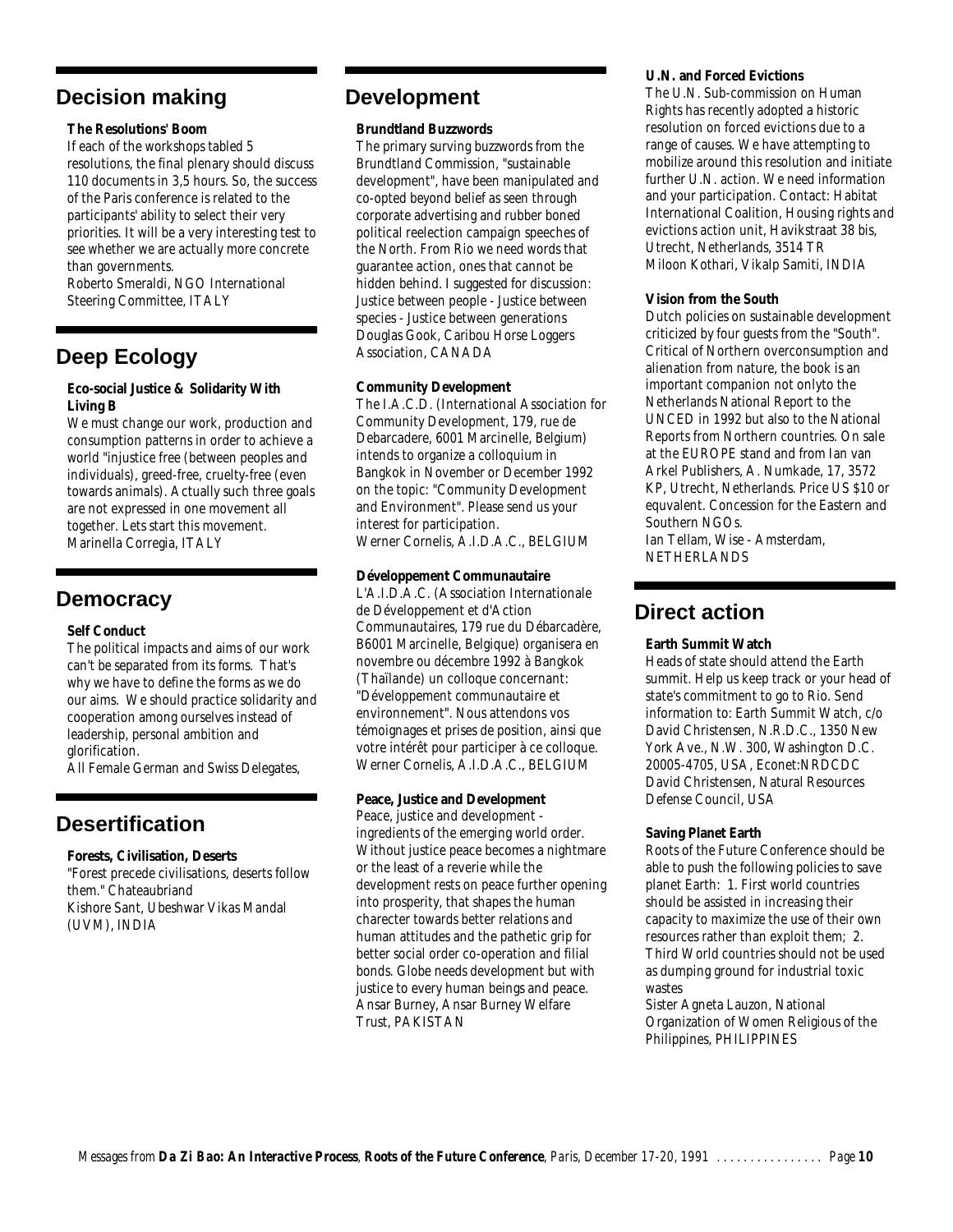## Decision making

**The Resolutions' Boom**

If each of the workshops tabled 5 resolutions, the final plenary should discuss 110 documents in 3,5 hours. So, the success of the Paris conference is related to the participants' ability to select their very priorities. It will be a very interesting test to see whether we are actually more concrete than governments.
Roberto Smeraldi, NGO International Steering Committee, ITALY

## Deep Ecology

**Eco-social Justice & Solidarity With Living B**

We must change our work, production and consumption patterns in order to achieve a world "injustice free (between peoples and individuals), greed-free, cruelty-free (even towards animals). Actually such three goals are not expressed in one movement all together. Lets start this movement.
Marinella Corregia, ITALY

## Democracy

**Self Conduct**

The political impacts and aims of our work can't be separated from its forms. That's why we have to define the forms as we do our aims. We should practice solidarity and cooperation among ourselves instead of leadership, personal ambition and glorification.
All Female German and Swiss Delegates,

## Desertification

**Forests, Civilisation, Deserts**

"Forest precede civilisations, deserts follow them." Chateaubriand
Kishore Sant, Ubeshwar Vikas Mandal (UVM), INDIA

## Development

**Brundtland Buzzwords**

The primary surving buzzwords from the Brundtland Commission, "sustainable development", have been manipulated and co-opted beyond belief as seen through corporate advertising and rubber boned political reelection campaign speeches of the North. From Rio we need words that guarantee action, ones that cannot be hidden behind. I suggested for discussion: Justice between people - Justice between species - Justice between generations
Douglas Gook, Caribou Horse Loggers Association, CANADA

**Community Development**

The I.A.C.D. (International Association for Community Development, 179, rue de Debarcadere, 6001 Marcinelle, Belgium) intends to organize a colloquium in Bangkok in November or December 1992 on the topic: "Community Development and Environment". Please send us your interest for participation.
Werner Cornelis, A.I.D.A.C., BELGIUM

**Développement Communautaire**

L'A.I.D.A.C. (Association Internationale de Développement et d'Action Communautaires, 179 rue du Débarcadère, B6001 Marcinelle, Belgique) organisera en novembre ou décembre 1992 à Bangkok (Thaïlande) un colloque concernant: "Développement communautaire et environnement". Nous attendons vos témoignages et prises de position, ainsi que votre intérêt pour participer à ce colloque.
Werner Cornelis, A.I.D.A.C., BELGIUM

**Peace, Justice and Development**

Peace, justice and development - ingredients of the emerging world order. Without justice peace becomes a nightmare or the least of a reverie while the development rests on peace further opening into prosperity, that shapes the human charecter towards better relations and human attitudes and the pathetic grip for better social order co-operation and filial bonds. Globe needs development but with justice to every human beings and peace.
Ansar Burney, Ansar Burney Welfare Trust, PAKISTAN

**U.N. and Forced Evictions**

The U.N. Sub-commission on Human Rights has recently adopted a historic resolution on forced evictions due to a range of causes. We have attempting to mobilize around this resolution and initiate further U.N. action. We need information and your participation. Contact: Habitat International Coalition, Housing rights and evictions action unit, Havikstraat 38 bis, Utrecht, Netherlands, 3514 TR
Miloon Kothari, Vikalp Samiti, INDIA

**Vision from the South**

Dutch policies on sustainable development criticized by four guests from the "South". Critical of Northern overconsumption and alienation from nature, the book is an important companion not onlyto the Netherlands National Report to the UNCED in 1992 but also to the National Reports from Northern countries. On sale at the EUROPE stand and from Ian van Arkel Publishers, A. Numkade, 17, 3572 KP, Utrecht, Netherlands. Price US $10 or equvalent. Concession for the Eastern and Southern NGOs.
Ian Tellam, Wise - Amsterdam, NETHERLANDS

## Direct action

**Earth Summit Watch**

Heads of state should attend the Earth summit. Help us keep track or your head of state's commitment to go to Rio. Send information to: Earth Summit Watch, c/o David Christensen, N.R.D.C., 1350 New York Ave., N.W. 300, Washington D.C. 20005-4705, USA, Econet:NRDCDC
David Christensen, Natural Resources Defense Council, USA

**Saving Planet Earth**

Roots of the Future Conference should be able to push the following policies to save planet Earth: 1. First world countries should be assisted in increasing their capacity to maximize the use of their own resources rather than exploit them; 2. Third World countries should not be used as dumping ground for industrial toxic wastes
Sister Agneta Lauzon, National Organization of Women Religious of the Philippines, PHILIPPINES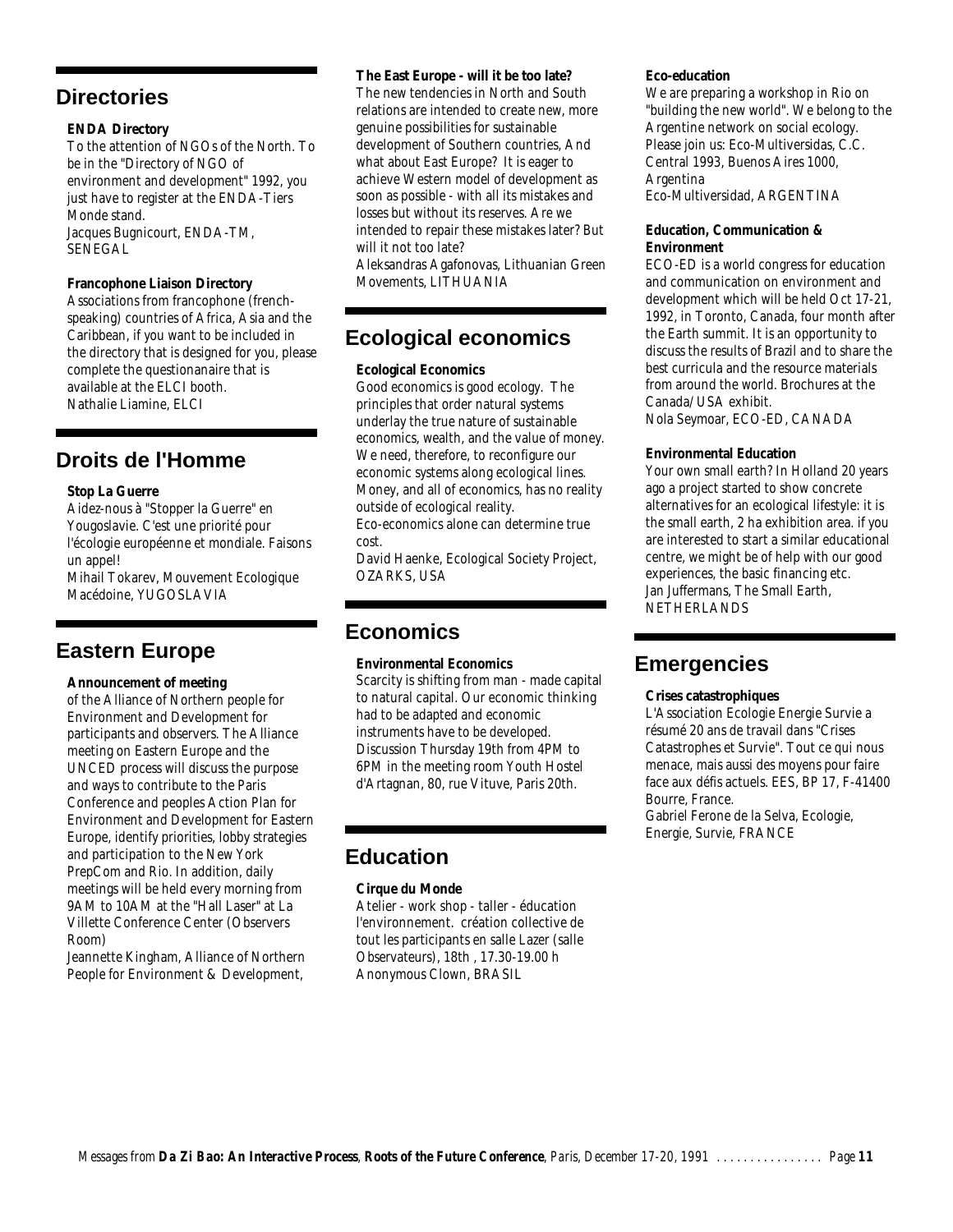## Directories

**ENDA Directory**

To the attention of NGOs of the North. To be in the "Directory of NGO of environment and development" 1992, you just have to register at the ENDA-Tiers Monde stand.
Jacques Bugnicourt, ENDA-TM, SENEGAL

**Francophone Liaison Directory**

Associations from francophone (french-speaking) countries of Africa, Asia and the Caribbean, if you want to be included in the directory that is designed for you, please complete the questionanaire that is available at the ELCI booth.
Nathalie Liamine, ELCI

## Droits de l'Homme

**Stop La Guerre**

Aidez-nous à "Stopper la Guerre" en Yougoslavie. C'est une priorité pour l'écologie européenne et mondiale. Faisons un appel!
Mihail Tokarev, Mouvement Ecologique Macédoine, YUGOSLAVIA

## Eastern Europe

**Announcement of meeting**

of the Alliance of Northern people for Environment and Development for participants and observers. The Alliance meeting on Eastern Europe and the UNCED process will discuss the purpose and ways to contribute to the Paris Conference and peoples Action Plan for Environment and Development for Eastern Europe, identify priorities, lobby strategies and participation to the New York PrepCom and Rio. In addition, daily meetings will be held every morning from 9AM to 10AM at the "Hall Laser" at La Villette Conference Center (Observers Room)
Jeannette Kingham, Alliance of Northern People for Environment & Development,

**The East Europe - will it be too late?**

The new tendencies in North and South relations are intended to create new, more genuine possibilities for sustainable development of Southern countries, And what about East Europe? It is eager to achieve Western model of development as soon as possible - with all its mistakes and losses but without its reserves. Are we intended to repair these mistakes later? But will it not too late?
Aleksandras Agafonovas, Lithuanian Green Movements, LITHUANIA

## Ecological economics

**Ecological Economics**

Good economics is good ecology. The principles that order natural systems underlay the true nature of sustainable economics, wealth, and the value of money. We need, therefore, to reconfigure our economic systems along ecological lines. Money, and all of economics, has no reality outside of ecological reality.
Eco-economics alone can determine true cost.
David Haenke, Ecological Society Project, OZARKS, USA

## Economics

**Environmental Economics**

Scarcity is shifting from man - made capital to natural capital. Our economic thinking had to be adapted and economic instruments have to be developed. Discussion Thursday 19th from 4PM to 6PM in the meeting room Youth Hostel d'Artagnan, 80, rue Vituve, Paris 20th.

## Education

**Cirque du Monde**

Atelier - work shop - taller - éducation l'environnement. création collective de tout les participants en salle Lazer (salle Observateurs), 18th , 17.30-19.00 h
Anonymous Clown, BRASIL

**Eco-education**

We are preparing a workshop in Rio on "building the new world". We belong to the Argentine network on social ecology. Please join us: Eco-Multiversidas, C.C. Central 1993, Buenos Aires 1000, Argentina
Eco-Multiversidad, ARGENTINA

**Education, Communication & Environment**

ECO-ED is a world congress for education and communication on environment and development which will be held Oct 17-21, 1992, in Toronto, Canada, four month after the Earth summit. It is an opportunity to discuss the results of Brazil and to share the best curricula and the resource materials from around the world. Brochures at the Canada/USA exhibit.
Nola Seymoar, ECO-ED, CANADA

**Environmental Education**

Your own small earth? In Holland 20 years ago a project started to show concrete alternatives for an ecological lifestyle: it is the small earth, 2 ha exhibition area. if you are interested to start a similar educational centre, we might be of help with our good experiences, the basic financing etc.
Jan Juffermans, The Small Earth, NETHERLANDS

## Emergencies

**Crises catastrophiques**

L'Association Ecologie Energie Survie a résumé 20 ans de travail dans "Crises Catastrophes et Survie". Tout ce qui nous menace, mais aussi des moyens pour faire face aux défis actuels. EES, BP 17, F-41400 Bourre, France.
Gabriel Ferone de la Selva, Ecologie, Energie, Survie, FRANCE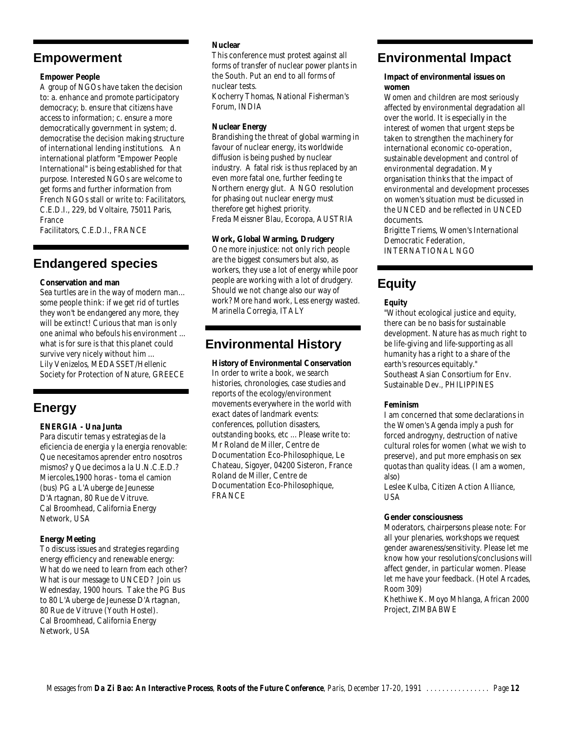## Empowerment

### Empower People

A group of NGOs have taken the decision to: a. enhance and promote participatory democracy; b. ensure that citizens have access to information; c. ensure a more democratically government in system; d. democratise the decision making structure of international lending institutions. An international platform "Empower People International" is being established for that purpose. Interested NGOs are welcome to get forms and further information from French NGOs stall or write to: Facilitators, C.E.D.I., 229, bd Voltaire, 75011 Paris, France

Facilitators, C.E.D.I., FRANCE

## Endangered species

### Conservation and man

Sea turtles are in the way of modern man... some people think: if we get rid of turtles they won't be endangered any more, they will be extinct! Curious that man is only one animal who befouls his environment ... what is for sure is that this planet could survive very nicely without him ...

Lily Venizelos, MEDASSET/Hellenic Society for Protection of Nature, GREECE

## Energy

### ENERGIA - Una Junta

Para discutir temas y estrategias de la eficiencia de energia y la energia renovable: Que necesitamos aprender entro nosotros mismos? y Que decimos a la U.N.C.E.D.? Miercoles,1900 horas - toma el camion (bus) PG a L'Auberge de Jeunesse D'Artagnan, 80 Rue de Vitruve.

Cal Broomhead, California Energy Network, USA

### Energy Meeting

To discuss issues and strategies regarding energy efficiency and renewable energy: What do we need to learn from each other? What is our message to UNCED? Join us Wednesday, 1900 hours. Take the PG Bus to 80 L'Auberge de Jeunesse D'Artagnan, 80 Rue de Vitruve (Youth Hostel).

Cal Broomhead, California Energy Network, USA

### Nuclear

This conference must protest against all forms of transfer of nuclear power plants in the South. Put an end to all forms of nuclear tests.

Kocherry Thomas, National Fisherman's Forum, INDIA

### Nuclear Energy

Brandishing the threat of global warming in favour of nuclear energy, its worldwide diffusion is being pushed by nuclear industry. A fatal risk is thus replaced by an even more fatal one, further feeding te Northern energy glut. A NGO resolution for phasing out nuclear energy must therefore get highest priority.

Freda Meissner Blau, Ecoropa, AUSTRIA

### Work, Global Warming, Drudgery

One more injustice: not only rich people are the biggest consumers but also, as workers, they use a lot of energy while poor people are working with a lot of drudgery. Should we not change also our way of work? More hand work, Less energy wasted.

Marinella Corregia, ITALY

## Environmental History

### History of Environmental Conservation

In order to write a book, we search histories, chronologies, case studies and reports of the ecology/environment movements everywhere in the world with exact dates of landmark events: conferences, pollution disasters, outstanding books, etc ... Please write to: Mr Roland de Miller, Centre de Documentation Eco-Philosophique, Le Chateau, Sigoyer, 04200 Sisteron, France

Roland de Miller, Centre de Documentation Eco-Philosophique, FRANCE

## Environmental Impact

### Impact of environmental issues on women

Women and children are most seriously affected by environmental degradation all over the world. It is especially in the interest of women that urgent steps be taken to strengthen the machinery for international economic co-operation, sustainable development and control of environmental degradation. My organisation thinks that the impact of environmental and development processes on women's situation must be dicussed in the UNCED and be reflected in UNCED documents.

Brigitte Triems, Women's International Democratic Federation, INTERNATIONAL NGO

## Equity

### Equity

"Without ecological justice and equity, there can be no basis for sustainable development. Nature has as much right to be life-giving and life-supporting as all humanity has a right to a share of the earth's resources equitably."

Southeast Asian Consortium for Env. Sustainable Dev., PHILIPPINES

### Feminism

I am concerned that some declarations in the Women's Agenda imply a push for forced androgyny, destruction of native cultural roles for women (what we wish to preserve), and put more emphasis on sex quotas than quality ideas. (I am a women, also)

Leslee Kulba, Citizen Action Alliance, USA

### Gender consciousness

Moderators, chairpersons please note: For all your plenaries, workshops we request gender awareness/sensitivity. Please let me know how your resolutions/conclusions will affect gender, in particular women. Please let me have your feedback. (Hotel Arcades, Room 309)

Khethiwe K. Moyo Mhlanga, African 2000 Project, ZIMBABWE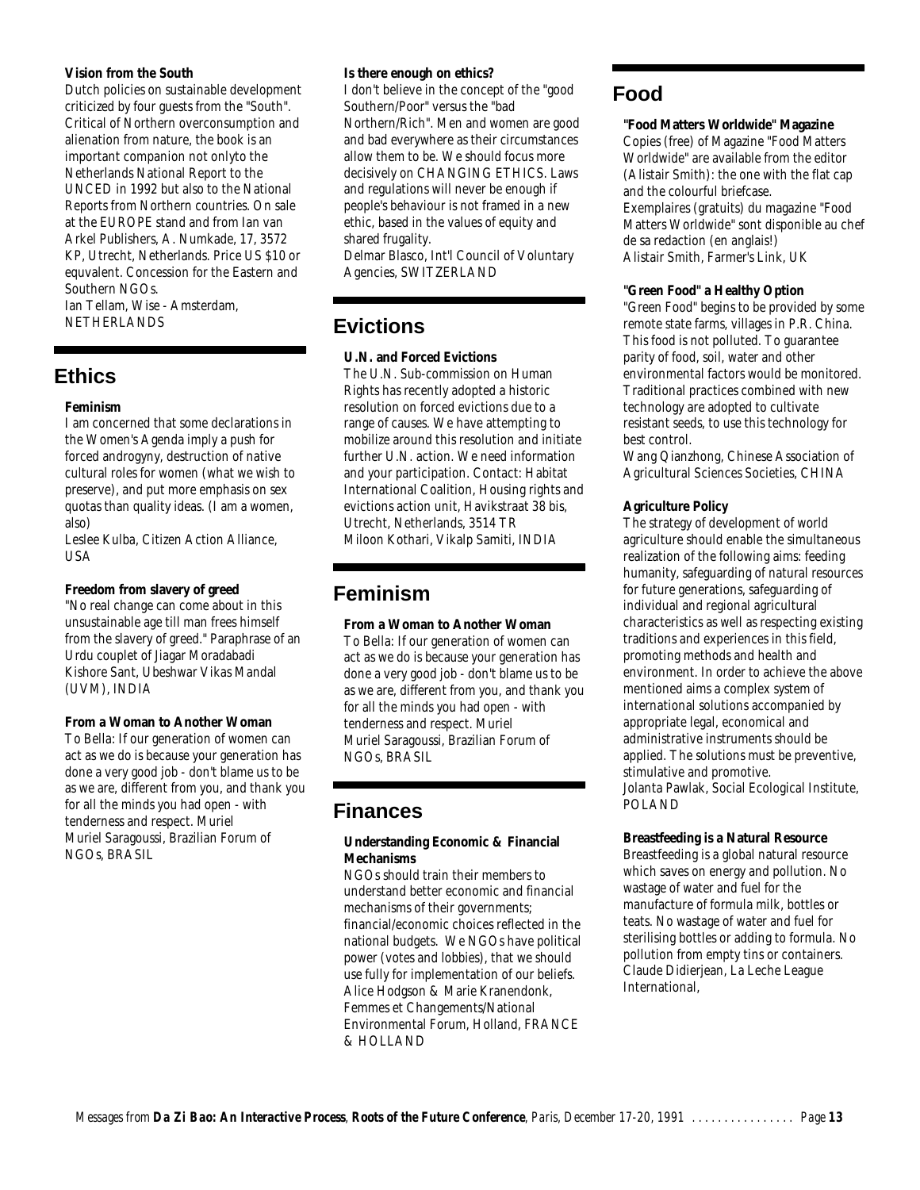### Vision from the South

Dutch policies on sustainable development criticized by four guests from the "South". Critical of Northern overconsumption and alienation from nature, the book is an important companion not onlyto the Netherlands National Report to the UNCED in 1992 but also to the National Reports from Northern countries. On sale at the EUROPE stand and from Ian van Arkel Publishers, A. Numkade, 17, 3572 KP, Utrecht, Netherlands. Price US $10 or equvalent. Concession for the Eastern and Southern NGOs.
Ian Tellam, Wise - Amsterdam, NETHERLANDS

## Ethics

### Feminism

I am concerned that some declarations in the Women's Agenda imply a push for forced androgyny, destruction of native cultural roles for women (what we wish to preserve), and put more emphasis on sex quotas than quality ideas. (I am a women, also)
Leslee Kulba, Citizen Action Alliance, USA

### Freedom from slavery of greed

"No real change can come about in this unsustainable age till man frees himself from the slavery of greed." Paraphrase of an Urdu couplet of Jiagar Moradabadi
Kishore Sant, Ubeshwar Vikas Mandal (UVM), INDIA

### From a Woman to Another Woman

To Bella: If our generation of women can act as we do is because your generation has done a very good job - don't blame us to be as we are, different from you, and thank you for all the minds you had open - with tenderness and respect. Muriel
Muriel Saragoussi, Brazilian Forum of NGOs, BRASIL

### Is there enough on ethics?

I don't believe in the concept of the "good Southern/Poor" versus the "bad Northern/Rich". Men and women are good and bad everywhere as their circumstances allow them to be. We should focus more decisively on CHANGING ETHICS. Laws and regulations will never be enough if people's behaviour is not framed in a new ethic, based in the values of equity and shared frugality.
Delmar Blasco, Int'l Council of Voluntary Agencies, SWITZERLAND

## Evictions

### U.N. and Forced Evictions

The U.N. Sub-commission on Human Rights has recently adopted a historic resolution on forced evictions due to a range of causes. We have attempting to mobilize around this resolution and initiate further U.N. action. We need information and your participation. Contact: Habitat International Coalition, Housing rights and evictions action unit, Havikstraat 38 bis, Utrecht, Netherlands, 3514 TR
Miloon Kothari, Vikalp Samiti, INDIA

## Feminism

### From a Woman to Another Woman

To Bella: If our generation of women can act as we do is because your generation has done a very good job - don't blame us to be as we are, different from you, and thank you for all the minds you had open - with tenderness and respect. Muriel
Muriel Saragoussi, Brazilian Forum of NGOs, BRASIL

## Finances

### Understanding Economic & Financial Mechanisms

NGOs should train their members to understand better economic and financial mechanisms of their governments; financial/economic choices reflected in the national budgets. We NGOs have political power (votes and lobbies), that we should use fully for implementation of our beliefs.
Alice Hodgson & Marie Kranendonk, Femmes et Changements/National Environmental Forum, Holland, FRANCE & HOLLAND

## Food

### "Food Matters Worldwide" Magazine

Copies (free) of Magazine "Food Matters Worldwide" are available from the editor (Alistair Smith): the one with the flat cap and the colourful briefcase.
Exemplaires (gratuits) du magazine "Food Matters Worldwide" sont disponible au chef de sa redaction (en anglais!)
Alistair Smith, Farmer's Link, UK

### "Green Food" a Healthy Option

"Green Food" begins to be provided by some remote state farms, villages in P.R. China. This food is not polluted. To guarantee parity of food, soil, water and other environmental factors would be monitored. Traditional practices combined with new technology are adopted to cultivate resistant seeds, to use this technology for best control.
Wang Qianzhong, Chinese Association of Agricultural Sciences Societies, CHINA

### Agriculture Policy

The strategy of development of world agriculture should enable the simultaneous realization of the following aims: feeding humanity, safeguarding of natural resources for future generations, safeguarding of individual and regional agricultural characteristics as well as respecting existing traditions and experiences in this field, promoting methods and health and environment. In order to achieve the above mentioned aims a complex system of international solutions accompanied by appropriate legal, economical and administrative instruments should be applied. The solutions must be preventive, stimulative and promotive.
Jolanta Pawlak, Social Ecological Institute, POLAND

### Breastfeeding is a Natural Resource

Breastfeeding is a global natural resource which saves on energy and pollution. No wastage of water and fuel for the manufacture of formula milk, bottles or teats. No wastage of water and fuel for sterilising bottles or adding to formula. No pollution from empty tins or containers.
Claude Didierjean, La Leche League International,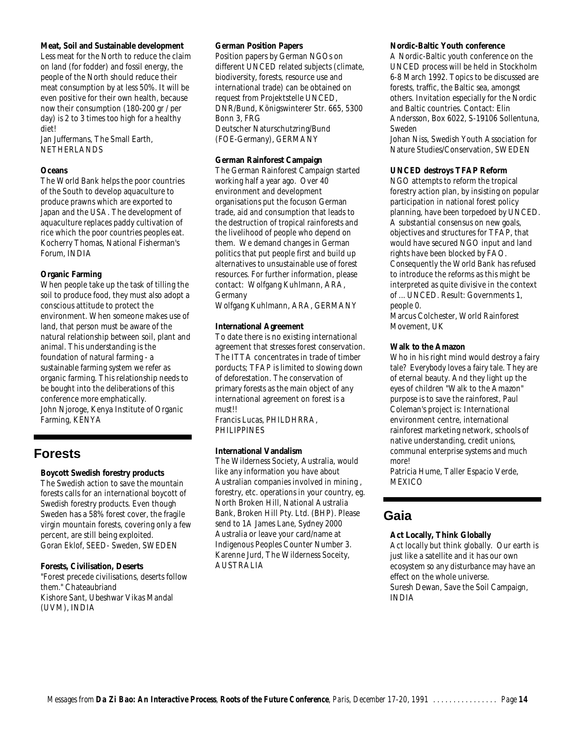**Meat, Soil and Sustainable development**

Less meat for the North to reduce the claim on land (for fodder) and fossil energy, the people of the North should reduce their meat consumption by at less 50%. It will be even positive for their own health, because now their consumption (180-200 gr / per day) is 2 to 3 times too high for a healthy diet!

Jan Juffermans, The Small Earth, NETHERLANDS

**Oceans**

The World Bank helps the poor countries of the South to develop aquaculture to produce prawns which are exported to Japan and the USA. The development of aquaculture replaces paddy cultivation of rice which the poor countries peoples eat.

Kocherry Thomas, National Fisherman's Forum, INDIA

**Organic Farming**

When people take up the task of tilling the soil to produce food, they must also adopt a conscious attitude to protect the environment. When someone makes use of land, that person must be aware of the natural relationship between soil, plant and animal. This understanding is the foundation of natural farming - a sustainable farming system we refer as organic farming. This relationship needs to be bought into the deliberations of this conference more emphatically.

John Njoroge, Kenya Institute of Organic Farming, KENYA

## Forests

**Boycott Swedish forestry products**

The Swedish action to save the mountain forests calls for an international boycott of Swedish forestry products. Even though Sweden has a 58% forest cover, the fragile virgin mountain forests, covering only a few percent, are still being exploited.

Goran Eklof, SEED- Sweden, SWEDEN

**Forests, Civilisation, Deserts**

"Forest precede civilisations, deserts follow them." Chateaubriand

Kishore Sant, Ubeshwar Vikas Mandal (UVM), INDIA

**German Position Papers**

Position papers by German NGOs on different UNCED related subjects (climate, biodiversity, forests, resource use and international trade) can be obtained on request from Projektstelle UNCED, DNR/Bund, Königswinterer Str. 665, 5300 Bonn 3, FRG

Deutscher Naturschutzring/Bund (FOE-Germany), GERMANY

**German Rainforest Campaign**

The German Rainforest Campaign started working half a year ago. Over 40 environment and development organisations put the focuson German trade, aid and consumption that leads to the destruction of tropical rainforests and the livelihood of people who depend on them. We demand changes in German politics that put people first and build up alternatives to unsustainable use of forest resources. For further information, please contact: Wolfgang Kuhlmann, ARA, Germany

Wolfgang Kuhlmann, ARA, GERMANY

**International Agreement**

To date there is no existing international agreement that stresses forest conservation. The ITTA concentrates in trade of timber porducts; TFAP is limited to slowing down of deforestation. The conservation of primary forests as the main object of any international agreement on forest is a must!!

Francis Lucas, PHILDHRRA, PHILIPPINES

**International Vandalism**

The Wilderness Society, Australia, would like any information you have about Australian companies involved in mining , forestry, etc. operations in your country, eg. North Broken Hill, National Australia Bank, Broken Hill Pty. Ltd. (BHP). Please send to 1A James Lane, Sydney 2000 Australia or leave your card/name at Indigenous Peoples Counter Number 3.

Karenne Jurd, The Wilderness Soceity, AUSTRALIA

**Nordic-Baltic Youth conference**

A Nordic-Baltic youth conference on the UNCED process will be held in Stockholm 6-8 March 1992. Topics to be discussed are forests, traffic, the Baltic sea, amongst others. Invitation especially for the Nordic and Baltic countries. Contact: Elin Andersson, Box 6022, S-19106 Sollentuna, Sweden

Johan Niss, Swedish Youth Association for Nature Studies/Conservation, SWEDEN

**UNCED destroys TFAP Reform**

NGO attempts to reform the tropical forestry action plan, by insisting on popular participation in national forest policy planning, have been torpedoed by UNCED. A substantial consensus on new goals, objectives and structures for TFAP, that would have secured NGO input and land rights have been blocked by FAO. Consequently the World Bank has refused to introduce the reforms as this might be interpreted as quite divisive in the context of ... UNCED. Result: Governments 1, people 0.

Marcus Colchester, World Rainforest Movement, UK

**Walk to the Amazon**

Who in his right mind would destroy a fairy tale? Everybody loves a fairy tale. They are of eternal beauty. And they light up the eyes of children "Walk to the Amazon" purpose is to save the rainforest, Paul Coleman's project is: International environment centre, international rainforest marketing network, schools of native understanding, credit unions, communal enterprise systems and much more!

Patricia Hume, Taller Espacio Verde, MEXICO

## Gaia

**Act Locally, Think Globally**

Act locally but think globally. Our earth is just like a satellite and it has our own ecosystem so any disturbance may have an effect on the whole universe.

Suresh Dewan, Save the Soil Campaign, INDIA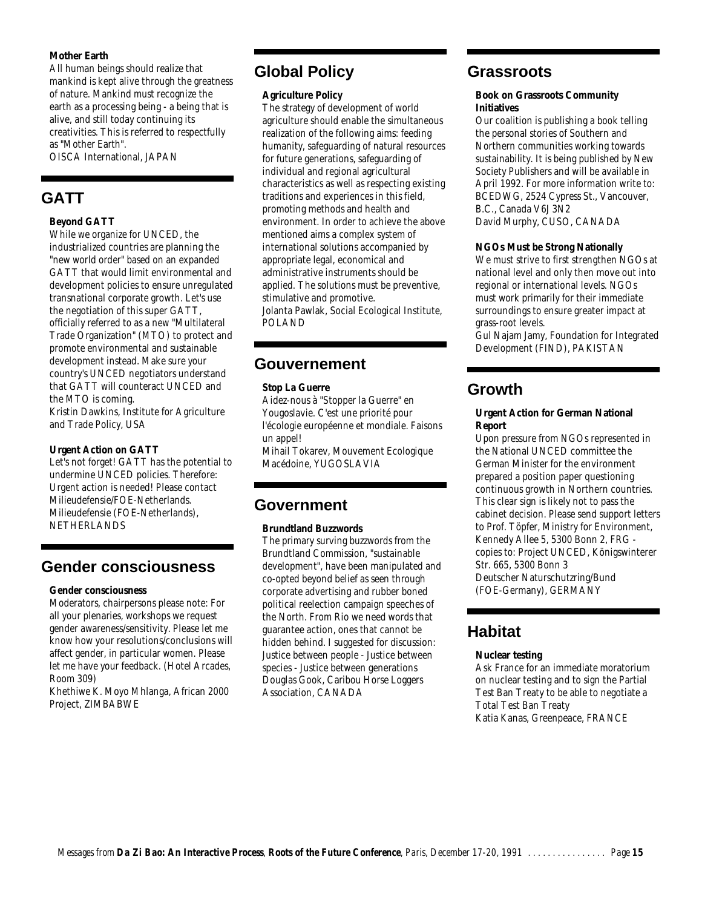**Mother Earth**

All human beings should realize that mankind is kept alive through the greatness of nature. Mankind must recognize the earth as a processing being - a being that is alive, and still today continuing its creativities. This is referred to respectfully as "Mother Earth".
OISCA International, JAPAN

## GATT

**Beyond GATT**

While we organize for UNCED, the industrialized countries are planning the "new world order" based on an expanded GATT that would limit environmental and development policies to ensure unregulated transnational corporate growth. Let's use the negotiation of this super GATT, officially referred to as a new "Multilateral Trade Organization" (MTO) to protect and promote environmental and sustainable development instead. Make sure your country's UNCED negotiators understand that GATT will counteract UNCED and the MTO is coming.
Kristin Dawkins, Institute for Agriculture and Trade Policy, USA

**Urgent Action on GATT**

Let's not forget! GATT has the potential to undermine UNCED policies. Therefore: Urgent action is needed! Please contact Milieudefensie/FOE-Netherlands.
Milieudefensie (FOE-Netherlands), NETHERLANDS

## Gender consciousness

**Gender consciousness**

Moderators, chairpersons please note: For all your plenaries, workshops we request gender awareness/sensitivity. Please let me know how your resolutions/conclusions will affect gender, in particular women. Please let me have your feedback. (Hotel Arcades, Room 309)
Khethiwe K. Moyo Mhlanga, African 2000 Project, ZIMBABWE

## Global Policy

**Agriculture Policy**

The strategy of development of world agriculture should enable the simultaneous realization of the following aims: feeding humanity, safeguarding of natural resources for future generations, safeguarding of individual and regional agricultural characteristics as well as respecting existing traditions and experiences in this field, promoting methods and health and environment. In order to achieve the above mentioned aims a complex system of international solutions accompanied by appropriate legal, economical and administrative instruments should be applied. The solutions must be preventive, stimulative and promotive.
Jolanta Pawlak, Social Ecological Institute, POLAND

## Gouvernement

**Stop La Guerre**

Aidez-nous à "Stopper la Guerre" en Yougoslavie. C'est une priorité pour l'écologie européenne et mondiale. Faisons un appel!
Mihail Tokarev, Mouvement Ecologique Macédoine, YUGOSLAVIA

## Government

**Brundtland Buzzwords**

The primary surving buzzwords from the Brundtland Commission, "sustainable development", have been manipulated and co-opted beyond belief as seen through corporate advertising and rubber boned political reelection campaign speeches of the North. From Rio we need words that guarantee action, ones that cannot be hidden behind. I suggested for discussion: Justice between people - Justice between species - Justice between generations
Douglas Gook, Caribou Horse Loggers Association, CANADA

## Grassroots

**Book on Grassroots Community Initiatives**

Our coalition is publishing a book telling the personal stories of Southern and Northern communities working towards sustainability. It is being published by New Society Publishers and will be available in April 1992. For more information write to: BCEDWG, 2524 Cypress St., Vancouver, B.C., Canada V6J 3N2
David Murphy, CUSO, CANADA

**NGOs Must be Strong Nationally**

We must strive to first strengthen NGOs at national level and only then move out into regional or international levels. NGOs must work primarily for their immediate surroundings to ensure greater impact at grass-root levels.
Gul Najam Jamy, Foundation for Integrated Development (FIND), PAKISTAN

## Growth

**Urgent Action for German National Report**

Upon pressure from NGOs represented in the National UNCED committee the German Minister for the environment prepared a position paper questioning continuous growth in Northern countries. This clear sign is likely not to pass the cabinet decision. Please send support letters to Prof. Töpfer, Ministry for Environment, Kennedy Allee 5, 5300 Bonn 2, FRG - copies to: Project UNCED, Königswinterer Str. 665, 5300 Bonn 3
Deutscher Naturschutzring/Bund (FOE-Germany), GERMANY

## Habitat

**Nuclear testing**

Ask France for an immediate moratorium on nuclear testing and to sign the Partial Test Ban Treaty to be able to negotiate a Total Test Ban Treaty
Katia Kanas, Greenpeace, FRANCE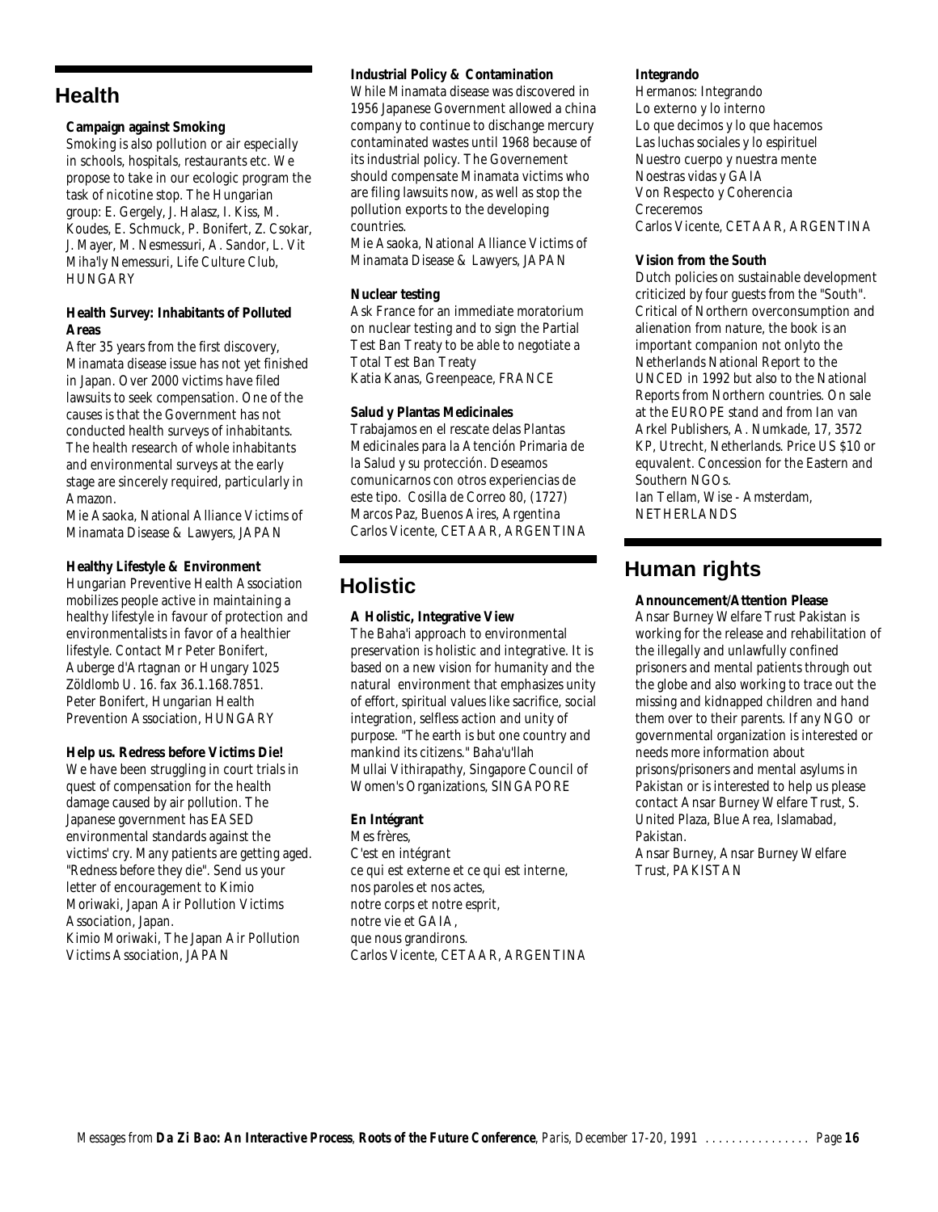## Health

### Campaign against Smoking

Smoking is also pollution or air especially in schools, hospitals, restaurants etc. We propose to take in our ecologic program the task of nicotine stop. The Hungarian group: E. Gergely, J. Halasz, I. Kiss, M. Koudes, E. Schmuck, P. Bonifert, Z. Csokar, J. Mayer, M. Nesmessuri, A. Sandor, L. Vit Miha'ly Nemessuri, Life Culture Club, HUNGARY

### Health Survey: Inhabitants of Polluted Areas

After 35 years from the first discovery, Minamata disease issue has not yet finished in Japan. Over 2000 victims have filed lawsuits to seek compensation. One of the causes is that the Government has not conducted health surveys of inhabitants. The health research of whole inhabitants and environmental surveys at the early stage are sincerely required, particularly in Amazon.

Mie Asaoka, National Alliance Victims of Minamata Disease & Lawyers, JAPAN

### Healthy Lifestyle & Environment

Hungarian Preventive Health Association mobilizes people active in maintaining a healthy lifestyle in favour of protection and environmentalists in favor of a healthier lifestyle. Contact Mr Peter Bonifert, Auberge d'Artagnan or Hungary 1025 Zöldlomb U. 16. fax 36.1.168.7851.

Peter Bonifert, Hungarian Health Prevention Association, HUNGARY

### Help us. Redress before Victims Die!

We have been struggling in court trials in quest of compensation for the health damage caused by air pollution. The Japanese government has EASED environmental standards against the victims' cry. Many patients are getting aged. "Redness before they die". Send us your letter of encouragement to Kimio Moriwaki, Japan Air Pollution Victims Association, Japan.

Kimio Moriwaki, The Japan Air Pollution Victims Association, JAPAN

### Industrial Policy & Contamination

While Minamata disease was discovered in 1956 Japanese Government allowed a china company to continue to dischange mercury contaminated wastes until 1968 because of its industrial policy. The Governement should compensate Minamata victims who are filing lawsuits now, as well as stop the pollution exports to the developing countries.

Mie Asaoka, National Alliance Victims of Minamata Disease & Lawyers, JAPAN

### Nuclear testing

Ask France for an immediate moratorium on nuclear testing and to sign the Partial Test Ban Treaty to be able to negotiate a Total Test Ban Treaty

Katia Kanas, Greenpeace, FRANCE

### Salud y Plantas Medicinales

Trabajamos en el rescate delas Plantas Medicinales para la Atención Primaria de la Salud y su protección. Deseamos comunicarnos con otros experiencias de este tipo. Cosilla de Correo 80, (1727) Marcos Paz, Buenos Aires, Argentina

Carlos Vicente, CETAAR, ARGENTINA

## Holistic

### A Holistic, Integrative View

The Baha'i approach to environmental preservation is holistic and integrative. It is based on a new vision for humanity and the natural environment that emphasizes unity of effort, spiritual values like sacrifice, social integration, selfless action and unity of purpose. "The earth is but one country and mankind its citizens." Baha'u'llah

Mullai Vithirapathy, Singapore Council of Women's Organizations, SINGAPORE

### En Intégrant

Mes frères,
C'est en intégrant
ce qui est externe et ce qui est interne,
nos paroles et nos actes,
notre corps et notre esprit,
notre vie et GAIA,
que nous grandirons.

Carlos Vicente, CETAAR, ARGENTINA

### Integrando

Hermanos: Integrando
Lo externo y lo interno
Lo que decimos y lo que hacemos
Las luchas sociales y lo espirituel
Nuestro cuerpo y nuestra mente
Noestras vidas y GAIA
Von Respecto y Coherencia
Creceremos

Carlos Vicente, CETAAR, ARGENTINA

### Vision from the South

Dutch policies on sustainable development criticized by four guests from the "South". Critical of Northern overconsumption and alienation from nature, the book is an important companion not onlyto the Netherlands National Report to the UNCED in 1992 but also to the National Reports from Northern countries. On sale at the EUROPE stand and from Ian van Arkel Publishers, A. Numkade, 17, 3572 KP, Utrecht, Netherlands. Price US $10 or equvalent. Concession for the Eastern and Southern NGOs.

Ian Tellam, Wise - Amsterdam, NETHERLANDS

## Human rights

### Announcement/Attention Please

Ansar Burney Welfare Trust Pakistan is working for the release and rehabilitation of the illegally and unlawfully confined prisoners and mental patients through out the globe and also working to trace out the missing and kidnapped children and hand them over to their parents. If any NGO or governmental organization is interested or needs more information about prisons/prisoners and mental asylums in Pakistan or is interested to help us please contact Ansar Burney Welfare Trust, S. United Plaza, Blue Area, Islamabad, Pakistan.

Ansar Burney, Ansar Burney Welfare Trust, PAKISTAN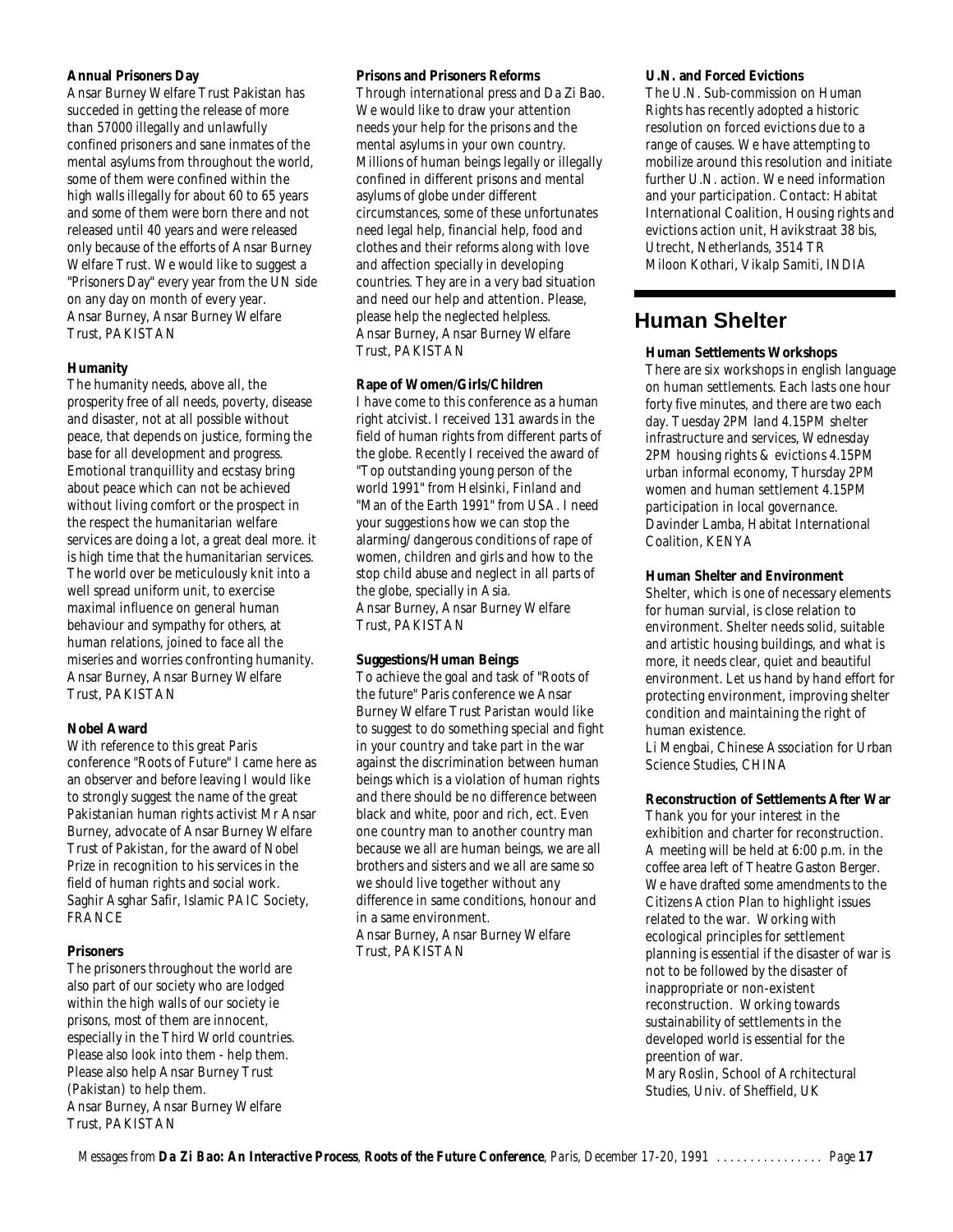#### Annual Prisoners Day

Ansar Burney Welfare Trust Pakistan has succeded in getting the release of more than 57000 illegally and unlawfully confined prisoners and sane inmates of the mental asylums from throughout the world, some of them were confined within the high walls illegally for about 60 to 65 years and some of them were born there and not released until 40 years and were released only because of the efforts of Ansar Burney Welfare Trust. We would like to suggest a "Prisoners Day" every year from the UN side on any day on month of every year.
Ansar Burney, Ansar Burney Welfare Trust, PAKISTAN

#### Humanity

The humanity needs, above all, the prosperity free of all needs, poverty, disease and disaster, not at all possible without peace, that depends on justice, forming the base for all development and progress. Emotional tranquillity and ecstasy bring about peace which can not be achieved without living comfort or the prospect in the respect the humanitarian welfare services are doing a lot, a great deal more. it is high time that the humanitarian services. The world over be meticulously knit into a well spread uniform unit, to exercise maximal influence on general human behaviour and sympathy for others, at human relations, joined to face all the miseries and worries confronting humanity.
Ansar Burney, Ansar Burney Welfare Trust, PAKISTAN

#### Nobel Award

With reference to this great Paris conference "Roots of Future" I came here as an observer and before leaving I would like to strongly suggest the name of the great Pakistanian human rights activist Mr Ansar Burney, advocate of Ansar Burney Welfare Trust of Pakistan, for the award of Nobel Prize in recognition to his services in the field of human rights and social work.
Saghir Asghar Safir, Islamic PAIC Society, FRANCE

#### Prisoners

The prisoners throughout the world are also part of our society who are lodged within the high walls of our society ie prisons, most of them are innocent, especially in the Third World countries. Please also look into them - help them. Please also help Ansar Burney Trust (Pakistan) to help them.
Ansar Burney, Ansar Burney Welfare Trust, PAKISTAN

#### Prisons and Prisoners Reforms

Through international press and Da Zi Bao. We would like to draw your attention needs your help for the prisons and the mental asylums in your own country. Millions of human beings legally or illegally confined in different prisons and mental asylums of globe under different circumstances, some of these unfortunates need legal help, financial help, food and clothes and their reforms along with love and affection specially in developing countries. They are in a very bad situation and need our help and attention. Please, please help the neglected helpless.
Ansar Burney, Ansar Burney Welfare Trust, PAKISTAN

#### Rape of Women/Girls/Children

I have come to this conference as a human right atcivist. I received 131 awards in the field of human rights from different parts of the globe. Recently I received the award of "Top outstanding young person of the world 1991" from Helsinki, Finland and "Man of the Earth 1991" from USA. I need your suggestions how we can stop the alarming/ dangerous conditions of rape of women, children and girls and how to the stop child abuse and neglect in all parts of the globe, specially in Asia.
Ansar Burney, Ansar Burney Welfare Trust, PAKISTAN

#### Suggestions/Human Beings

To achieve the goal and task of "Roots of the future" Paris conference we Ansar Burney Welfare Trust Paristan would like to suggest to do something special and fight in your country and take part in the war against the discrimination between human beings which is a violation of human rights and there should be no difference between black and white, poor and rich, ect. Even one country man to another country man because we all are human beings, we are all brothers and sisters and we all are same so we should live together without any difference in same conditions, honour and in a same environment.
Ansar Burney, Ansar Burney Welfare Trust, PAKISTAN

#### U.N. and Forced Evictions

The U.N. Sub-commission on Human Rights has recently adopted a historic resolution on forced evictions due to a range of causes. We have attempting to mobilize around this resolution and initiate further U.N. action. We need information and your participation. Contact: Habitat International Coalition, Housing rights and evictions action unit, Havikstraat 38 bis, Utrecht, Netherlands, 3514 TR
Miloon Kothari, Vikalp Samiti, INDIA

## Human Shelter

#### Human Settlements Workshops

There are six workshops in english language on human settlements. Each lasts one hour forty five minutes, and there are two each day. Tuesday 2PM land 4.15PM shelter infrastructure and services, Wednesday 2PM housing rights & evictions 4.15PM urban informal economy, Thursday 2PM women and human settlement 4.15PM participation in local governance.
Davinder Lamba, Habitat International Coalition, KENYA

#### Human Shelter and Environment

Shelter, which is one of necessary elements for human survial, is close relation to environment. Shelter needs solid, suitable and artistic housing buildings, and what is more, it needs clear, quiet and beautiful environment. Let us hand by hand effort for protecting environment, improving shelter condition and maintaining the right of human existence.
Li Mengbai, Chinese Association for Urban Science Studies, CHINA

#### Reconstruction of Settlements After War

Thank you for your interest in the exhibition and charter for reconstruction. A meeting will be held at 6:00 p.m. in the coffee area left of Theatre Gaston Berger. We have drafted some amendments to the Citizens Action Plan to highlight issues related to the war. Working with ecological principles for settlement planning is essential if the disaster of war is not to be followed by the disaster of inappropriate or non-existent reconstruction. Working towards sustainability of settlements in the developed world is essential for the preention of war.
Mary Roslin, School of Architectural Studies, Univ. of Sheffield, UK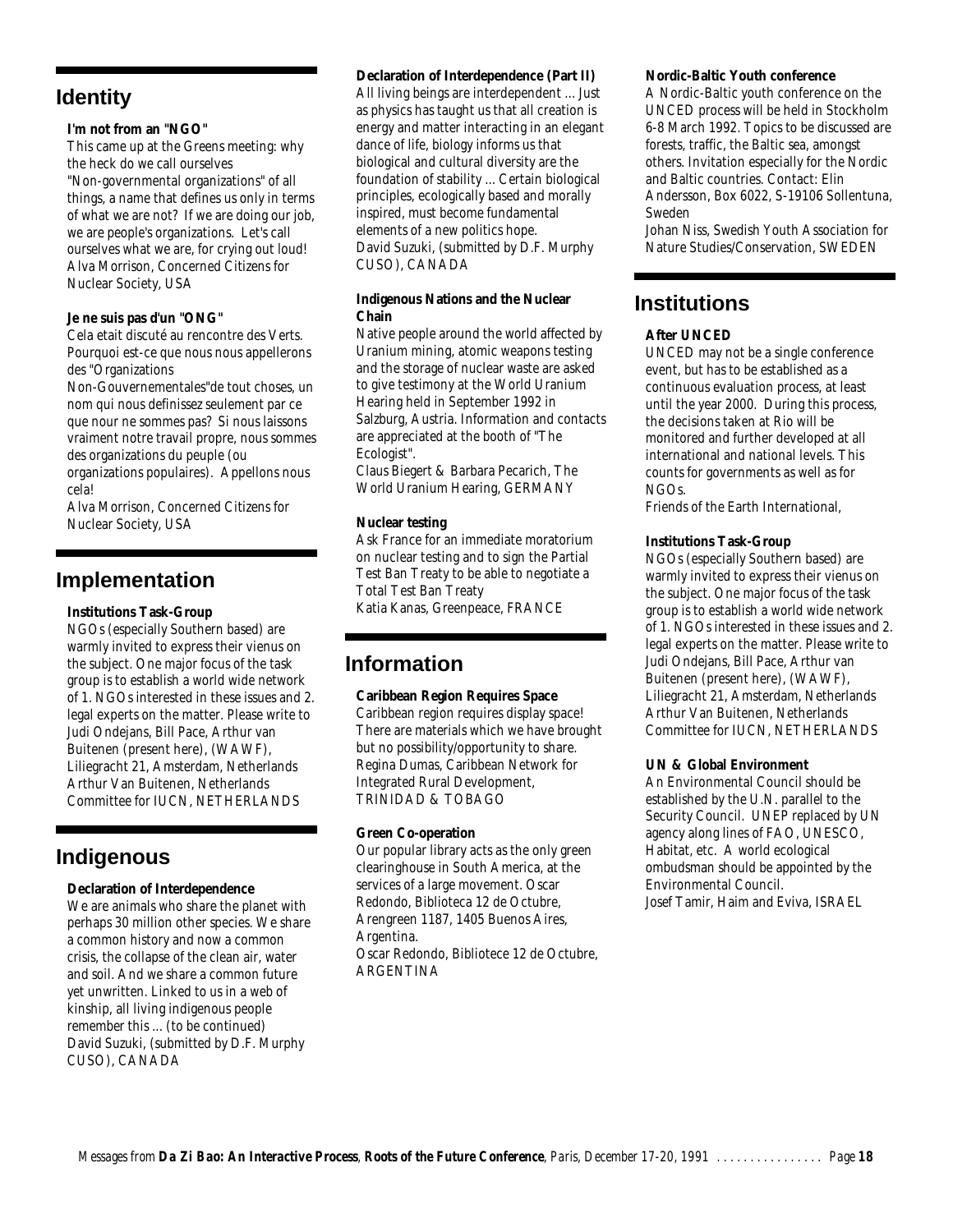## Identity

**I'm not from an "NGO"**

This came up at the Greens meeting: why the heck do we call ourselves "Non-governmental organizations" of all things, a name that defines us only in terms of what we are not? If we are doing our job, we are people's organizations. Let's call ourselves what we are, for crying out loud!
Alva Morrison, Concerned Citizens for Nuclear Society, USA

**Je ne suis pas d'un "ONG"**

Cela etait discuté au rencontre des Verts. Pourquoi est-ce que nous nous appellerons des "Organizations Non-Gouvernementales"de tout choses, un nom qui nous definissez seulement par ce que nour ne sommes pas? Si nous laissons vraiment notre travail propre, nous sommes des organizations du peuple (ou organizations populaires). Appellons nous cela!
Alva Morrison, Concerned Citizens for Nuclear Society, USA

## Implementation

**Institutions Task-Group**

NGOs (especially Southern based) are warmly invited to express their vienus on the subject. One major focus of the task group is to establish a world wide network of 1. NGOs interested in these issues and 2. legal experts on the matter. Please write to Judi Ondejans, Bill Pace, Arthur van Buitenen (present here), (WAWF), Liliegracht 21, Amsterdam, Netherlands
Arthur Van Buitenen, Netherlands Committee for IUCN, NETHERLANDS

## Indigenous

**Declaration of Interdependence**

We are animals who share the planet with perhaps 30 million other species. We share a common history and now a common crisis, the collapse of the clean air, water and soil. And we share a common future yet unwritten. Linked to us in a web of kinship, all living indigenous people remember this ... (to be continued)
David Suzuki, (submitted by D.F. Murphy CUSO), CANADA

**Declaration of Interdependence (Part II)**

All living beings are interdependent ... Just as physics has taught us that all creation is energy and matter interacting in an elegant dance of life, biology informs us that biological and cultural diversity are the foundation of stability ... Certain biological principles, ecologically based and morally inspired, must become fundamental elements of a new politics hope.
David Suzuki, (submitted by D.F. Murphy CUSO), CANADA

**Indigenous Nations and the Nuclear Chain**

Native people around the world affected by Uranium mining, atomic weapons testing and the storage of nuclear waste are asked to give testimony at the World Uranium Hearing held in September 1992 in Salzburg, Austria. Information and contacts are appreciated at the booth of "The Ecologist".
Claus Biegert & Barbara Pecarich, The World Uranium Hearing, GERMANY

**Nuclear testing**

Ask France for an immediate moratorium on nuclear testing and to sign the Partial Test Ban Treaty to be able to negotiate a Total Test Ban Treaty
Katia Kanas, Greenpeace, FRANCE

## Information

**Caribbean Region Requires Space**

Caribbean region requires display space! There are materials which we have brought but no possibility/opportunity to share.
Regina Dumas, Caribbean Network for Integrated Rural Development, TRINIDAD & TOBAGO

**Green Co-operation**

Our popular library acts as the only green clearinghouse in South America, at the services of a large movement. Oscar Redondo, Biblioteca 12 de Octubre, Arengreen 1187, 1405 Buenos Aires, Argentina.
Oscar Redondo, Bibliotece 12 de Octubre, ARGENTINA

**Nordic-Baltic Youth conference**

A Nordic-Baltic youth conference on the UNCED process will be held in Stockholm 6-8 March 1992. Topics to be discussed are forests, traffic, the Baltic sea, amongst others. Invitation especially for the Nordic and Baltic countries. Contact: Elin Andersson, Box 6022, S-19106 Sollentuna, Sweden
Johan Niss, Swedish Youth Association for Nature Studies/Conservation, SWEDEN

## Institutions

**After UNCED**

UNCED may not be a single conference event, but has to be established as a continuous evaluation process, at least until the year 2000. During this process, the decisions taken at Rio will be monitored and further developed at all international and national levels. This counts for governments as well as for NGOs.
Friends of the Earth International,

**Institutions Task-Group**

NGOs (especially Southern based) are warmly invited to express their vienus on the subject. One major focus of the task group is to establish a world wide network of 1. NGOs interested in these issues and 2. legal experts on the matter. Please write to Judi Ondejans, Bill Pace, Arthur van Buitenen (present here), (WAWF), Liliegracht 21, Amsterdam, Netherlands
Arthur Van Buitenen, Netherlands Committee for IUCN, NETHERLANDS

**UN & Global Environment**

An Environmental Council should be established by the U.N. parallel to the Security Council. UNEP replaced by UN agency along lines of FAO, UNESCO, Habitat, etc. A world ecological ombudsman should be appointed by the Environmental Council.
Josef Tamir, Haim and Eviva, ISRAEL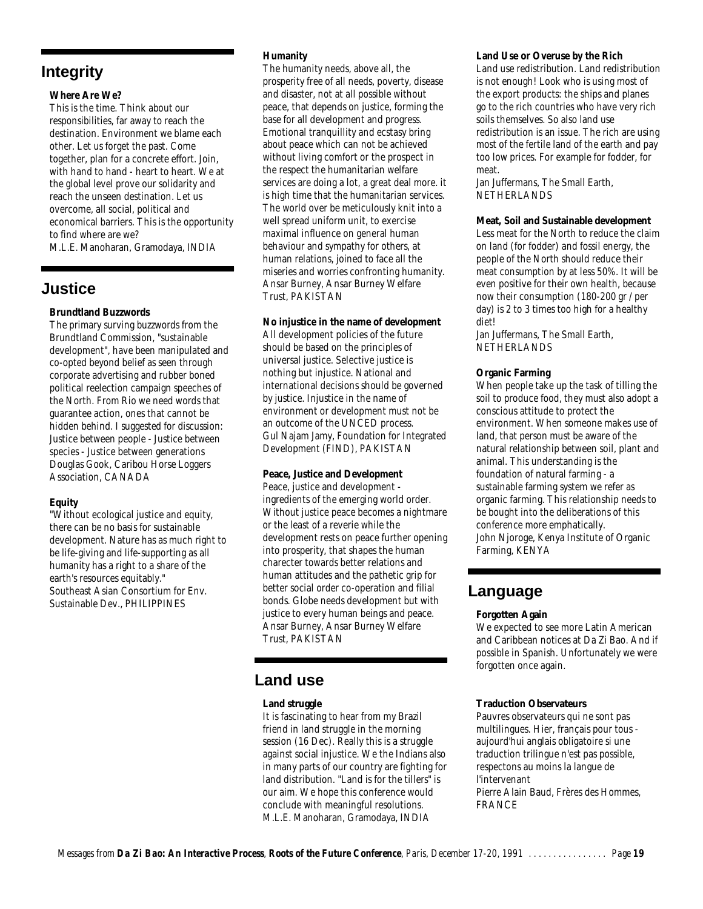## Integrity

**Where Are We?**

This is the time. Think about our responsibilities, far away to reach the destination. Environment we blame each other. Let us forget the past. Come together, plan for a concrete effort. Join, with hand to hand - heart to heart. We at the global level prove our solidarity and reach the unseen destination. Let us overcome, all social, political and economical barriers. This is the opportunity to find where are we?
M.L.E. Manoharan, Gramodaya, INDIA

## Justice

**Brundtland Buzzwords**

The primary surving buzzwords from the Brundtland Commission, "sustainable development", have been manipulated and co-opted beyond belief as seen through corporate advertising and rubber boned political reelection campaign speeches of the North. From Rio we need words that guarantee action, ones that cannot be hidden behind. I suggested for discussion: Justice between people - Justice between species - Justice between generations
Douglas Gook, Caribou Horse Loggers Association, CANADA

**Equity**

"Without ecological justice and equity, there can be no basis for sustainable development. Nature has as much right to be life-giving and life-supporting as all humanity has a right to a share of the earth's resources equitably."
Southeast Asian Consortium for Env. Sustainable Dev., PHILIPPINES

**Humanity**

The humanity needs, above all, the prosperity free of all needs, poverty, disease and disaster, not at all possible without peace, that depends on justice, forming the base for all development and progress. Emotional tranquillity and ecstasy bring about peace which can not be achieved without living comfort or the prospect in the respect the humanitarian welfare services are doing a lot, a great deal more. it is high time that the humanitarian services. The world over be meticulously knit into a well spread uniform unit, to exercise maximal influence on general human behaviour and sympathy for others, at human relations, joined to face all the miseries and worries confronting humanity.
Ansar Burney, Ansar Burney Welfare Trust, PAKISTAN

**No injustice in the name of development**

All development policies of the future should be based on the principles of universal justice. Selective justice is nothing but injustice. National and international decisions should be governed by justice. Injustice in the name of environment or development must not be an outcome of the UNCED process.
Gul Najam Jamy, Foundation for Integrated Development (FIND), PAKISTAN

**Peace, Justice and Development**

Peace, justice and development - ingredients of the emerging world order. Without justice peace becomes a nightmare or the least of a reverie while the development rests on peace further opening into prosperity, that shapes the human charecter towards better relations and human attitudes and the pathetic grip for better social order co-operation and filial bonds. Globe needs development but with justice to every human beings and peace.
Ansar Burney, Ansar Burney Welfare Trust, PAKISTAN

## Land use

**Land struggle**

It is fascinating to hear from my Brazil friend in land struggle in the morning session (16 Dec). Really this is a struggle against social injustice. We the Indians also in many parts of our country are fighting for land distribution. "Land is for the tillers" is our aim. We hope this conference would conclude with meaningful resolutions.
M.L.E. Manoharan, Gramodaya, INDIA

**Land Use or Overuse by the Rich**

Land use redistribution. Land redistribution is not enough! Look who is using most of the export products: the ships and planes go to the rich countries who have very rich soils themselves. So also land use redistribution is an issue. The rich are using most of the fertile land of the earth and pay too low prices. For example for fodder, for meat.
Jan Juffermans, The Small Earth, NETHERLANDS

**Meat, Soil and Sustainable development**

Less meat for the North to reduce the claim on land (for fodder) and fossil energy, the people of the North should reduce their meat consumption by at less 50%. It will be even positive for their own health, because now their consumption (180-200 gr / per day) is 2 to 3 times too high for a healthy diet!
Jan Juffermans, The Small Earth, NETHERLANDS

**Organic Farming**

When people take up the task of tilling the soil to produce food, they must also adopt a conscious attitude to protect the environment. When someone makes use of land, that person must be aware of the natural relationship between soil, plant and animal. This understanding is the foundation of natural farming - a sustainable farming system we refer as organic farming. This relationship needs to be bought into the deliberations of this conference more emphatically.
John Njoroge, Kenya Institute of Organic Farming, KENYA

## Language

**Forgotten Again**

We expected to see more Latin American and Caribbean notices at Da Zi Bao. And if possible in Spanish. Unfortunately we were forgotten once again.

**Traduction Observateurs**

Pauvres observateurs qui ne sont pas multilingues. Hier, français pour tous - aujourd'hui anglais obligatoire si une traduction trilingue n'est pas possible, respectons au moins la langue de l'intervenant
Pierre Alain Baud, Frères des Hommes, FRANCE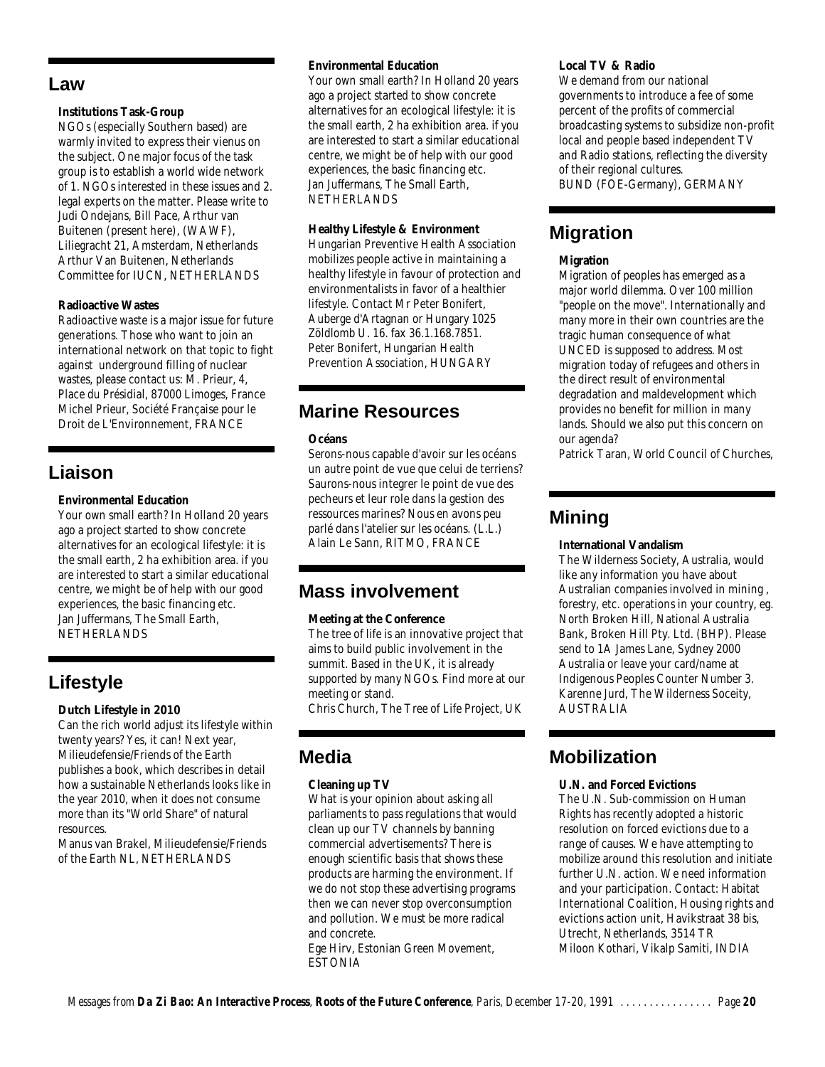## Law

### Institutions Task-Group

NGOs (especially Southern based) are warmly invited to express their vienus on the subject. One major focus of the task group is to establish a world wide network of 1. NGOs interested in these issues and 2. legal experts on the matter. Please write to Judi Ondejans, Bill Pace, Arthur van Buitenen (present here), (WAWF), Liliegracht 21, Amsterdam, Netherlands
Arthur Van Buitenen, Netherlands Committee for IUCN, NETHERLANDS

### Radioactive Wastes

Radioactive waste is a major issue for future generations. Those who want to join an international network on that topic to fight against underground filling of nuclear wastes, please contact us: M. Prieur, 4, Place du Présidial, 87000 Limoges, France
Michel Prieur, Société Française pour le Droit de L'Environnement, FRANCE

## Liaison

### Environmental Education

Your own small earth? In Holland 20 years ago a project started to show concrete alternatives for an ecological lifestyle: it is the small earth, 2 ha exhibition area. if you are interested to start a similar educational centre, we might be of help with our good experiences, the basic financing etc.
Jan Juffermans, The Small Earth, NETHERLANDS

## Lifestyle

### Dutch Lifestyle in 2010

Can the rich world adjust its lifestyle within twenty years? Yes, it can! Next year, Milieudefensie/Friends of the Earth publishes a book, which describes in detail how a sustainable Netherlands looks like in the year 2010, when it does not consume more than its "World Share" of natural resources.
Manus van Brakel, Milieudefensie/Friends of the Earth NL, NETHERLANDS

### Environmental Education

Your own small earth? In Holland 20 years ago a project started to show concrete alternatives for an ecological lifestyle: it is the small earth, 2 ha exhibition area. if you are interested to start a similar educational centre, we might be of help with our good experiences, the basic financing etc.
Jan Juffermans, The Small Earth, NETHERLANDS

### Healthy Lifestyle & Environment

Hungarian Preventive Health Association mobilizes people active in maintaining a healthy lifestyle in favour of protection and environmentalists in favor of a healthier lifestyle. Contact Mr Peter Bonifert, Auberge d'Artagnan or Hungary 1025 Zöldlomb U. 16. fax 36.1.168.7851.
Peter Bonifert, Hungarian Health Prevention Association, HUNGARY

## Marine Resources

### Océans

Serons-nous capable d'avoir sur les océans un autre point de vue que celui de terriens? Saurons-nous integrer le point de vue des pecheurs et leur role dans la gestion des ressources marines? Nous en avons peu parlé dans l'atelier sur les océans. (L.L.)
Alain Le Sann, RITMO, FRANCE

## Mass involvement

### Meeting at the Conference

The tree of life is an innovative project that aims to build public involvement in the summit. Based in the UK, it is already supported by many NGOs. Find more at our meeting or stand.
Chris Church, The Tree of Life Project, UK

## Media

### Cleaning up TV

What is your opinion about asking all parliaments to pass regulations that would clean up our TV channels by banning commercial advertisements? There is enough scientific basis that shows these products are harming the environment. If we do not stop these advertising programs then we can never stop overconsumption and pollution. We must be more radical and concrete.
Ege Hirv, Estonian Green Movement, ESTONIA

### Local TV & Radio

We demand from our national governments to introduce a fee of some percent of the profits of commercial broadcasting systems to subsidize non-profit local and people based independent TV and Radio stations, reflecting the diversity of their regional cultures.
BUND (FOE-Germany), GERMANY

## Migration

### Migration

Migration of peoples has emerged as a major world dilemma. Over 100 million "people on the move". Internationally and many more in their own countries are the tragic human consequence of what UNCED is supposed to address. Most migration today of refugees and others in the direct result of environmental degradation and maldevelopment which provides no benefit for million in many lands. Should we also put this concern on our agenda?
Patrick Taran, World Council of Churches,

## Mining

### International Vandalism

The Wilderness Society, Australia, would like any information you have about Australian companies involved in mining , forestry, etc. operations in your country, eg. North Broken Hill, National Australia Bank, Broken Hill Pty. Ltd. (BHP). Please send to 1A James Lane, Sydney 2000 Australia or leave your card/name at Indigenous Peoples Counter Number 3.
Karenne Jurd, The Wilderness Soceity, AUSTRALIA

## Mobilization

### U.N. and Forced Evictions

The U.N. Sub-commission on Human Rights has recently adopted a historic resolution on forced evictions due to a range of causes. We have attempting to mobilize around this resolution and initiate further U.N. action. We need information and your participation. Contact: Habitat International Coalition, Housing rights and evictions action unit, Havikstraat 38 bis, Utrecht, Netherlands, 3514 TR
Miloon Kothari, Vikalp Samiti, INDIA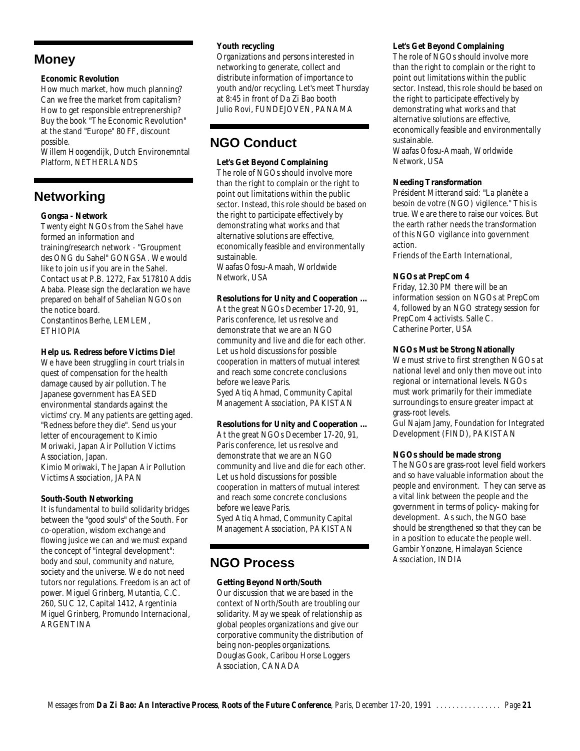## Money

### Economic Revolution

How much market, how much planning? Can we free the market from capitalism? How to get responsible entreprenership? Buy the book "The Economic Revolution" at the stand "Europe" 80 FF, discount possible.

Willem Hoogendijk, Dutch Environemntal Platform, NETHERLANDS

## Networking

### Gongsa - Network

Twenty eight NGOs from the Sahel have formed an information and training/research network - "Groupment des ONG du Sahel" GONGSA. We would like to join us if you are in the Sahel. Contact us at P.B. 1272, Fax 517810 Addis Ababa. Please sign the declaration we have prepared on behalf of Sahelian NGOs on the notice board.

Constantinos Berhe, LEMLEM, ETHIOPIA

### Help us. Redress before Victims Die!

We have been struggling in court trials in quest of compensation for the health damage caused by air pollution. The Japanese government has EASED environmental standards against the victims' cry. Many patients are getting aged. "Redness before they die". Send us your letter of encouragement to Kimio Moriwaki, Japan Air Pollution Victims Association, Japan.

Kimio Moriwaki, The Japan Air Pollution Victims Association, JAPAN

### South-South Networking

It is fundamental to build solidarity bridges between the "good souls" of the South. For co-operation, wisdom exchange and flowing jusice we can and we must expand the concept of "integral development": body and soul, community and nature, society and the universe. We do not need tutors nor regulations. Freedom is an act of power. Miguel Grinberg, Mutantia, C.C. 260, SUC 12, Capital 1412, Argentinia

Miguel Grinberg, Promundo Internacional, ARGENTINA

### Youth recycling

Organizations and persons interested in networking to generate, collect and distribute information of importance to youth and/or recycling. Let's meet Thursday at 8:45 in front of Da Zi Bao booth

Julio Rovi, FUNDEJOVEN, PANAMA

## NGO Conduct

### Let's Get Beyond Complaining

The role of NGOs should involve more than the right to complain or the right to point out limitations within the public sector. Instead, this role should be based on the right to participate effectively by demonstrating what works and that alternative solutions are effective, economically feasible and environmentally sustainable.

Waafas Ofosu-Amaah, Worldwide Network, USA

### Resolutions for Unity and Cooperation ...

At the great NGOs December 17-20, 91, Paris conference, let us resolve and demonstrate that we are an NGO community and live and die for each other. Let us hold discussions for possible cooperation in matters of mutual interest and reach some concrete conclusions before we leave Paris.

Syed Atiq Ahmad, Community Capital Management Association, PAKISTAN

### Resolutions for Unity and Cooperation ...

At the great NGOs December 17-20, 91, Paris conference, let us resolve and demonstrate that we are an NGO community and live and die for each other. Let us hold discussions for possible cooperation in matters of mutual interest and reach some concrete conclusions before we leave Paris.

Syed Atiq Ahmad, Community Capital Management Association, PAKISTAN

## NGO Process

### Getting Beyond North/South

Our discussion that we are based in the context of North/South are troubling our solidarity. May we speak of relationship as global peoples organizations and give our corporative community the distribution of being non-peoples organizations.

Douglas Gook, Caribou Horse Loggers Association, CANADA

### Let's Get Beyond Complaining

The role of NGOs should involve more than the right to complain or the right to point out limitations within the public sector. Instead, this role should be based on the right to participate effectively by demonstrating what works and that alternative solutions are effective, economically feasible and environmentally sustainable.

Waafas Ofosu-Amaah, Worldwide Network, USA

### Needing Transformation

Président Mitterand said: "La planète a besoin de votre (NGO) vigilence." This is true. We are there to raise our voices. But the earth rather needs the transformation of this NGO vigilance into government action.

Friends of the Earth International,

### NGOs at PrepCom 4

Friday, 12.30 PM there will be an information session on NGOs at PrepCom 4, followed by an NGO strategy session for PrepCom 4 activists. Salle C.

Catherine Porter, USA

### NGOs Must be Strong Nationally

We must strive to first strengthen NGOs at national level and only then move out into regional or international levels. NGOs must work primarily for their immediate surroundings to ensure greater impact at grass-root levels.

Gul Najam Jamy, Foundation for Integrated Development (FIND), PAKISTAN

### NGOs should be made strong

The NGOs are grass-root level field workers and so have valuable information about the people and environment. They can serve as a vital link between the people and the government in terms of policy- making for development. As such, the NGO base should be strengthened so that they can be in a position to educate the people well.

Gambir Yonzone, Himalayan Science Association, INDIA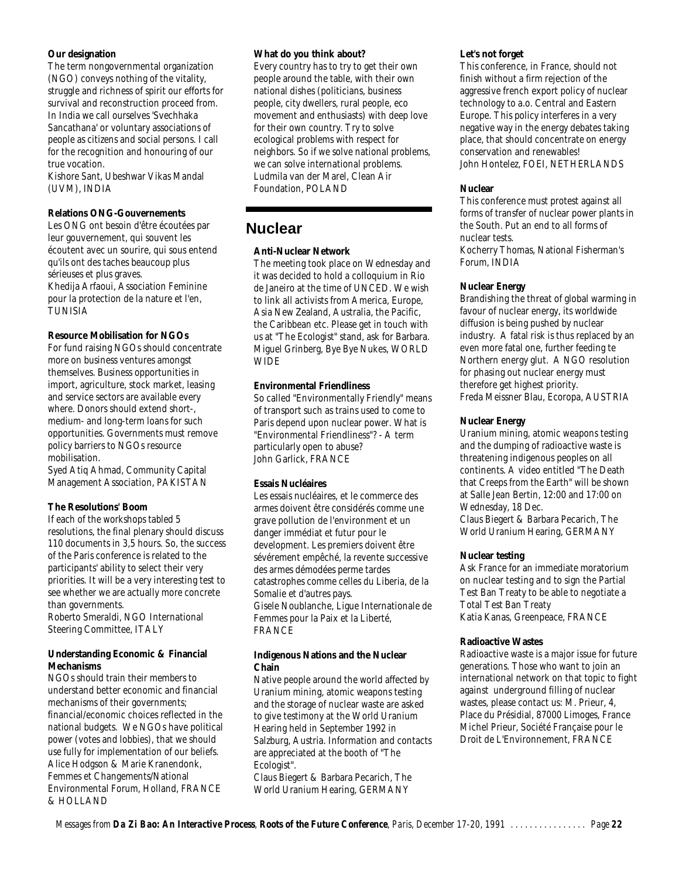**Our designation**

The term nongovernmental organization (NGO) conveys nothing of the vitality, struggle and richness of spirit our efforts for survival and reconstruction proceed from. In India we call ourselves 'Svechhaka Sancathana' or voluntary associations of people as citizens and social persons. I call for the recognition and honouring of our true vocation.
Kishore Sant, Ubeshwar Vikas Mandal (UVM), INDIA

**Relations ONG-Gouvernements**

Les ONG ont besoin d'être écoutées par leur gouvernement, qui souvent les écoutent avec un sourire, qui sous entend qu'ils ont des taches beaucoup plus sérieuses et plus graves.
Khedija Arfaoui, Association Feminine pour la protection de la nature et l'en, TUNISIA

**Resource Mobilisation for NGOs**

For fund raising NGOs should concentrate more on business ventures amongst themselves. Business opportunities in import, agriculture, stock market, leasing and service sectors are available every where. Donors should extend short-, medium- and long-term loans for such opportunities. Governments must remove policy barriers to NGOs resource mobilisation.
Syed Atiq Ahmad, Community Capital Management Association, PAKISTAN

**The Resolutions' Boom**

If each of the workshops tabled 5 resolutions, the final plenary should discuss 110 documents in 3,5 hours. So, the success of the Paris conference is related to the participants' ability to select their very priorities. It will be a very interesting test to see whether we are actually more concrete than governments.
Roberto Smeraldi, NGO International Steering Committee, ITALY

**Understanding Economic & Financial Mechanisms**

NGOs should train their members to understand better economic and financial mechanisms of their governments; financial/economic choices reflected in the national budgets. We NGOs have political power (votes and lobbies), that we should use fully for implementation of our beliefs.
Alice Hodgson & Marie Kranendonk, Femmes et Changements/National Environmental Forum, Holland, FRANCE & HOLLAND

**What do you think about?**

Every country has to try to get their own people around the table, with their own national dishes (politicians, business people, city dwellers, rural people, eco movement and enthusiasts) with deep love for their own country. Try to solve ecological problems with respect for neighbors. So if we solve national problems, we can solve international problems.
Ludmila van der Marel, Clean Air Foundation, POLAND

## Nuclear

**Anti-Nuclear Network**

The meeting took place on Wednesday and it was decided to hold a colloquium in Rio de Janeiro at the time of UNCED. We wish to link all activists from America, Europe, Asia New Zealand, Australia, the Pacific, the Caribbean etc. Please get in touch with us at "The Ecologist" stand, ask for Barbara.
Miguel Grinberg, Bye Bye Nukes, WORLD WIDE

**Environmental Friendliness**

So called "Environmentally Friendly" means of transport such as trains used to come to Paris depend upon nuclear power. What is "Environmental Friendliness"? - A term particularly open to abuse?
John Garlick, FRANCE

**Essais Nucléaires**

Les essais nucléaires, et le commerce des armes doivent être considérés comme une grave pollution de l'environnement et un danger immédiat et futur pour le development. Les premiers doivent être sévérement empêché, la revente successive des armes démodées perme tardes catastrophes comme celles du Liberia, de la Somalie et d'autres pays.
Gisele Noublanche, Ligue Internationale de Femmes pour la Paix et la Liberté, FRANCE

**Indigenous Nations and the Nuclear Chain**

Native people around the world affected by Uranium mining, atomic weapons testing and the storage of nuclear waste are asked to give testimony at the World Uranium Hearing held in September 1992 in Salzburg, Austria. Information and contacts are appreciated at the booth of "The Ecologist".
Claus Biegert & Barbara Pecarich, The World Uranium Hearing, GERMANY

**Let's not forget**

This conference, in France, should not finish without a firm rejection of the aggressive french export policy of nuclear technology to a.o. Central and Eastern Europe. This policy interferes in a very negative way in the energy debates taking place, that should concentrate on energy conservation and renewables!
John Hontelez, FOEI, NETHERLANDS

**Nuclear**

This conference must protest against all forms of transfer of nuclear power plants in the South. Put an end to all forms of nuclear tests.
Kocherry Thomas, National Fisherman's Forum, INDIA

**Nuclear Energy**

Brandishing the threat of global warming in favour of nuclear energy, its worldwide diffusion is being pushed by nuclear industry. A fatal risk is thus replaced by an even more fatal one, further feeding te Northern energy glut. A NGO resolution for phasing out nuclear energy must therefore get highest priority.
Freda Meissner Blau, Ecoropa, AUSTRIA

**Nuclear Energy**

Uranium mining, atomic weapons testing and the dumping of radioactive waste is threatening indigenous peoples on all continents. A video entitled "The Death that Creeps from the Earth" will be shown at Salle Jean Bertin, 12:00 and 17:00 on Wednesday, 18 Dec.
Claus Biegert & Barbara Pecarich, The World Uranium Hearing, GERMANY

**Nuclear testing**

Ask France for an immediate moratorium on nuclear testing and to sign the Partial Test Ban Treaty to be able to negotiate a Total Test Ban Treaty
Katia Kanas, Greenpeace, FRANCE

**Radioactive Wastes**

Radioactive waste is a major issue for future generations. Those who want to join an international network on that topic to fight against underground filling of nuclear wastes, please contact us: M. Prieur, 4, Place du Présidial, 87000 Limoges, France
Michel Prieur, Société Française pour le Droit de L'Environnement, FRANCE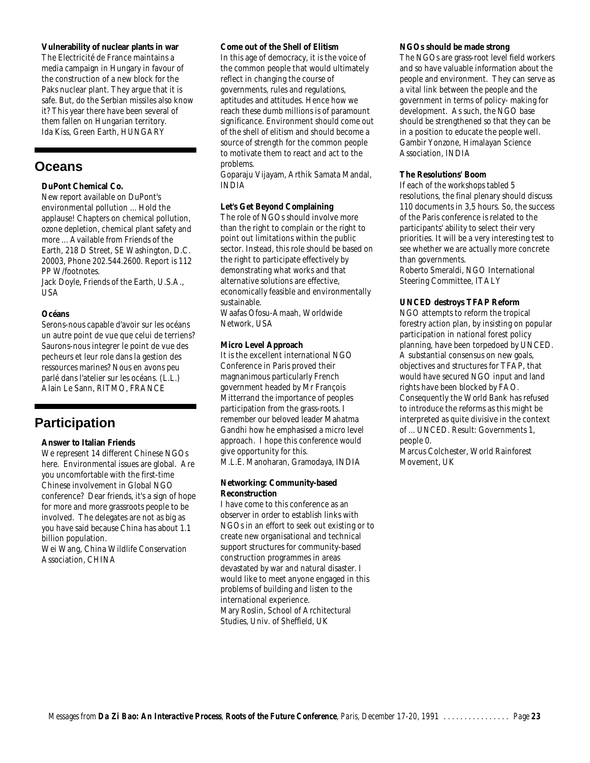**Vulnerability of nuclear plants in war**

The Electricité de France maintains a media campaign in Hungary in favour of the construction of a new block for the Paks nuclear plant. They argue that it is safe. But, do the Serbian missiles also know it? This year there have been several of them fallen on Hungarian territory.
Ida Kiss, Green Earth, HUNGARY

## Oceans

**DuPont Chemical Co.**

New report available on DuPont's environmental pollution ... Hold the applause! Chapters on chemical pollution, ozone depletion, chemical plant safety and more ... Available from Friends of the Earth, 218 D Street, SE Washington, D.C. 20003, Phone 202.544.2600. Report is 112 PP W/footnotes.
Jack Doyle, Friends of the Earth, U.S.A., USA

**Océans**

Serons-nous capable d'avoir sur les océans un autre point de vue que celui de terriens? Saurons-nous integrer le point de vue des pecheurs et leur role dans la gestion des ressources marines? Nous en avons peu parlé dans l'atelier sur les océans. (L.L.)
Alain Le Sann, RITMO, FRANCE

## Participation

**Answer to Italian Friends**

We represent 14 different Chinese NGOs here. Environmental issues are global. Are you uncomfortable with the first-time Chinese involvement in Global NGO conference? Dear friends, it's a sign of hope for more and more grassroots people to be involved. The delegates are not as big as you have said because China has about 1.1 billion population.
Wei Wang, China Wildlife Conservation Association, CHINA

**Come out of the Shell of Elitism**

In this age of democracy, it is the voice of the common people that would ultimately reflect in changing the course of governments, rules and regulations, aptitudes and attitudes. Hence how we reach these dumb millions is of paramount significance. Environment should come out of the shell of elitism and should become a source of strength for the common people to motivate them to react and act to the problems.
Goparaju Vijayam, Arthik Samata Mandal, INDIA

**Let's Get Beyond Complaining**

The role of NGOs should involve more than the right to complain or the right to point out limitations within the public sector. Instead, this role should be based on the right to participate effectively by demonstrating what works and that alternative solutions are effective, economically feasible and environmentally sustainable.
Waafas Ofosu-Amaah, Worldwide Network, USA

**Micro Level Approach**

It is the excellent international NGO Conference in Paris proved their magnanimous particularly French government headed by Mr François Mitterrand the importance of peoples participation from the grass-roots. I remember our beloved leader Mahatma Gandhi how he emphasised a micro level approach. I hope this conference would give opportunity for this.
M.L.E. Manoharan, Gramodaya, INDIA

**Networking: Community-based Reconstruction**

I have come to this conference as an observer in order to establish links with NGOs in an effort to seek out existing or to create new organisational and technical support structures for community-based construction programmes in areas devastated by war and natural disaster. I would like to meet anyone engaged in this problems of building and listen to the international experience.
Mary Roslin, School of Architectural Studies, Univ. of Sheffield, UK

**NGOs should be made strong**

The NGOs are grass-root level field workers and so have valuable information about the people and environment. They can serve as a vital link between the people and the government in terms of policy- making for development. As such, the NGO base should be strengthened so that they can be in a position to educate the people well.
Gambir Yonzone, Himalayan Science Association, INDIA

**The Resolutions' Boom**

If each of the workshops tabled 5 resolutions, the final plenary should discuss 110 documents in 3,5 hours. So, the success of the Paris conference is related to the participants' ability to select their very priorities. It will be a very interesting test to see whether we are actually more concrete than governments.
Roberto Smeraldi, NGO International Steering Committee, ITALY

**UNCED destroys TFAP Reform**

NGO attempts to reform the tropical forestry action plan, by insisting on popular participation in national forest policy planning, have been torpedoed by UNCED. A substantial consensus on new goals, objectives and structures for TFAP, that would have secured NGO input and land rights have been blocked by FAO. Consequently the World Bank has refused to introduce the reforms as this might be interpreted as quite divisive in the context of ... UNCED. Result: Governments 1, people 0.
Marcus Colchester, World Rainforest Movement, UK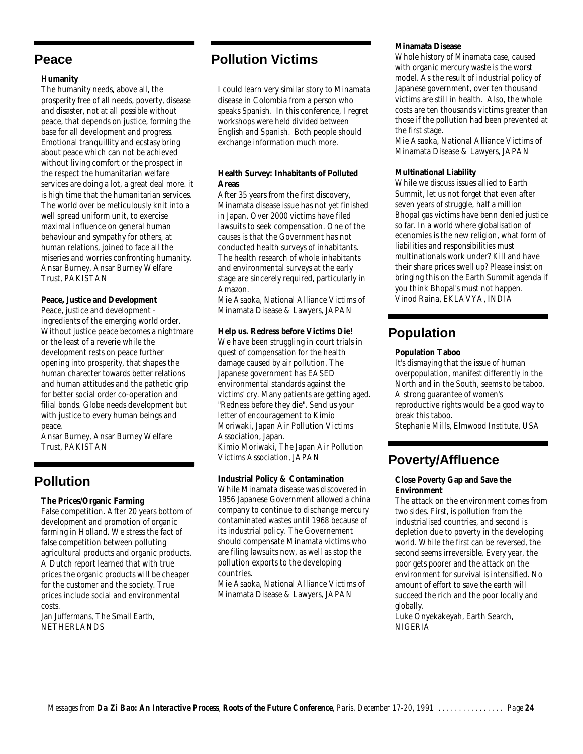## Peace

### Humanity

The humanity needs, above all, the prosperity free of all needs, poverty, disease and disaster, not at all possible without peace, that depends on justice, forming the base for all development and progress. Emotional tranquillity and ecstasy bring about peace which can not be achieved without living comfort or the prospect in the respect the humanitarian welfare services are doing a lot, a great deal more. it is high time that the humanitarian services. The world over be meticulously knit into a well spread uniform unit, to exercise maximal influence on general human behaviour and sympathy for others, at human relations, joined to face all the miseries and worries confronting humanity.
Ansar Burney, Ansar Burney Welfare Trust, PAKISTAN

### Peace, Justice and Development

Peace, justice and development - ingredients of the emerging world order. Without justice peace becomes a nightmare or the least of a reverie while the development rests on peace further opening into prosperity, that shapes the human charecter towards better relations and human attitudes and the pathetic grip for better social order co-operation and filial bonds. Globe needs development but with justice to every human beings and peace.
Ansar Burney, Ansar Burney Welfare Trust, PAKISTAN

## Pollution

### The Prices/Organic Farming

False competition. After 20 years bottom of development and promotion of organic farming in Holland. We stress the fact of false competition between polluting agricultural products and organic products. A Dutch report learned that with true prices the organic products will be cheaper for the customer and the society. True prices include social and environmental costs.
Jan Juffermans, The Small Earth, NETHERLANDS

## Pollution Victims

I could learn very similar story to Minamata disease in Colombia from a person who speaks Spanish. In this conference, I regret workshops were held divided between English and Spanish. Both people should exchange information much more.

### Health Survey: Inhabitants of Polluted Areas

After 35 years from the first discovery, Minamata disease issue has not yet finished in Japan. Over 2000 victims have filed lawsuits to seek compensation. One of the causes is that the Government has not conducted health surveys of inhabitants. The health research of whole inhabitants and environmental surveys at the early stage are sincerely required, particularly in Amazon.
Mie Asaoka, National Alliance Victims of Minamata Disease & Lawyers, JAPAN

### Help us. Redress before Victims Die!

We have been struggling in court trials in quest of compensation for the health damage caused by air pollution. The Japanese government has EASED environmental standards against the victims' cry. Many patients are getting aged. "Redness before they die". Send us your letter of encouragement to Kimio Moriwaki, Japan Air Pollution Victims Association, Japan.
Kimio Moriwaki, The Japan Air Pollution Victims Association, JAPAN

### Industrial Policy & Contamination

While Minamata disease was discovered in 1956 Japanese Government allowed a china company to continue to dischange mercury contaminated wastes until 1968 because of its industrial policy. The Governement should compensate Minamata victims who are filing lawsuits now, as well as stop the pollution exports to the developing countries.
Mie Asaoka, National Alliance Victims of Minamata Disease & Lawyers, JAPAN

### Minamata Disease

Whole history of Minamata case, caused with organic mercury waste is the worst model. As the result of industrial policy of Japanese government, over ten thousand victims are still in health. Also, the whole costs are ten thousands victims greater than those if the pollution had been prevented at the first stage.
Mie Asaoka, National Alliance Victims of Minamata Disease & Lawyers, JAPAN

### Multinational Liability

While we discuss issues allied to Earth Summit, let us not forget that even after seven years of struggle, half a million Bhopal gas victims have benn denied justice so far. In a world where globalisation of ecenomies is the new religion, what form of liabilities and responsibilities must multinationals work under? Kill and have their share prices swell up? Please insist on bringing this on the Earth Summit agenda if you think Bhopal's must not happen.
Vinod Raina, EKLAVYA, INDIA

## Population

### Population Taboo

It's dismaying that the issue of human overpopulation, manifest differently in the North and in the South, seems to be taboo. A strong guarantee of women's reproductive rights would be a good way to break this taboo.
Stephanie Mills, Elmwood Institute, USA

## Poverty/Affluence

### Close Poverty Gap and Save the Environment

The attack on the environment comes from two sides. First, is pollution from the industrialised countries, and second is depletion due to poverty in the developing world. While the first can be reversed, the second seems irreversible. Every year, the poor gets poorer and the attack on the environment for survival is intensified. No amount of effort to save the earth will succeed the rich and the poor locally and globally.
Luke Onyekakeyah, Earth Search, NIGERIA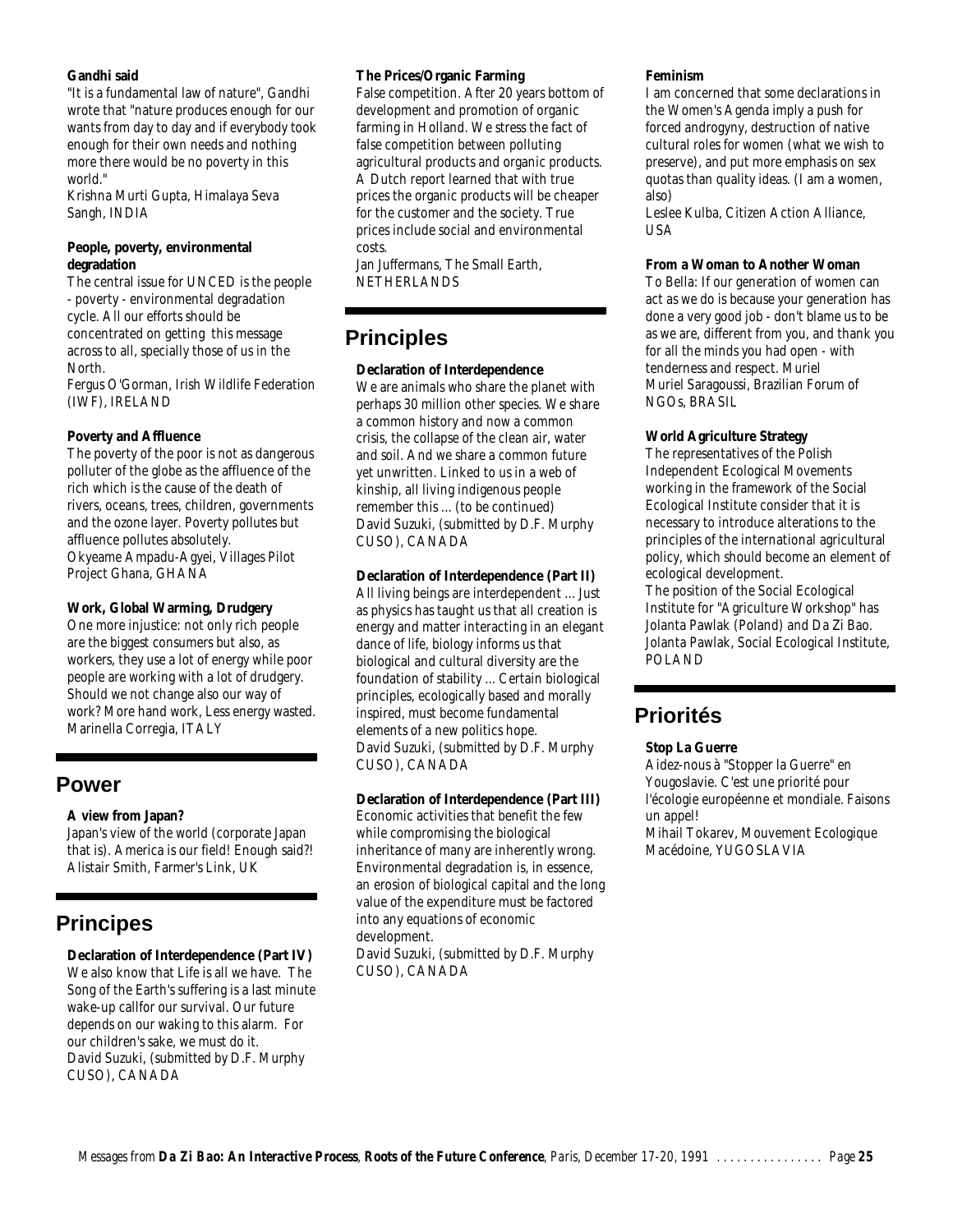**Gandhi said**

"It is a fundamental law of nature", Gandhi wrote that "nature produces enough for our wants from day to day and if everybody took enough for their own needs and nothing more there would be no poverty in this world."

Krishna Murti Gupta, Himalaya Seva Sangh, INDIA

**People, poverty, environmental degradation**

The central issue for UNCED is the people - poverty - environmental degradation cycle. All our efforts should be concentrated on getting this message across to all, specially those of us in the North.

Fergus O'Gorman, Irish Wildlife Federation (IWF), IRELAND

**Poverty and Affluence**

The poverty of the poor is not as dangerous polluter of the globe as the affluence of the rich which is the cause of the death of rivers, oceans, trees, children, governments and the ozone layer. Poverty pollutes but affluence pollutes absolutely.

Okyeame Ampadu-Agyei, Villages Pilot Project Ghana, GHANA

**Work, Global Warming, Drudgery**

One more injustice: not only rich people are the biggest consumers but also, as workers, they use a lot of energy while poor people are working with a lot of drudgery. Should we not change also our way of work? More hand work, Less energy wasted.

Marinella Corregia, ITALY

## Power

**A view from Japan?**

Japan's view of the world (corporate Japan that is). America is our field! Enough said?!

Alistair Smith, Farmer's Link, UK

## Principes

**Declaration of Interdependence (Part IV)**

We also know that Life is all we have. The Song of the Earth's suffering is a last minute wake-up callfor our survival. Our future depends on our waking to this alarm. For our children's sake, we must do it.

David Suzuki, (submitted by D.F. Murphy CUSO), CANADA

**The Prices/Organic Farming**

False competition. After 20 years bottom of development and promotion of organic farming in Holland. We stress the fact of false competition between polluting agricultural products and organic products. A Dutch report learned that with true prices the organic products will be cheaper for the customer and the society. True prices include social and environmental costs.

Jan Juffermans, The Small Earth, NETHERLANDS

## Principles

**Declaration of Interdependence**

We are animals who share the planet with perhaps 30 million other species. We share a common history and now a common crisis, the collapse of the clean air, water and soil. And we share a common future yet unwritten. Linked to us in a web of kinship, all living indigenous people remember this ... (to be continued)

David Suzuki, (submitted by D.F. Murphy CUSO), CANADA

**Declaration of Interdependence (Part II)**

All living beings are interdependent ... Just as physics has taught us that all creation is energy and matter interacting in an elegant dance of life, biology informs us that biological and cultural diversity are the foundation of stability ... Certain biological principles, ecologically based and morally inspired, must become fundamental elements of a new politics hope.

David Suzuki, (submitted by D.F. Murphy CUSO), CANADA

**Declaration of Interdependence (Part III)**

Economic activities that benefit the few while compromising the biological inheritance of many are inherently wrong. Environmental degradation is, in essence, an erosion of biological capital and the long value of the expenditure must be factored into any equations of economic development.

David Suzuki, (submitted by D.F. Murphy CUSO), CANADA

**Feminism**

I am concerned that some declarations in the Women's Agenda imply a push for forced androgyny, destruction of native cultural roles for women (what we wish to preserve), and put more emphasis on sex quotas than quality ideas. (I am a women, also)

Leslee Kulba, Citizen Action Alliance, USA

**From a Woman to Another Woman**

To Bella: If our generation of women can act as we do is because your generation has done a very good job - don't blame us to be as we are, different from you, and thank you for all the minds you had open - with tenderness and respect. Muriel

Muriel Saragoussi, Brazilian Forum of NGOs, BRASIL

**World Agriculture Strategy**

The representatives of the Polish Independent Ecological Movements working in the framework of the Social Ecological Institute consider that it is necessary to introduce alterations to the principles of the international agricultural policy, which should become an element of ecological development.

The position of the Social Ecological Institute for "Agriculture Workshop" has Jolanta Pawlak (Poland) and Da Zi Bao.

Jolanta Pawlak, Social Ecological Institute, POLAND

## Priorités

**Stop La Guerre**

Aidez-nous à "Stopper la Guerre" en Yougoslavie. C'est une priorité pour l'écologie européenne et mondiale. Faisons un appel!

Mihail Tokarev, Mouvement Ecologique Macédoine, YUGOSLAVIA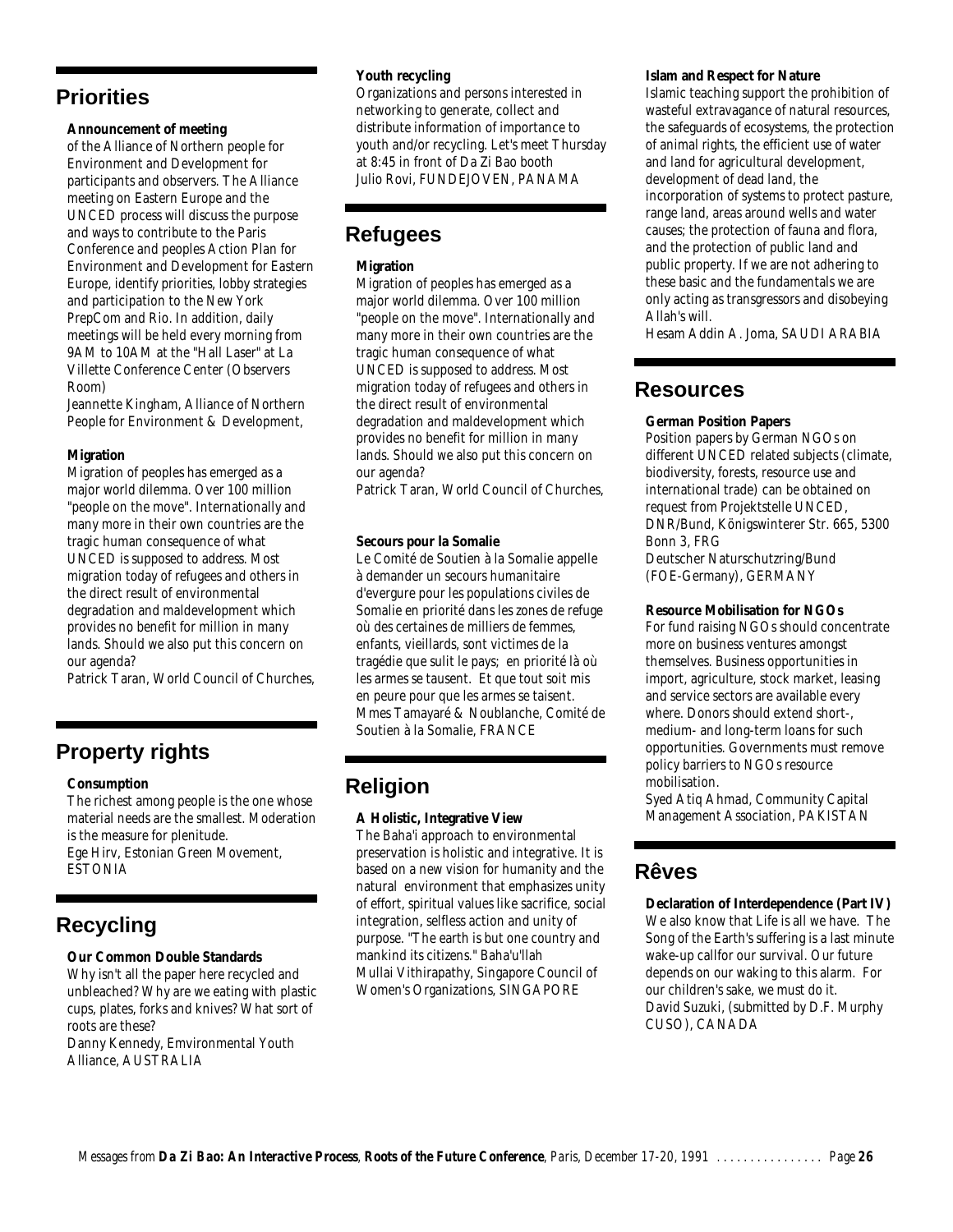## Priorities

**Announcement of meeting**

of the Alliance of Northern people for Environment and Development for participants and observers. The Alliance meeting on Eastern Europe and the UNCED process will discuss the purpose and ways to contribute to the Paris Conference and peoples Action Plan for Environment and Development for Eastern Europe, identify priorities, lobby strategies and participation to the New York PrepCom and Rio. In addition, daily meetings will be held every morning from 9AM to 10AM at the "Hall Laser" at La Villette Conference Center (Observers Room)
Jeannette Kingham, Alliance of Northern People for Environment & Development,

**Migration**

Migration of peoples has emerged as a major world dilemma. Over 100 million "people on the move". Internationally and many more in their own countries are the tragic human consequence of what UNCED is supposed to address. Most migration today of refugees and others in the direct result of environmental degradation and maldevelopment which provides no benefit for million in many lands. Should we also put this concern on our agenda?
Patrick Taran, World Council of Churches,

## Property rights

**Consumption**

The richest among people is the one whose material needs are the smallest. Moderation is the measure for plenitude.
Ege Hirv, Estonian Green Movement, ESTONIA

## Recycling

**Our Common Double Standards**

Why isn't all the paper here recycled and unbleached? Why are we eating with plastic cups, plates, forks and knives? What sort of roots are these?
Danny Kennedy, Emvironmental Youth Alliance, AUSTRALIA

**Youth recycling**

Organizations and persons interested in networking to generate, collect and distribute information of importance to youth and/or recycling. Let's meet Thursday at 8:45 in front of Da Zi Bao booth
Julio Rovi, FUNDEJOVEN, PANAMA

## Refugees

**Migration**

Migration of peoples has emerged as a major world dilemma. Over 100 million "people on the move". Internationally and many more in their own countries are the tragic human consequence of what UNCED is supposed to address. Most migration today of refugees and others in the direct result of environmental degradation and maldevelopment which provides no benefit for million in many lands. Should we also put this concern on our agenda?
Patrick Taran, World Council of Churches,

**Secours pour la Somalie**

Le Comité de Soutien à la Somalie appelle à demander un secours humanitaire d'evergure pour les populations civiles de Somalie en priorité dans les zones de refuge où des certaines de milliers de femmes, enfants, vieillards, sont victimes de la tragédie que sulit le pays; en priorité là où les armes se tausent. Et que tout soit mis en peure pour que les armes se taisent.
Mmes Tamayaré & Noublanche, Comité de Soutien à la Somalie, FRANCE

## Religion

**A Holistic, Integrative View**

The Baha'i approach to environmental preservation is holistic and integrative. It is based on a new vision for humanity and the natural environment that emphasizes unity of effort, spiritual values like sacrifice, social integration, selfless action and unity of purpose. "The earth is but one country and mankind its citizens." Baha'u'llah
Mullai Vithirapathy, Singapore Council of Women's Organizations, SINGAPORE

**Islam and Respect for Nature**

Islamic teaching support the prohibition of wasteful extravagance of natural resources, the safeguards of ecosystems, the protection of animal rights, the efficient use of water and land for agricultural development, development of dead land, the incorporation of systems to protect pasture, range land, areas around wells and water causes; the protection of fauna and flora, and the protection of public land and public property. If we are not adhering to these basic and the fundamentals we are only acting as transgressors and disobeying Allah's will.
Hesam Addin A. Joma, SAUDI ARABIA

## Resources

**German Position Papers**

Position papers by German NGOs on different UNCED related subjects (climate, biodiversity, forests, resource use and international trade) can be obtained on request from Projektstelle UNCED, DNR/Bund, Königswinterer Str. 665, 5300 Bonn 3, FRG
Deutscher Naturschutzring/Bund (FOE-Germany), GERMANY

**Resource Mobilisation for NGOs**

For fund raising NGOs should concentrate more on business ventures amongst themselves. Business opportunities in import, agriculture, stock market, leasing and service sectors are available every where. Donors should extend short-, medium- and long-term loans for such opportunities. Governments must remove policy barriers to NGOs resource mobilisation.
Syed Atiq Ahmad, Community Capital Management Association, PAKISTAN

## Rêves

**Declaration of Interdependence (Part IV)**

We also know that Life is all we have. The Song of the Earth's suffering is a last minute wake-up callfor our survival. Our future depends on our waking to this alarm. For our children's sake, we must do it.
David Suzuki, (submitted by D.F. Murphy CUSO), CANADA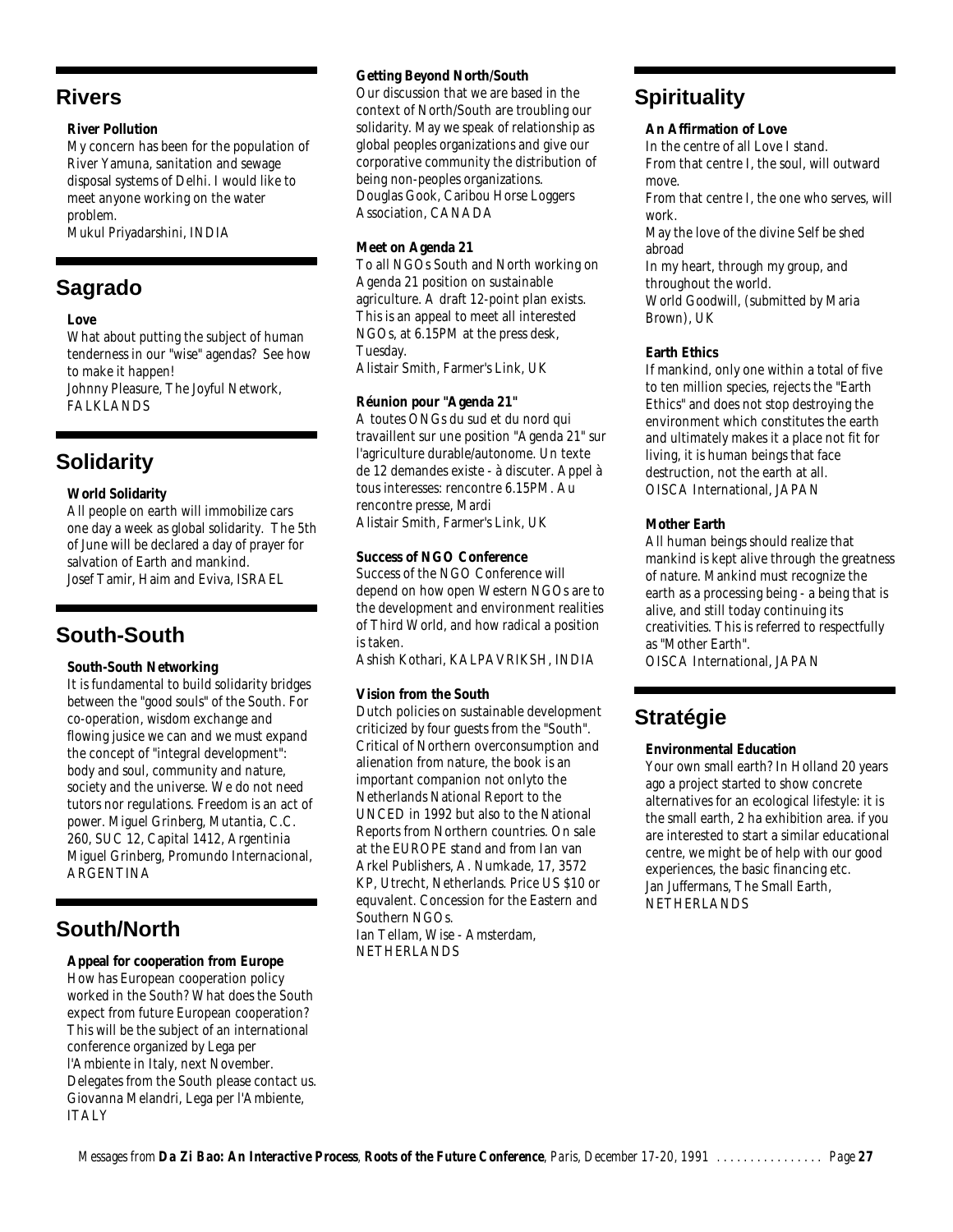## Rivers

### River Pollution

My concern has been for the population of River Yamuna, sanitation and sewage disposal systems of Delhi. I would like to meet anyone working on the water problem.
Mukul Priyadarshini, INDIA

## Sagrado

### Love

What about putting the subject of human tenderness in our "wise" agendas? See how to make it happen!
Johnny Pleasure, The Joyful Network, FALKLANDS

## Solidarity

### World Solidarity

All people on earth will immobilize cars one day a week as global solidarity. The 5th of June will be declared a day of prayer for salvation of Earth and mankind.
Josef Tamir, Haim and Eviva, ISRAEL

## South-South

### South-South Networking

It is fundamental to build solidarity bridges between the "good souls" of the South. For co-operation, wisdom exchange and flowing jusice we can and we must expand the concept of "integral development": body and soul, community and nature, society and the universe. We do not need tutors nor regulations. Freedom is an act of power. Miguel Grinberg, Mutantia, C.C. 260, SUC 12, Capital 1412, Argentinia
Miguel Grinberg, Promundo Internacional, ARGENTINA

## South/North

### Appeal for cooperation from Europe

How has European cooperation policy worked in the South? What does the South expect from future European cooperation? This will be the subject of an international conference organized by Lega per l'Ambiente in Italy, next November. Delegates from the South please contact us.
Giovanna Melandri, Lega per l'Ambiente, ITALY

### Getting Beyond North/South

Our discussion that we are based in the context of North/South are troubling our solidarity. May we speak of relationship as global peoples organizations and give our corporative community the distribution of being non-peoples organizations.
Douglas Gook, Caribou Horse Loggers Association, CANADA

### Meet on Agenda 21

To all NGOs South and North working on Agenda 21 position on sustainable agriculture. A draft 12-point plan exists. This is an appeal to meet all interested NGOs, at 6.15PM at the press desk, Tuesday.
Alistair Smith, Farmer's Link, UK

### Réunion pour "Agenda 21"

A toutes ONGs du sud et du nord qui travaillent sur une position "Agenda 21" sur l'agriculture durable/autonome. Un texte de 12 demandes existe - à discuter. Appel à tous interesses: rencontre 6.15PM. Au rencontre presse, Mardi
Alistair Smith, Farmer's Link, UK

### Success of NGO Conference

Success of the NGO Conference will depend on how open Western NGOs are to the development and environment realities of Third World, and how radical a position is taken.
Ashish Kothari, KALPAVRIKSH, INDIA

### Vision from the South

Dutch policies on sustainable development criticized by four guests from the "South". Critical of Northern overconsumption and alienation from nature, the book is an important companion not onlyto the Netherlands National Report to the UNCED in 1992 but also to the National Reports from Northern countries. On sale at the EUROPE stand and from Ian van Arkel Publishers, A. Numkade, 17, 3572 KP, Utrecht, Netherlands. Price US $10 or equvalent. Concession for the Eastern and Southern NGOs.
Ian Tellam, Wise - Amsterdam, NETHERLANDS

## Spirituality

### An Affirmation of Love

In the centre of all Love I stand.
From that centre I, the soul, will outward move.
From that centre I, the one who serves, will work.
May the love of the divine Self be shed abroad
In my heart, through my group, and throughout the world.
World Goodwill, (submitted by Maria Brown), UK

### Earth Ethics

If mankind, only one within a total of five to ten million species, rejects the "Earth Ethics" and does not stop destroying the environment which constitutes the earth and ultimately makes it a place not fit for living, it is human beings that face destruction, not the earth at all.
OISCA International, JAPAN

### Mother Earth

All human beings should realize that mankind is kept alive through the greatness of nature. Mankind must recognize the earth as a processing being - a being that is alive, and still today continuing its creativities. This is referred to respectfully as "Mother Earth".
OISCA International, JAPAN

## Stratégie

### Environmental Education

Your own small earth? In Holland 20 years ago a project started to show concrete alternatives for an ecological lifestyle: it is the small earth, 2 ha exhibition area. if you are interested to start a similar educational centre, we might be of help with our good experiences, the basic financing etc.
Jan Juffermans, The Small Earth, NETHERLANDS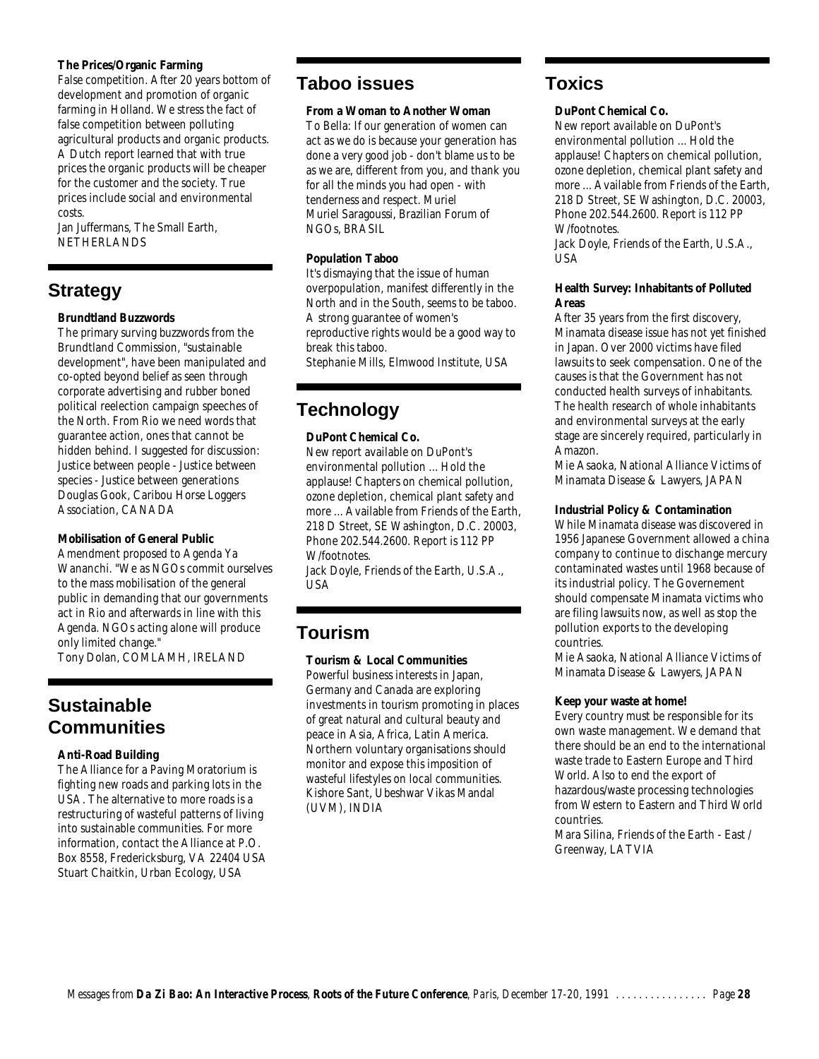**The Prices/Organic Farming**

False competition. After 20 years bottom of development and promotion of organic farming in Holland. We stress the fact of false competition between polluting agricultural products and organic products. A Dutch report learned that with true prices the organic products will be cheaper for the customer and the society. True prices include social and environmental costs.
Jan Juffermans, The Small Earth, NETHERLANDS

## Strategy

**Brundtland Buzzwords**

The primary surving buzzwords from the Brundtland Commission, "sustainable development", have been manipulated and co-opted beyond belief as seen through corporate advertising and rubber boned political reelection campaign speeches of the North. From Rio we need words that guarantee action, ones that cannot be hidden behind. I suggested for discussion: Justice between people - Justice between species - Justice between generations
Douglas Gook, Caribou Horse Loggers Association, CANADA

**Mobilisation of General Public**

Amendment proposed to Agenda Ya Wananchi. "We as NGOs commit ourselves to the mass mobilisation of the general public in demanding that our governments act in Rio and afterwards in line with this Agenda. NGOs acting alone will produce only limited change."
Tony Dolan, COMLAMH, IRELAND

## Sustainable Communities

**Anti-Road Building**

The Alliance for a Paving Moratorium is fighting new roads and parking lots in the USA. The alternative to more roads is a restructuring of wasteful patterns of living into sustainable communities. For more information, contact the Alliance at P.O. Box 8558, Fredericksburg, VA 22404 USA
Stuart Chaitkin, Urban Ecology, USA

## Taboo issues

**From a Woman to Another Woman**

To Bella: If our generation of women can act as we do is because your generation has done a very good job - don't blame us to be as we are, different from you, and thank you for all the minds you had open - with tenderness and respect. Muriel
Muriel Saragoussi, Brazilian Forum of NGOs, BRASIL

**Population Taboo**

It's dismaying that the issue of human overpopulation, manifest differently in the North and in the South, seems to be taboo. A strong guarantee of women's reproductive rights would be a good way to break this taboo.
Stephanie Mills, Elmwood Institute, USA

## Technology

**DuPont Chemical Co.**

New report available on DuPont's environmental pollution ... Hold the applause! Chapters on chemical pollution, ozone depletion, chemical plant safety and more ... Available from Friends of the Earth, 218 D Street, SE Washington, D.C. 20003, Phone 202.544.2600. Report is 112 PP W/footnotes.
Jack Doyle, Friends of the Earth, U.S.A., USA

## Tourism

**Tourism & Local Communities**

Powerful business interests in Japan, Germany and Canada are exploring investments in tourism promoting in places of great natural and cultural beauty and peace in Asia, Africa, Latin America. Northern voluntary organisations should monitor and expose this imposition of wasteful lifestyles on local communities.
Kishore Sant, Ubeshwar Vikas Mandal (UVM), INDIA

## Toxics

**DuPont Chemical Co.**

New report available on DuPont's environmental pollution ... Hold the applause! Chapters on chemical pollution, ozone depletion, chemical plant safety and more ... Available from Friends of the Earth, 218 D Street, SE Washington, D.C. 20003, Phone 202.544.2600. Report is 112 PP W/footnotes.
Jack Doyle, Friends of the Earth, U.S.A., USA

**Health Survey: Inhabitants of Polluted Areas**

After 35 years from the first discovery, Minamata disease issue has not yet finished in Japan. Over 2000 victims have filed lawsuits to seek compensation. One of the causes is that the Government has not conducted health surveys of inhabitants. The health research of whole inhabitants and environmental surveys at the early stage are sincerely required, particularly in Amazon.
Mie Asaoka, National Alliance Victims of Minamata Disease & Lawyers, JAPAN

**Industrial Policy & Contamination**

While Minamata disease was discovered in 1956 Japanese Government allowed a china company to continue to dischange mercury contaminated wastes until 1968 because of its industrial policy. The Governement should compensate Minamata victims who are filing lawsuits now, as well as stop the pollution exports to the developing countries.
Mie Asaoka, National Alliance Victims of Minamata Disease & Lawyers, JAPAN

**Keep your waste at home!**

Every country must be responsible for its own waste management. We demand that there should be an end to the international waste trade to Eastern Europe and Third World. Also to end the export of hazardous/waste processing technologies from Western to Eastern and Third World countries.
Mara Silina, Friends of the Earth - East / Greenway, LATVIA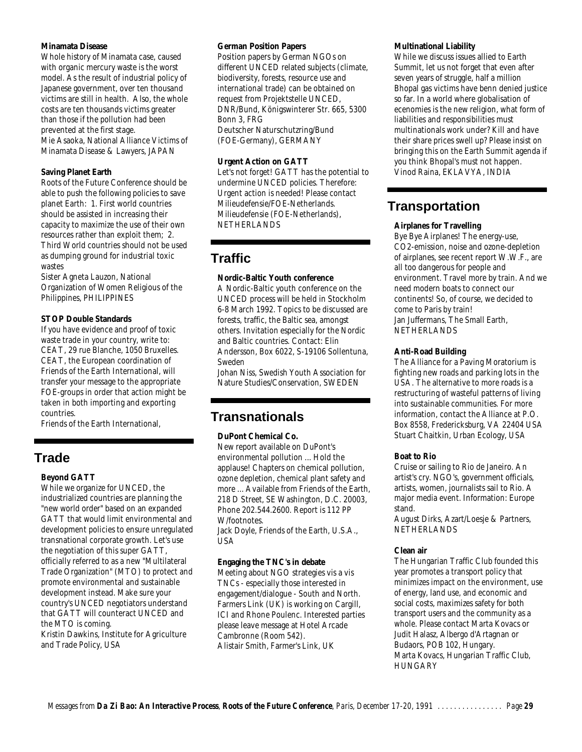#### Minamata Disease

Whole history of Minamata case, caused with organic mercury waste is the worst model. As the result of industrial policy of Japanese government, over ten thousand victims are still in health. Also, the whole costs are ten thousands victims greater than those if the pollution had been prevented at the first stage.
Mie Asaoka, National Alliance Victims of Minamata Disease & Lawyers, JAPAN

#### Saving Planet Earth

Roots of the Future Conference should be able to push the following policies to save planet Earth: 1. First world countries should be assisted in increasing their capacity to maximize the use of their own resources rather than exploit them; 2. Third World countries should not be used as dumping ground for industrial toxic wastes
Sister Agneta Lauzon, National Organization of Women Religious of the Philippines, PHILIPPINES

#### STOP Double Standards

If you have evidence and proof of toxic waste trade in your country, write to: CEAT, 29 rue Blanche, 1050 Bruxelles. CEAT, the European coordination of Friends of the Earth International, will transfer your message to the appropriate FOE-groups in order that action might be taken in both importing and exporting countries.
Friends of the Earth International,

## Trade

#### Beyond GATT

While we organize for UNCED, the industrialized countries are planning the "new world order" based on an expanded GATT that would limit environmental and development policies to ensure unregulated transnational corporate growth. Let's use the negotiation of this super GATT, officially referred to as a new "Multilateral Trade Organization" (MTO) to protect and promote environmental and sustainable development instead. Make sure your country's UNCED negotiators understand that GATT will counteract UNCED and the MTO is coming.
Kristin Dawkins, Institute for Agriculture and Trade Policy, USA

#### German Position Papers

Position papers by German NGOs on different UNCED related subjects (climate, biodiversity, forests, resource use and international trade) can be obtained on request from Projektstelle UNCED, DNR/Bund, Königswinterer Str. 665, 5300 Bonn 3, FRG
Deutscher Naturschutzring/Bund (FOE-Germany), GERMANY

#### Urgent Action on GATT

Let's not forget! GATT has the potential to undermine UNCED policies. Therefore: Urgent action is needed! Please contact Milieudefensie/FOE-Netherlands.
Milieudefensie (FOE-Netherlands), NETHERLANDS

## Traffic

#### Nordic-Baltic Youth conference

A Nordic-Baltic youth conference on the UNCED process will be held in Stockholm 6-8 March 1992. Topics to be discussed are forests, traffic, the Baltic sea, amongst others. Invitation especially for the Nordic and Baltic countries. Contact: Elin Andersson, Box 6022, S-19106 Sollentuna, Sweden
Johan Niss, Swedish Youth Association for Nature Studies/Conservation, SWEDEN

## Transnationals

#### DuPont Chemical Co.

New report available on DuPont's environmental pollution ... Hold the applause! Chapters on chemical pollution, ozone depletion, chemical plant safety and more ... Available from Friends of the Earth, 218 D Street, SE Washington, D.C. 20003, Phone 202.544.2600. Report is 112 PP W/footnotes.
Jack Doyle, Friends of the Earth, U.S.A., USA

#### Engaging the TNC's in debate

Meeting about NGO strategies vis a vis TNCs - especially those interested in engagement/dialogue - South and North. Farmers Link (UK) is working on Cargill, ICI and Rhone Poulenc. Interested parties please leave message at Hotel Arcade Cambronne (Room 542).
Alistair Smith, Farmer's Link, UK

#### Multinational Liability

While we discuss issues allied to Earth Summit, let us not forget that even after seven years of struggle, half a million Bhopal gas victims have benn denied justice so far. In a world where globalisation of ecenomies is the new religion, what form of liabilities and responsibilities must multinationals work under? Kill and have their share prices swell up? Please insist on bringing this on the Earth Summit agenda if you think Bhopal's must not happen.
Vinod Raina, EKLAVYA, INDIA

## Transportation

#### Airplanes for Travelling

Bye Bye Airplanes! The energy-use, CO2-emission, noise and ozone-depletion of airplanes, see recent report W.W.F., are all too dangerous for people and environment. Travel more by train. And we need modern boats to connect our continents! So, of course, we decided to come to Paris by train!
Jan Juffermans, The Small Earth, NETHERLANDS

#### Anti-Road Building

The Alliance for a Paving Moratorium is fighting new roads and parking lots in the USA. The alternative to more roads is a restructuring of wasteful patterns of living into sustainable communities. For more information, contact the Alliance at P.O. Box 8558, Fredericksburg, VA 22404 USA
Stuart Chaitkin, Urban Ecology, USA

#### Boat to Rio

Cruise or sailing to Rio de Janeiro. An artist's cry. NGO's, government officials, artists, women, journalists sail to Rio. A major media event. Information: Europe stand.
August Dirks, Azart/Loesje & Partners, NETHERLANDS

#### Clean air

The Hungarian Traffic Club founded this year promotes a transport policy that minimizes impact on the environment, use of energy, land use, and economic and social costs, maximizes safety for both transport users and the community as a whole. Please contact Marta Kovacs or Judit Halasz, Albergo d'Artagnan or Budaors, POB 102, Hungary.
Marta Kovacs, Hungarian Traffic Club, HUNGARY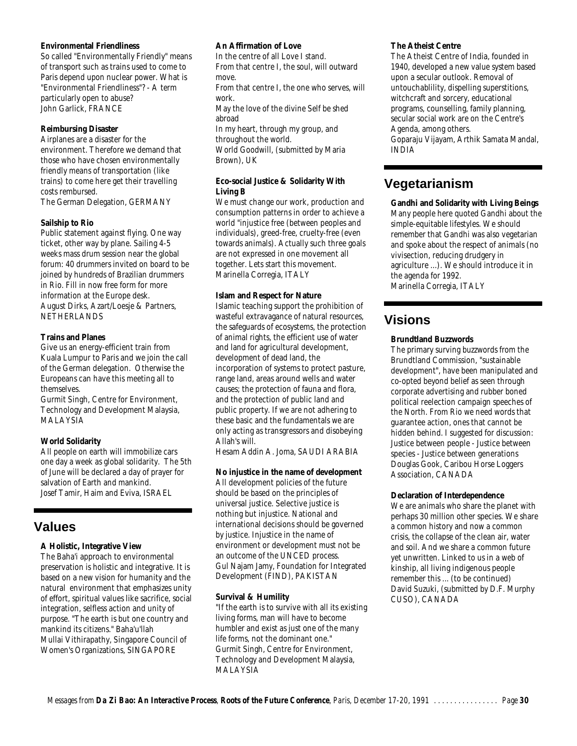**Environmental Friendliness**

So called "Environmentally Friendly" means of transport such as trains used to come to Paris depend upon nuclear power. What is "Environmental Friendliness"? - A term particularly open to abuse?
John Garlick, FRANCE

**Reimbursing Disaster**

Airplanes are a disaster for the environment. Therefore we demand that those who have chosen environmentally friendly means of transportation (like trains) to come here get their travelling costs rembursed.
The German Delegation, GERMANY

**Sailship to Rio**

Public statement against flying. One way ticket, other way by plane. Sailing 4-5 weeks mass drum session near the global forum: 40 drummers invited on board to be joined by hundreds of Brazilian drummers in Rio. Fill in now free form for more information at the Europe desk.
August Dirks, Azart/Loesje & Partners, NETHERLANDS

**Trains and Planes**

Give us an energy-efficient train from Kuala Lumpur to Paris and we join the call of the German delegation. Otherwise the Europeans can have this meeting all to themselves.
Gurmit Singh, Centre for Environment, Technology and Development Malaysia, MALAYSIA

**World Solidarity**

All people on earth will immobilize cars one day a week as global solidarity. The 5th of June will be declared a day of prayer for salvation of Earth and mankind.
Josef Tamir, Haim and Eviva, ISRAEL

## Values

**A Holistic, Integrative View**

The Baha'i approach to environmental preservation is holistic and integrative. It is based on a new vision for humanity and the natural environment that emphasizes unity of effort, spiritual values like sacrifice, social integration, selfless action and unity of purpose. "The earth is but one country and mankind its citizens." Baha'u'llah
Mullai Vithirapathy, Singapore Council of Women's Organizations, SINGAPORE

**An Affirmation of Love**

In the centre of all Love I stand.
From that centre I, the soul, will outward move.
From that centre I, the one who serves, will work.
May the love of the divine Self be shed abroad
In my heart, through my group, and throughout the world.
World Goodwill, (submitted by Maria Brown), UK

**Eco-social Justice & Solidarity With Living B**

We must change our work, production and consumption patterns in order to achieve a world "injustice free (between peoples and individuals), greed-free, cruelty-free (even towards animals). Actually such three goals are not expressed in one movement all together. Lets start this movement.
Marinella Corregia, ITALY

**Islam and Respect for Nature**

Islamic teaching support the prohibition of wasteful extravagance of natural resources, the safeguards of ecosystems, the protection of animal rights, the efficient use of water and land for agricultural development, development of dead land, the incorporation of systems to protect pasture, range land, areas around wells and water causes; the protection of fauna and flora, and the protection of public land and public property. If we are not adhering to these basic and the fundamentals we are only acting as transgressors and disobeying Allah's will.
Hesam Addin A. Joma, SAUDI ARABIA

**No injustice in the name of development**

All development policies of the future should be based on the principles of universal justice. Selective justice is nothing but injustice. National and international decisions should be governed by justice. Injustice in the name of environment or development must not be an outcome of the UNCED process.
Gul Najam Jamy, Foundation for Integrated Development (FIND), PAKISTAN

**Survival & Humility**

"If the earth is to survive with all its existing living forms, man will have to become humbler and exist as just one of the many life forms, not the dominant one."
Gurmit Singh, Centre for Environment, Technology and Development Malaysia, MALAYSIA

**The Atheist Centre**

The Atheist Centre of India, founded in 1940, developed a new value system based upon a secular outlook. Removal of untouchablility, dispelling superstitions, witchcraft and sorcery, educational programs, counselling, family planning, secular social work are on the Centre's Agenda, among others.
Goparaju Vijayam, Arthik Samata Mandal, INDIA

## Vegetarianism

**Gandhi and Solidarity with Living Beings**

Many people here quoted Gandhi about the simple-equitable lifestyles. We should remember that Gandhi was also vegetarian and spoke about the respect of animals (no vivisection, reducing drudgery in agriculture ...). We should introduce it in the agenda for 1992.
Marinella Corregia, ITALY

## Visions

**Brundtland Buzzwords**

The primary surving buzzwords from the Brundtland Commission, "sustainable development", have been manipulated and co-opted beyond belief as seen through corporate advertising and rubber boned political reelection campaign speeches of the North. From Rio we need words that guarantee action, ones that cannot be hidden behind. I suggested for discussion: Justice between people - Justice between species - Justice between generations
Douglas Gook, Caribou Horse Loggers Association, CANADA

**Declaration of Interdependence**

We are animals who share the planet with perhaps 30 million other species. We share a common history and now a common crisis, the collapse of the clean air, water and soil. And we share a common future yet unwritten. Linked to us in a web of kinship, all living indigenous people remember this ... (to be continued)
David Suzuki, (submitted by D.F. Murphy CUSO), CANADA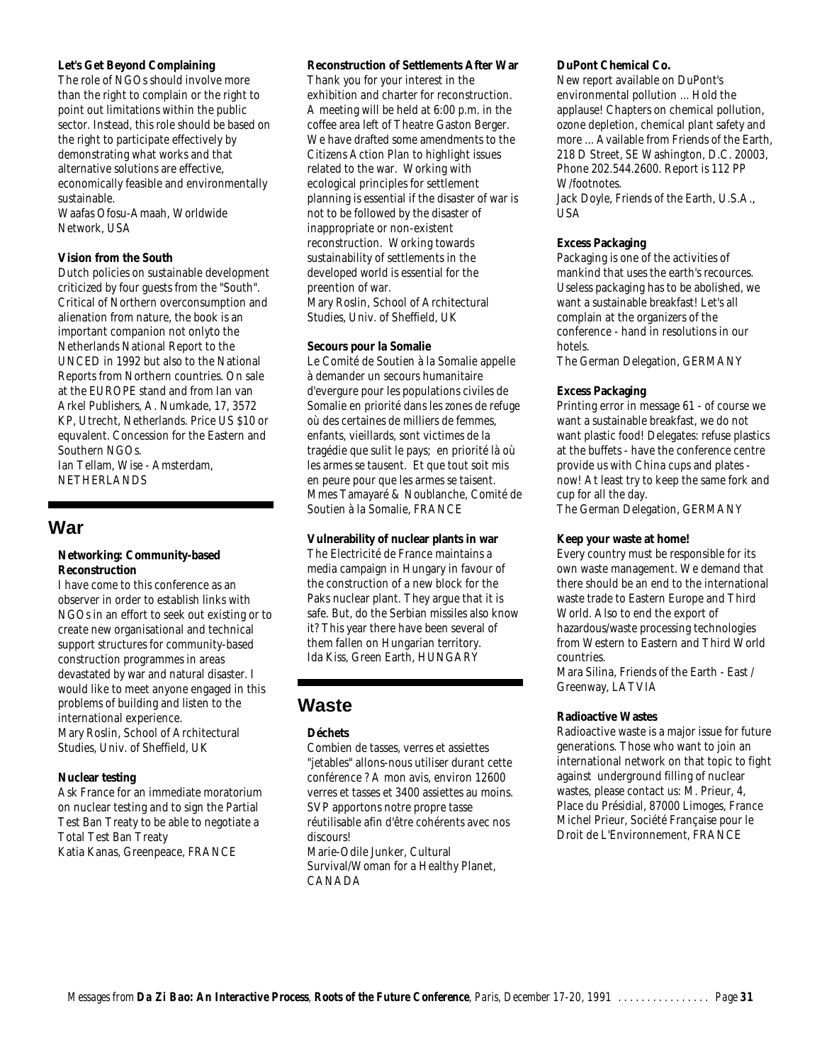**Let's Get Beyond Complaining**

The role of NGOs should involve more than the right to complain or the right to point out limitations within the public sector. Instead, this role should be based on the right to participate effectively by demonstrating what works and that alternative solutions are effective, economically feasible and environmentally sustainable.
Waafas Ofosu-Amaah, Worldwide Network, USA

**Vision from the South**

Dutch policies on sustainable development criticized by four guests from the "South". Critical of Northern overconsumption and alienation from nature, the book is an important companion not onlyto the Netherlands National Report to the UNCED in 1992 but also to the National Reports from Northern countries. On sale at the EUROPE stand and from Ian van Arkel Publishers, A. Numkade, 17, 3572 KP, Utrecht, Netherlands. Price US $10 or equvalent. Concession for the Eastern and Southern NGOs.
Ian Tellam, Wise - Amsterdam, NETHERLANDS

## War

**Networking: Community-based Reconstruction**

I have come to this conference as an observer in order to establish links with NGOs in an effort to seek out existing or to create new organisational and technical support structures for community-based construction programmes in areas devastated by war and natural disaster. I would like to meet anyone engaged in this problems of building and listen to the international experience.
Mary Roslin, School of Architectural Studies, Univ. of Sheffield, UK

**Nuclear testing**

Ask France for an immediate moratorium on nuclear testing and to sign the Partial Test Ban Treaty to be able to negotiate a Total Test Ban Treaty
Katia Kanas, Greenpeace, FRANCE

**Reconstruction of Settlements After War**

Thank you for your interest in the exhibition and charter for reconstruction. A meeting will be held at 6:00 p.m. in the coffee area left of Theatre Gaston Berger. We have drafted some amendments to the Citizens Action Plan to highlight issues related to the war. Working with ecological principles for settlement planning is essential if the disaster of war is not to be followed by the disaster of inappropriate or non-existent reconstruction. Working towards sustainability of settlements in the developed world is essential for the preention of war.
Mary Roslin, School of Architectural Studies, Univ. of Sheffield, UK

**Secours pour la Somalie**

Le Comité de Soutien à la Somalie appelle à demander un secours humanitaire d'evergure pour les populations civiles de Somalie en priorité dans les zones de refuge où des certaines de milliers de femmes, enfants, vieillards, sont victimes de la tragédie que sulit le pays; en priorité là où les armes se tausent. Et que tout soit mis en peure pour que les armes se taisent.
Mmes Tamayaré & Noublanche, Comité de Soutien à la Somalie, FRANCE

**Vulnerability of nuclear plants in war**

The Electricité de France maintains a media campaign in Hungary in favour of the construction of a new block for the Paks nuclear plant. They argue that it is safe. But, do the Serbian missiles also know it? This year there have been several of them fallen on Hungarian territory.
Ida Kiss, Green Earth, HUNGARY

## Waste

**Déchets**

Combien de tasses, verres et assiettes "jetables" allons-nous utiliser durant cette conférence ? A mon avis, environ 12600 verres et tasses et 3400 assiettes au moins. SVP apportons notre propre tasse réutilisable afin d'être cohérents avec nos discours!
Marie-Odile Junker, Cultural Survival/Woman for a Healthy Planet, CANADA

**DuPont Chemical Co.**

New report available on DuPont's environmental pollution ... Hold the applause! Chapters on chemical pollution, ozone depletion, chemical plant safety and more ... Available from Friends of the Earth, 218 D Street, SE Washington, D.C. 20003, Phone 202.544.2600. Report is 112 PP W/footnotes.
Jack Doyle, Friends of the Earth, U.S.A., USA

**Excess Packaging**

Packaging is one of the activities of mankind that uses the earth's recources. Useless packaging has to be abolished, we want a sustainable breakfast! Let's all complain at the organizers of the conference - hand in resolutions in our hotels.
The German Delegation, GERMANY

**Excess Packaging**

Printing error in message 61 - of course we want a sustainable breakfast, we do not want plastic food! Delegates: refuse plastics at the buffets - have the conference centre provide us with China cups and plates - now! At least try to keep the same fork and cup for all the day.
The German Delegation, GERMANY

**Keep your waste at home!**

Every country must be responsible for its own waste management. We demand that there should be an end to the international waste trade to Eastern Europe and Third World. Also to end the export of hazardous/waste processing technologies from Western to Eastern and Third World countries.
Mara Silina, Friends of the Earth - East / Greenway, LATVIA

**Radioactive Wastes**

Radioactive waste is a major issue for future generations. Those who want to join an international network on that topic to fight against underground filling of nuclear wastes, please contact us: M. Prieur, 4, Place du Présidial, 87000 Limoges, France
Michel Prieur, Société Française pour le Droit de L'Environnement, FRANCE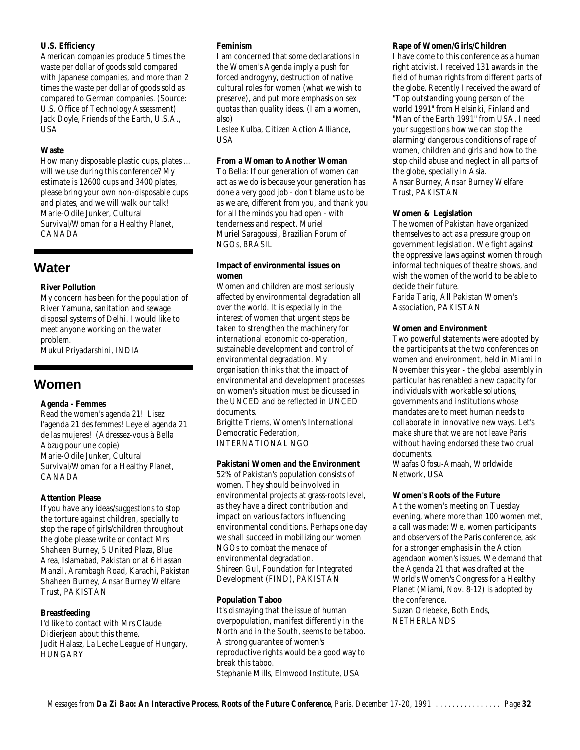**U.S. Efficiency**

American companies produce 5 times the waste per dollar of goods sold compared with Japanese companies, and more than 2 times the waste per dollar of goods sold as compared to German companies. (Source: U.S. Office of Technology Assessment)
Jack Doyle, Friends of the Earth, U.S.A., USA

**Waste**

How many disposable plastic cups, plates ... will we use during this conference? My estimate is 12600 cups and 3400 plates, please bring your own non-disposable cups and plates, and we will walk our talk!
Marie-Odile Junker, Cultural Survival/Woman for a Healthy Planet, CANADA

## Water

**River Pollution**

My concern has been for the population of River Yamuna, sanitation and sewage disposal systems of Delhi. I would like to meet anyone working on the water problem.
Mukul Priyadarshini, INDIA

## Women

**Agenda - Femmes**

Read the women's agenda 21! Lisez l'agenda 21 des femmes! Leye el agenda 21 de las mujeres! (Adressez-vous à Bella Abzug pour une copie)
Marie-Odile Junker, Cultural Survival/Woman for a Healthy Planet, CANADA

**Attention Please**

If you have any ideas/suggestions to stop the torture against children, specially to stop the rape of girls/children throughout the globe please write or contact Mrs Shaheen Burney, 5 United Plaza, Blue Area, Islamabad, Pakistan or at 6 Hassan Manzil, Arambagh Road, Karachi, Pakistan
Shaheen Burney, Ansar Burney Welfare Trust, PAKISTAN

**Breastfeeding**

I'd like to contact with Mrs Claude Didierjean about this theme.
Judit Halasz, La Leche League of Hungary, HUNGARY

**Feminism**

I am concerned that some declarations in the Women's Agenda imply a push for forced androgyny, destruction of native cultural roles for women (what we wish to preserve), and put more emphasis on sex quotas than quality ideas. (I am a women, also)
Leslee Kulba, Citizen Action Alliance, USA

**From a Woman to Another Woman**

To Bella: If our generation of women can act as we do is because your generation has done a very good job - don't blame us to be as we are, different from you, and thank you for all the minds you had open - with tenderness and respect. Muriel
Muriel Saragoussi, Brazilian Forum of NGOs, BRASIL

**Impact of environmental issues on women**

Women and children are most seriously affected by environmental degradation all over the world. It is especially in the interest of women that urgent steps be taken to strengthen the machinery for international economic co-operation, sustainable development and control of environmental degradation. My organisation thinks that the impact of environmental and development processes on women's situation must be dicussed in the UNCED and be reflected in UNCED documents.
Brigitte Triems, Women's International Democratic Federation, INTERNATIONAL NGO

**Pakistani Women and the Environment**

52% of Pakistan's population consists of women. They should be involved in environmental projects at grass-roots level, as they have a direct contribution and impact on various factors influencing environmental conditions. Perhaps one day we shall succeed in mobilizing our women NGOs to combat the menace of environmental degradation.
Shireen Gul, Foundation for Integrated Development (FIND), PAKISTAN

**Population Taboo**

It's dismaying that the issue of human overpopulation, manifest differently in the North and in the South, seems to be taboo. A strong guarantee of women's reproductive rights would be a good way to break this taboo.
Stephanie Mills, Elmwood Institute, USA

**Rape of Women/Girls/Children**

I have come to this conference as a human right atcivist. I received 131 awards in the field of human rights from different parts of the globe. Recently I received the award of "Top outstanding young person of the world 1991" from Helsinki, Finland and "Man of the Earth 1991" from USA. I need your suggestions how we can stop the alarming/ dangerous conditions of rape of women, children and girls and how to the stop child abuse and neglect in all parts of the globe, specially in Asia.
Ansar Burney, Ansar Burney Welfare Trust, PAKISTAN

**Women & Legislation**

The women of Pakistan have organized themselves to act as a pressure group on government legislation. We fight against the oppressive laws against women through informal techniques of theatre shows, and wish the women of the world to be able to decide their future.
Farida Tariq, All Pakistan Women's Association, PAKISTAN

**Women and Environment**

Two powerful statements were adopted by the participants at the two conferences on women and environment, held in Miami in November this year - the global assembly in particular has renabled a new capacity for individuals with workable solutions, governments and institutions whose mandates are to meet human needs to collaborate in innovative new ways. Let's make shure that we are not leave Paris without having endorsed these two crual documents.
Waafas Ofosu-Amaah, Worldwide Network, USA

**Women's Roots of the Future**

At the women's meeting on Tuesday evening, where more than 100 women met, a call was made: We, women participants and observers of the Paris conference, ask for a stronger emphasis in the Action agendaon women's issues. We demand that the Agenda 21 that was drafted at the World's Women's Congress for a Healthy Planet (Miami, Nov. 8-12) is adopted by the conference.
Suzan Orlebeke, Both Ends, NETHERLANDS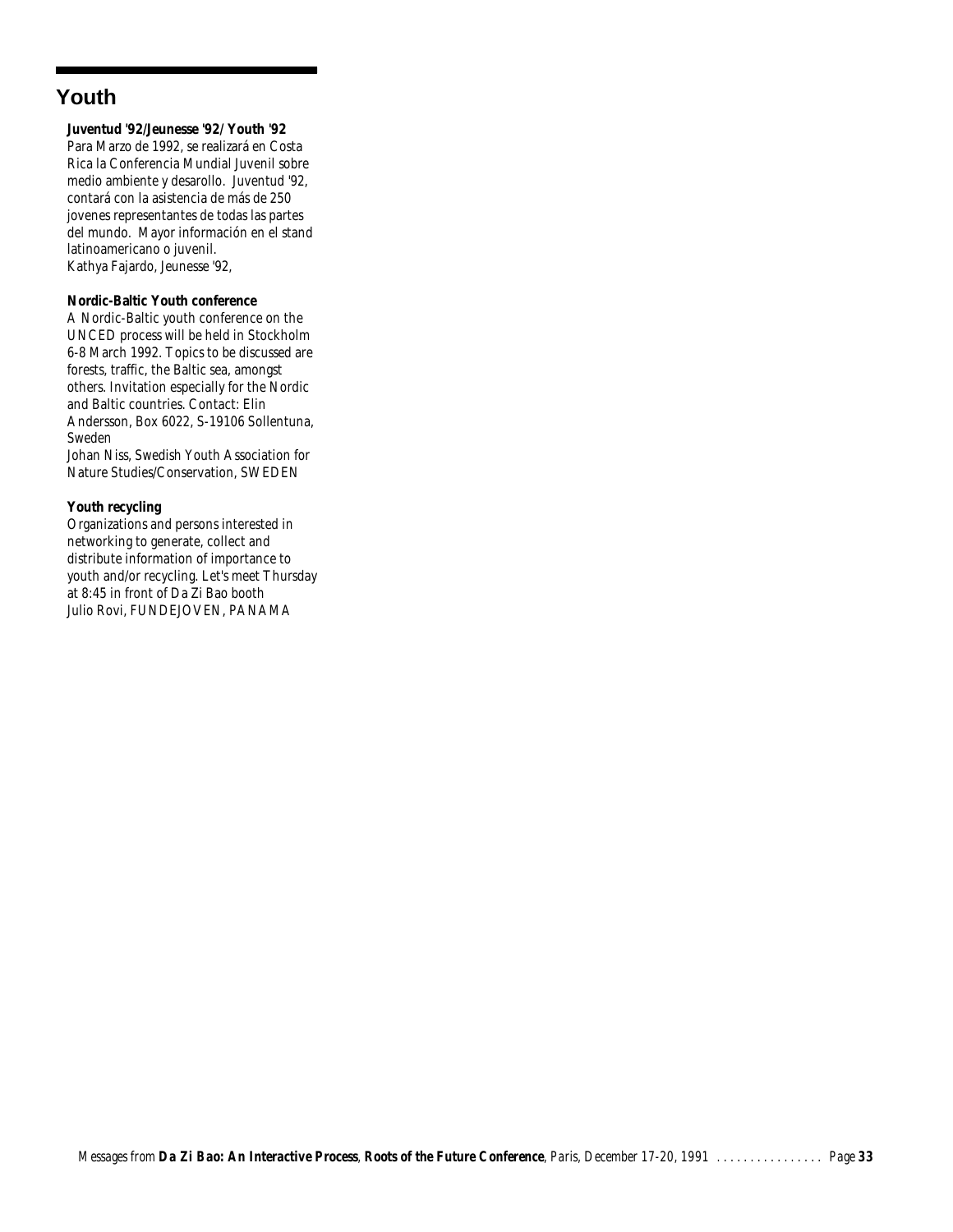# Youth

**Juventud '92/Jeunesse '92/ Youth '92**
Para Marzo de 1992, se realizará en Costa Rica la Conferencia Mundial Juvenil sobre medio ambiente y desarollo. Juventud '92, contará con la asistencia de más de 250 jovenes representantes de todas las partes del mundo. Mayor información en el stand latinoamericano o juvenil.
Kathya Fajardo, Jeunesse '92,

**Nordic-Baltic Youth conference**
A Nordic-Baltic youth conference on the UNCED process will be held in Stockholm 6-8 March 1992. Topics to be discussed are forests, traffic, the Baltic sea, amongst others. Invitation especially for the Nordic and Baltic countries. Contact: Elin Andersson, Box 6022, S-19106 Sollentuna, Sweden
Johan Niss, Swedish Youth Association for Nature Studies/Conservation, SWEDEN

**Youth recycling**
Organizations and persons interested in networking to generate, collect and distribute information of importance to youth and/or recycling. Let's meet Thursday at 8:45 in front of Da Zi Bao booth
Julio Rovi, FUNDEJOVEN, PANAMA